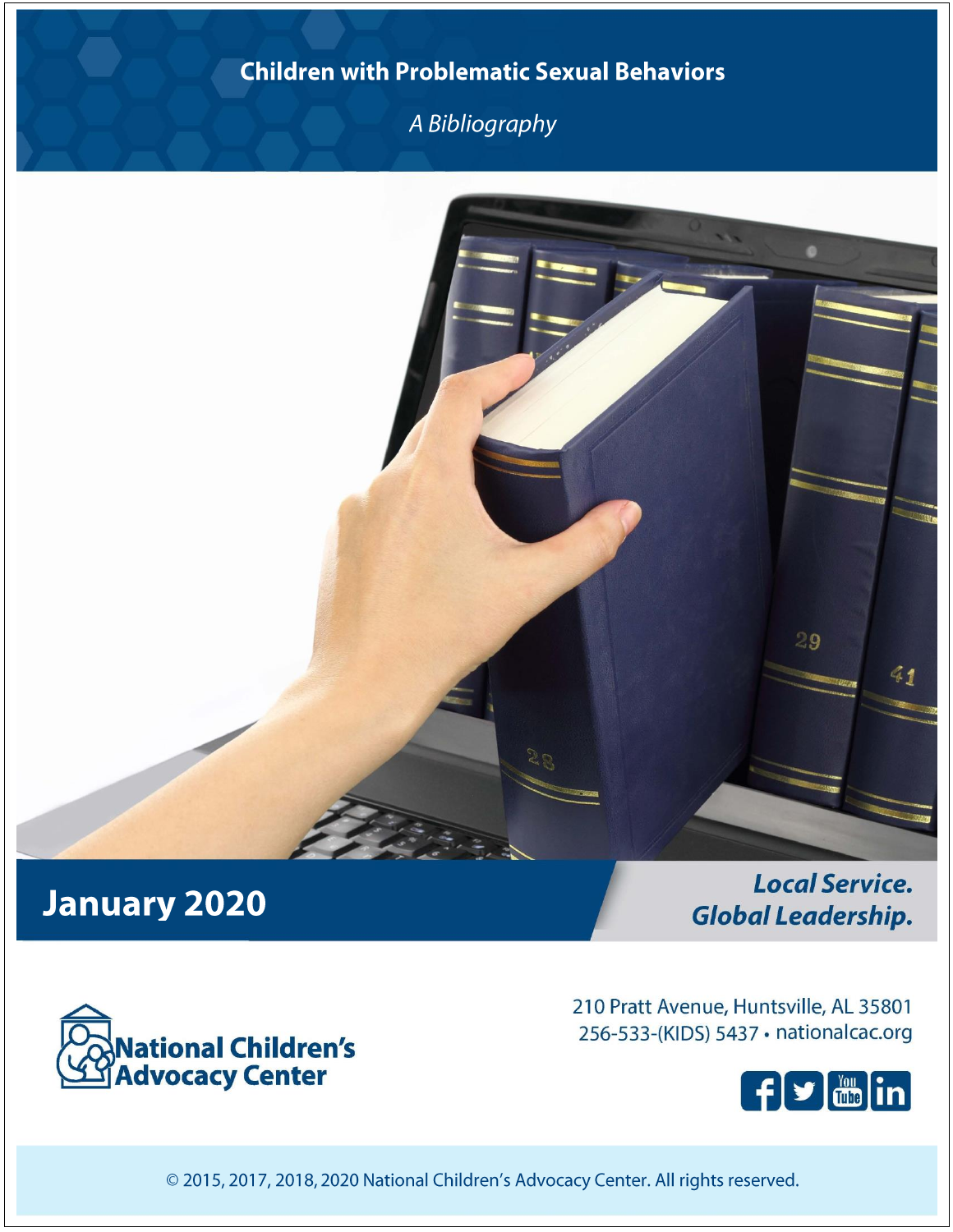# Children with Problematic Sexual Behaviors

*A Bibliography*

**January 2020**

***Local Service. Global Leadership.***

National Children's Advocacy Center

210 Pratt Avenue, Huntsville, AL 35801
256-533-(KIDS) 5437 • nationalcac.org

© 2015, 2017, 2018, 2020 National Children's Advocacy Center. All rights reserved.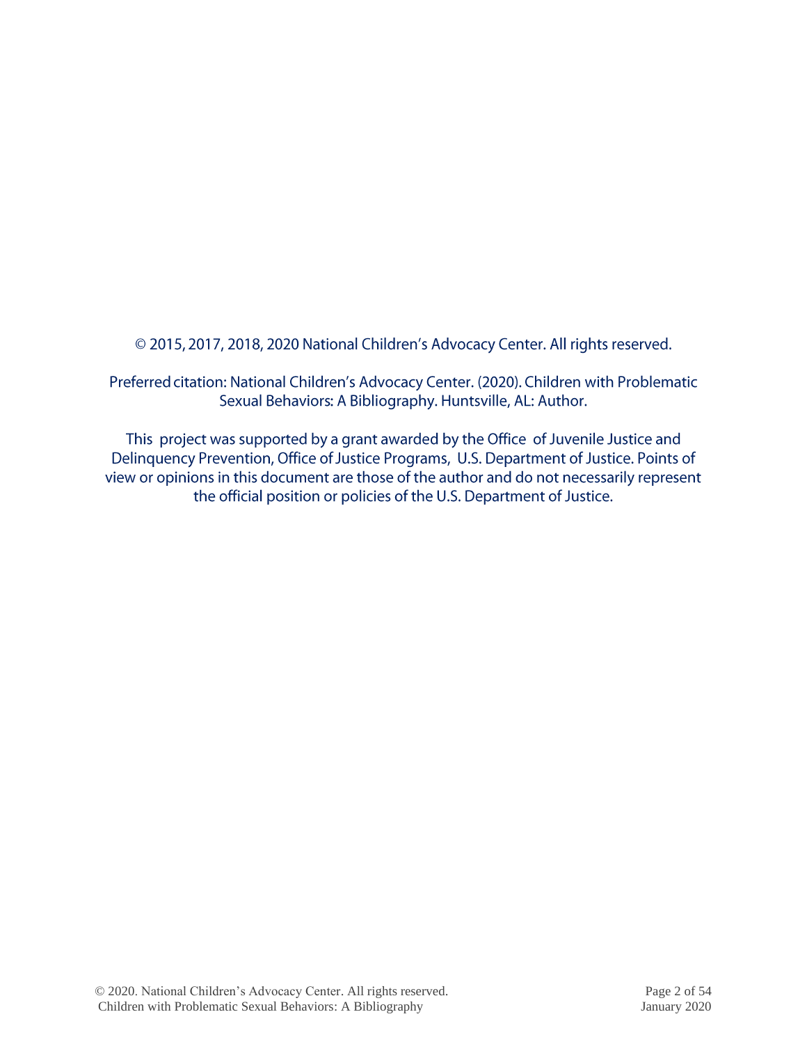© 2015, 2017, 2018, 2020 National Children's Advocacy Center. All rights reserved.

Preferred citation: National Children's Advocacy Center. (2020). Children with Problematic Sexual Behaviors: A Bibliography. Huntsville, AL: Author.

This project was supported by a grant awarded by the Office of Juvenile Justice and Delinquency Prevention, Office of Justice Programs, U.S. Department of Justice. Points of view or opinions in this document are those of the author and do not necessarily represent the official position or policies of the U.S. Department of Justice.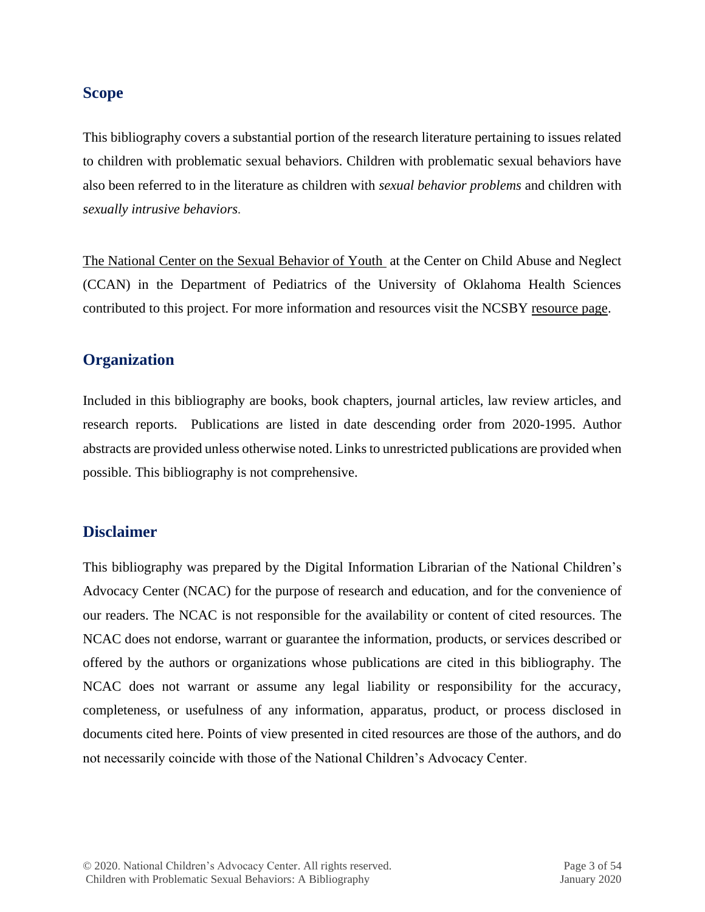## Scope

This bibliography covers a substantial portion of the research literature pertaining to issues related to children with problematic sexual behaviors. Children with problematic sexual behaviors have also been referred to in the literature as children with *sexual behavior problems* and children with *sexually intrusive behaviors*.

The National Center on the Sexual Behavior of Youth at the Center on Child Abuse and Neglect (CCAN) in the Department of Pediatrics of the University of Oklahoma Health Sciences contributed to this project. For more information and resources visit the NCSBY resource page.

## Organization

Included in this bibliography are books, book chapters, journal articles, law review articles, and research reports. Publications are listed in date descending order from 2020-1995. Author abstracts are provided unless otherwise noted. Links to unrestricted publications are provided when possible. This bibliography is not comprehensive.

## Disclaimer

This bibliography was prepared by the Digital Information Librarian of the National Children's Advocacy Center (NCAC) for the purpose of research and education, and for the convenience of our readers. The NCAC is not responsible for the availability or content of cited resources. The NCAC does not endorse, warrant or guarantee the information, products, or services described or offered by the authors or organizations whose publications are cited in this bibliography. The NCAC does not warrant or assume any legal liability or responsibility for the accuracy, completeness, or usefulness of any information, apparatus, product, or process disclosed in documents cited here. Points of view presented in cited resources are those of the authors, and do not necessarily coincide with those of the National Children's Advocacy Center.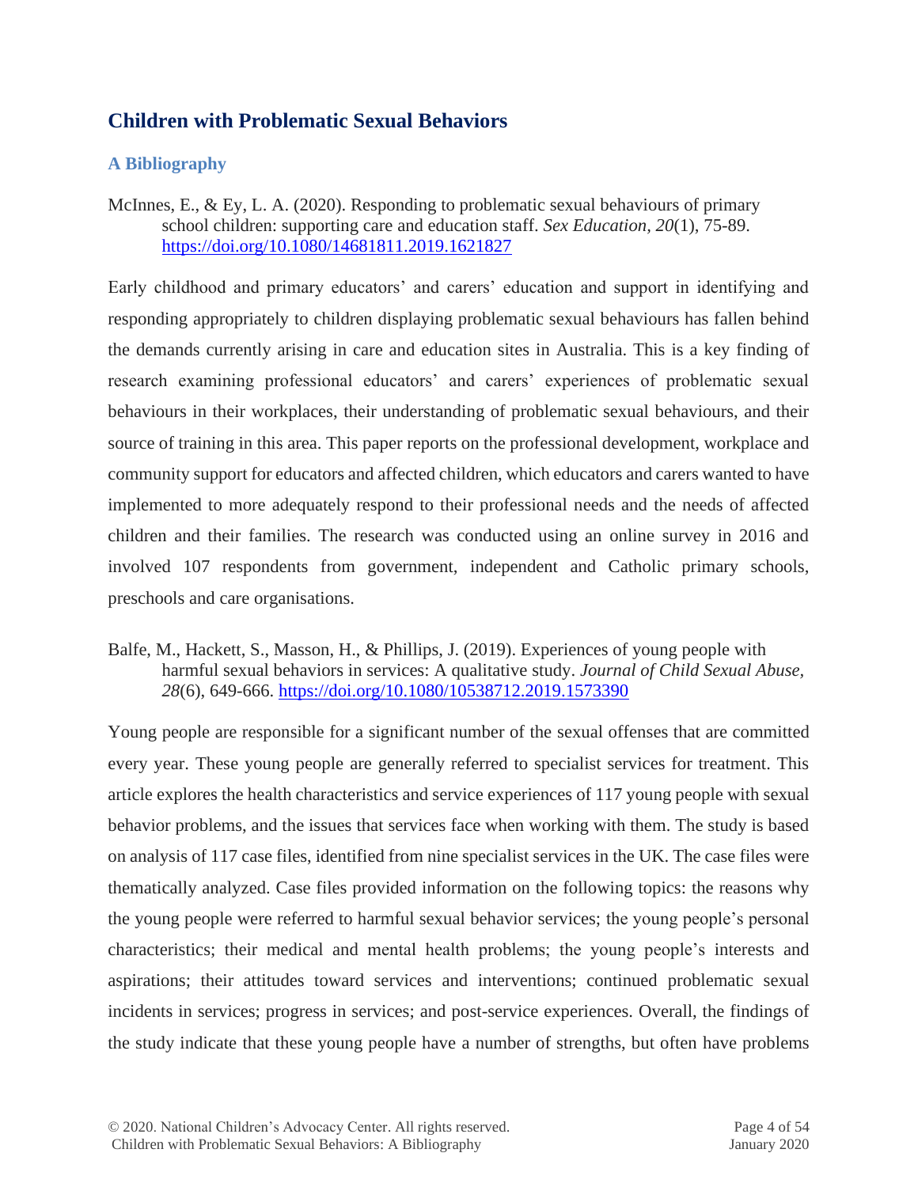## Children with Problematic Sexual Behaviors

### A Bibliography

McInnes, E., & Ey, L. A. (2020). Responding to problematic sexual behaviours of primary school children: supporting care and education staff. *Sex Education, 20*(1), 75-89. https://doi.org/10.1080/14681811.2019.1621827

Early childhood and primary educators' and carers' education and support in identifying and responding appropriately to children displaying problematic sexual behaviours has fallen behind the demands currently arising in care and education sites in Australia. This is a key finding of research examining professional educators' and carers' experiences of problematic sexual behaviours in their workplaces, their understanding of problematic sexual behaviours, and their source of training in this area. This paper reports on the professional development, workplace and community support for educators and affected children, which educators and carers wanted to have implemented to more adequately respond to their professional needs and the needs of affected children and their families. The research was conducted using an online survey in 2016 and involved 107 respondents from government, independent and Catholic primary schools, preschools and care organisations.

Balfe, M., Hackett, S., Masson, H., & Phillips, J. (2019). Experiences of young people with harmful sexual behaviors in services: A qualitative study. *Journal of Child Sexual Abuse, 28*(6), 649-666. https://doi.org/10.1080/10538712.2019.1573390

Young people are responsible for a significant number of the sexual offenses that are committed every year. These young people are generally referred to specialist services for treatment. This article explores the health characteristics and service experiences of 117 young people with sexual behavior problems, and the issues that services face when working with them. The study is based on analysis of 117 case files, identified from nine specialist services in the UK. The case files were thematically analyzed. Case files provided information on the following topics: the reasons why the young people were referred to harmful sexual behavior services; the young people's personal characteristics; their medical and mental health problems; the young people's interests and aspirations; their attitudes toward services and interventions; continued problematic sexual incidents in services; progress in services; and post-service experiences. Overall, the findings of the study indicate that these young people have a number of strengths, but often have problems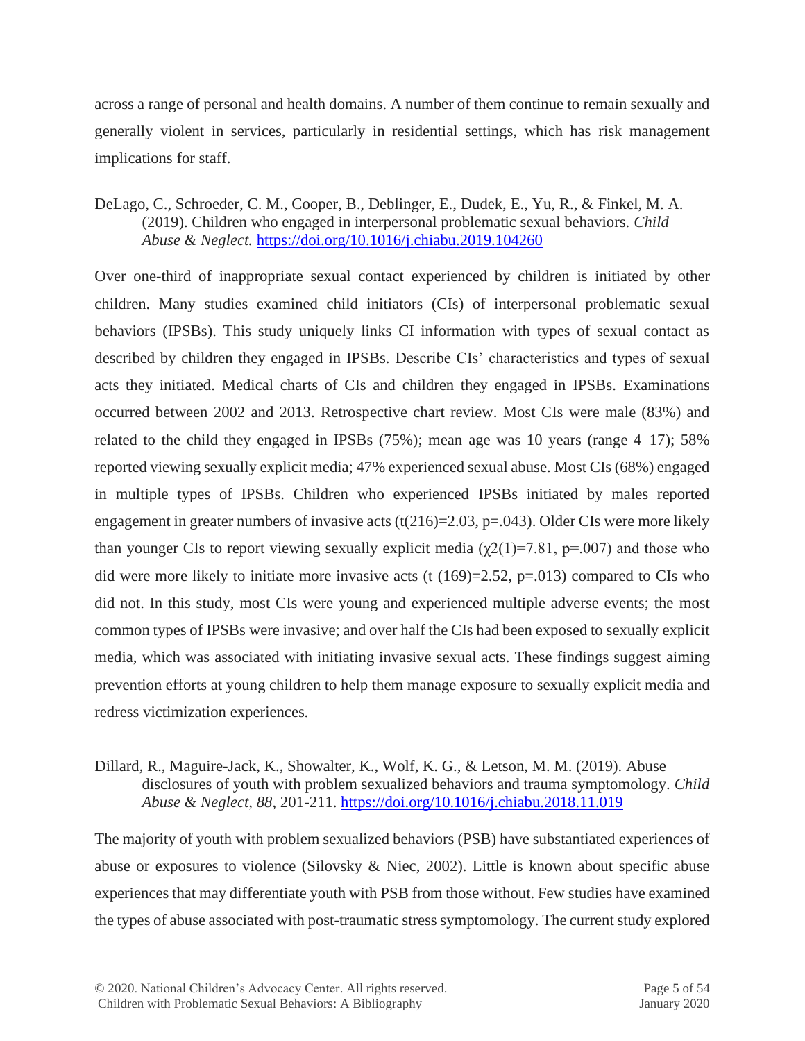across a range of personal and health domains. A number of them continue to remain sexually and generally violent in services, particularly in residential settings, which has risk management implications for staff.

DeLago, C., Schroeder, C. M., Cooper, B., Deblinger, E., Dudek, E., Yu, R., & Finkel, M. A. (2019). Children who engaged in interpersonal problematic sexual behaviors. *Child Abuse & Neglect.* https://doi.org/10.1016/j.chiabu.2019.104260

Over one-third of inappropriate sexual contact experienced by children is initiated by other children. Many studies examined child initiators (CIs) of interpersonal problematic sexual behaviors (IPSBs). This study uniquely links CI information with types of sexual contact as described by children they engaged in IPSBs. Describe CIs' characteristics and types of sexual acts they initiated. Medical charts of CIs and children they engaged in IPSBs. Examinations occurred between 2002 and 2013. Retrospective chart review. Most CIs were male (83%) and related to the child they engaged in IPSBs (75%); mean age was 10 years (range 4–17); 58% reported viewing sexually explicit media; 47% experienced sexual abuse. Most CIs (68%) engaged in multiple types of IPSBs. Children who experienced IPSBs initiated by males reported engagement in greater numbers of invasive acts ($t(216)=2.03$, $p=.043$). Older CIs were more likely than younger CIs to report viewing sexually explicit media ($\chi^2(1)=7.81$, $p=.007$) and those who did were more likely to initiate more invasive acts ($t\ (169)=2.52$, $p=.013$) compared to CIs who did not. In this study, most CIs were young and experienced multiple adverse events; the most common types of IPSBs were invasive; and over half the CIs had been exposed to sexually explicit media, which was associated with initiating invasive sexual acts. These findings suggest aiming prevention efforts at young children to help them manage exposure to sexually explicit media and redress victimization experiences.

Dillard, R., Maguire-Jack, K., Showalter, K., Wolf, K. G., & Letson, M. M. (2019). Abuse disclosures of youth with problem sexualized behaviors and trauma symptomology. *Child Abuse & Neglect, 88*, 201-211. https://doi.org/10.1016/j.chiabu.2018.11.019

The majority of youth with problem sexualized behaviors (PSB) have substantiated experiences of abuse or exposures to violence (Silovsky & Niec, 2002). Little is known about specific abuse experiences that may differentiate youth with PSB from those without. Few studies have examined the types of abuse associated with post-traumatic stress symptomology. The current study explored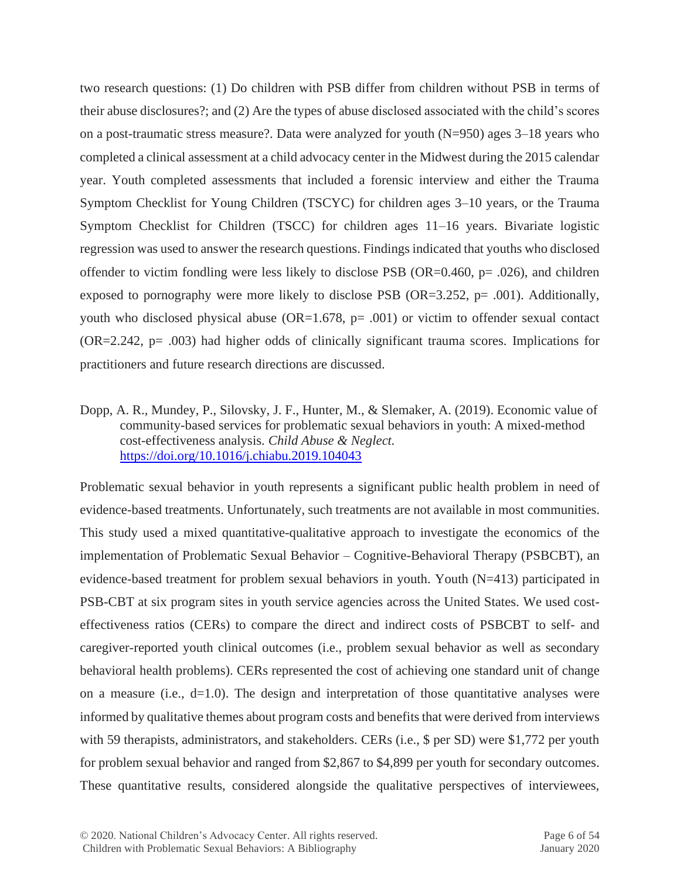two research questions: (1) Do children with PSB differ from children without PSB in terms of their abuse disclosures?; and (2) Are the types of abuse disclosed associated with the child's scores on a post-traumatic stress measure?. Data were analyzed for youth (N=950) ages 3–18 years who completed a clinical assessment at a child advocacy center in the Midwest during the 2015 calendar year. Youth completed assessments that included a forensic interview and either the Trauma Symptom Checklist for Young Children (TSCYC) for children ages 3–10 years, or the Trauma Symptom Checklist for Children (TSCC) for children ages 11–16 years. Bivariate logistic regression was used to answer the research questions. Findings indicated that youths who disclosed offender to victim fondling were less likely to disclose PSB (OR=0.460, p= .026), and children exposed to pornography were more likely to disclose PSB (OR=3.252, p= .001). Additionally, youth who disclosed physical abuse (OR=1.678, p= .001) or victim to offender sexual contact (OR=2.242, p= .003) had higher odds of clinically significant trauma scores. Implications for practitioners and future research directions are discussed.

Dopp, A. R., Mundey, P., Silovsky, J. F., Hunter, M., & Slemaker, A. (2019). Economic value of community-based services for problematic sexual behaviors in youth: A mixed-method cost-effectiveness analysis. *Child Abuse & Neglect.* https://doi.org/10.1016/j.chiabu.2019.104043

Problematic sexual behavior in youth represents a significant public health problem in need of evidence-based treatments. Unfortunately, such treatments are not available in most communities. This study used a mixed quantitative-qualitative approach to investigate the economics of the implementation of Problematic Sexual Behavior – Cognitive-Behavioral Therapy (PSBCBT), an evidence-based treatment for problem sexual behaviors in youth. Youth (N=413) participated in PSB-CBT at six program sites in youth service agencies across the United States. We used cost-effectiveness ratios (CERs) to compare the direct and indirect costs of PSBCBT to self- and caregiver-reported youth clinical outcomes (i.e., problem sexual behavior as well as secondary behavioral health problems). CERs represented the cost of achieving one standard unit of change on a measure (i.e., d=1.0). The design and interpretation of those quantitative analyses were informed by qualitative themes about program costs and benefits that were derived from interviews with 59 therapists, administrators, and stakeholders. CERs (i.e., $ per SD) were $1,772 per youth for problem sexual behavior and ranged from $2,867 to $4,899 per youth for secondary outcomes. These quantitative results, considered alongside the qualitative perspectives of interviewees,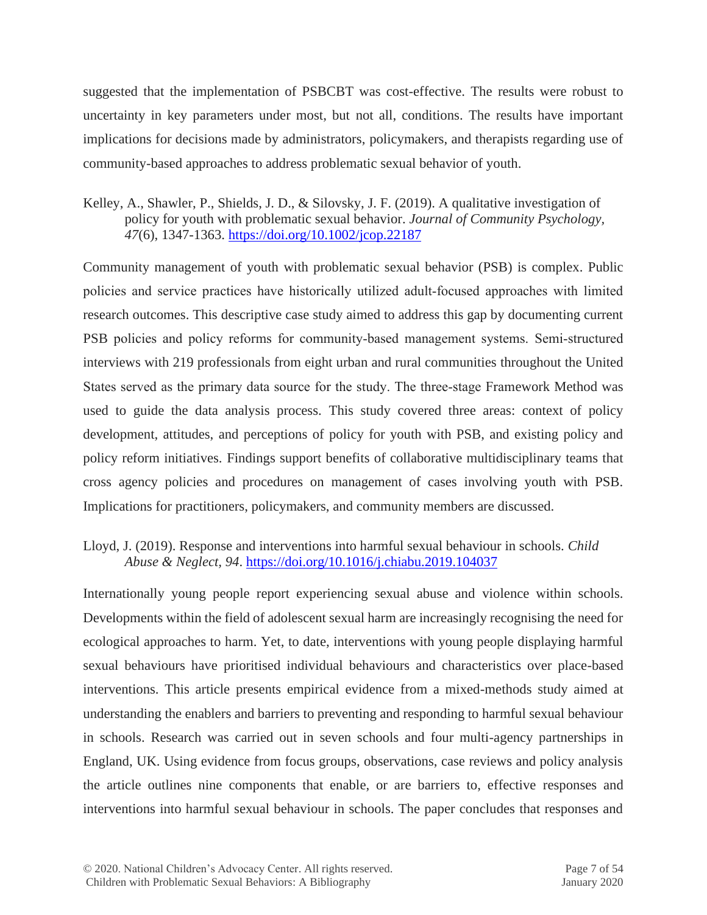suggested that the implementation of PSBCBT was cost-effective. The results were robust to uncertainty in key parameters under most, but not all, conditions. The results have important implications for decisions made by administrators, policymakers, and therapists regarding use of community-based approaches to address problematic sexual behavior of youth.

Kelley, A., Shawler, P., Shields, J. D., & Silovsky, J. F. (2019). A qualitative investigation of policy for youth with problematic sexual behavior. *Journal of Community Psychology, 47*(6), 1347-1363. https://doi.org/10.1002/jcop.22187

Community management of youth with problematic sexual behavior (PSB) is complex. Public policies and service practices have historically utilized adult-focused approaches with limited research outcomes. This descriptive case study aimed to address this gap by documenting current PSB policies and policy reforms for community-based management systems. Semi-structured interviews with 219 professionals from eight urban and rural communities throughout the United States served as the primary data source for the study. The three-stage Framework Method was used to guide the data analysis process. This study covered three areas: context of policy development, attitudes, and perceptions of policy for youth with PSB, and existing policy and policy reform initiatives. Findings support benefits of collaborative multidisciplinary teams that cross agency policies and procedures on management of cases involving youth with PSB. Implications for practitioners, policymakers, and community members are discussed.

Lloyd, J. (2019). Response and interventions into harmful sexual behaviour in schools. *Child Abuse & Neglect, 94*. https://doi.org/10.1016/j.chiabu.2019.104037

Internationally young people report experiencing sexual abuse and violence within schools. Developments within the field of adolescent sexual harm are increasingly recognising the need for ecological approaches to harm. Yet, to date, interventions with young people displaying harmful sexual behaviours have prioritised individual behaviours and characteristics over place-based interventions. This article presents empirical evidence from a mixed-methods study aimed at understanding the enablers and barriers to preventing and responding to harmful sexual behaviour in schools. Research was carried out in seven schools and four multi-agency partnerships in England, UK. Using evidence from focus groups, observations, case reviews and policy analysis the article outlines nine components that enable, or are barriers to, effective responses and interventions into harmful sexual behaviour in schools. The paper concludes that responses and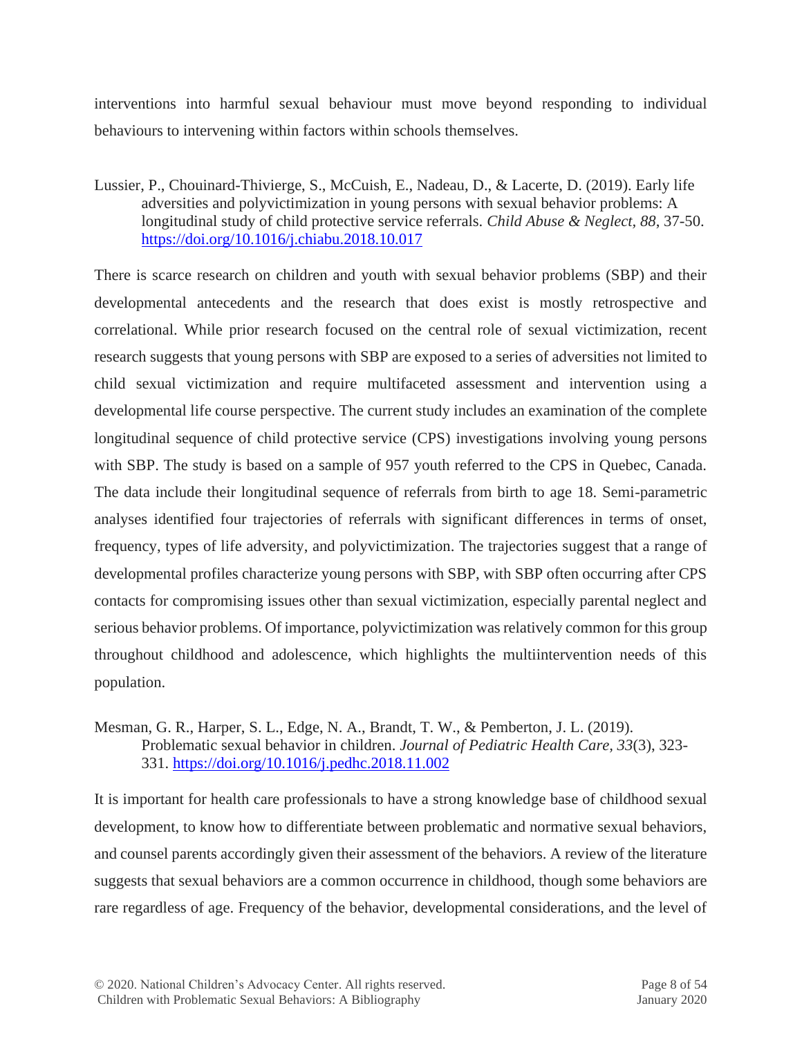interventions into harmful sexual behaviour must move beyond responding to individual behaviours to intervening within factors within schools themselves.

Lussier, P., Chouinard-Thivierge, S., McCuish, E., Nadeau, D., & Lacerte, D. (2019). Early life adversities and polyvictimization in young persons with sexual behavior problems: A longitudinal study of child protective service referrals. *Child Abuse & Neglect, 88*, 37-50. https://doi.org/10.1016/j.chiabu.2018.10.017

There is scarce research on children and youth with sexual behavior problems (SBP) and their developmental antecedents and the research that does exist is mostly retrospective and correlational. While prior research focused on the central role of sexual victimization, recent research suggests that young persons with SBP are exposed to a series of adversities not limited to child sexual victimization and require multifaceted assessment and intervention using a developmental life course perspective. The current study includes an examination of the complete longitudinal sequence of child protective service (CPS) investigations involving young persons with SBP. The study is based on a sample of 957 youth referred to the CPS in Quebec, Canada. The data include their longitudinal sequence of referrals from birth to age 18. Semi-parametric analyses identified four trajectories of referrals with significant differences in terms of onset, frequency, types of life adversity, and polyvictimization. The trajectories suggest that a range of developmental profiles characterize young persons with SBP, with SBP often occurring after CPS contacts for compromising issues other than sexual victimization, especially parental neglect and serious behavior problems. Of importance, polyvictimization was relatively common for this group throughout childhood and adolescence, which highlights the multiintervention needs of this population.

Mesman, G. R., Harper, S. L., Edge, N. A., Brandt, T. W., & Pemberton, J. L. (2019). Problematic sexual behavior in children. *Journal of Pediatric Health Care, 33*(3), 323-331. https://doi.org/10.1016/j.pedhc.2018.11.002

It is important for health care professionals to have a strong knowledge base of childhood sexual development, to know how to differentiate between problematic and normative sexual behaviors, and counsel parents accordingly given their assessment of the behaviors. A review of the literature suggests that sexual behaviors are a common occurrence in childhood, though some behaviors are rare regardless of age. Frequency of the behavior, developmental considerations, and the level of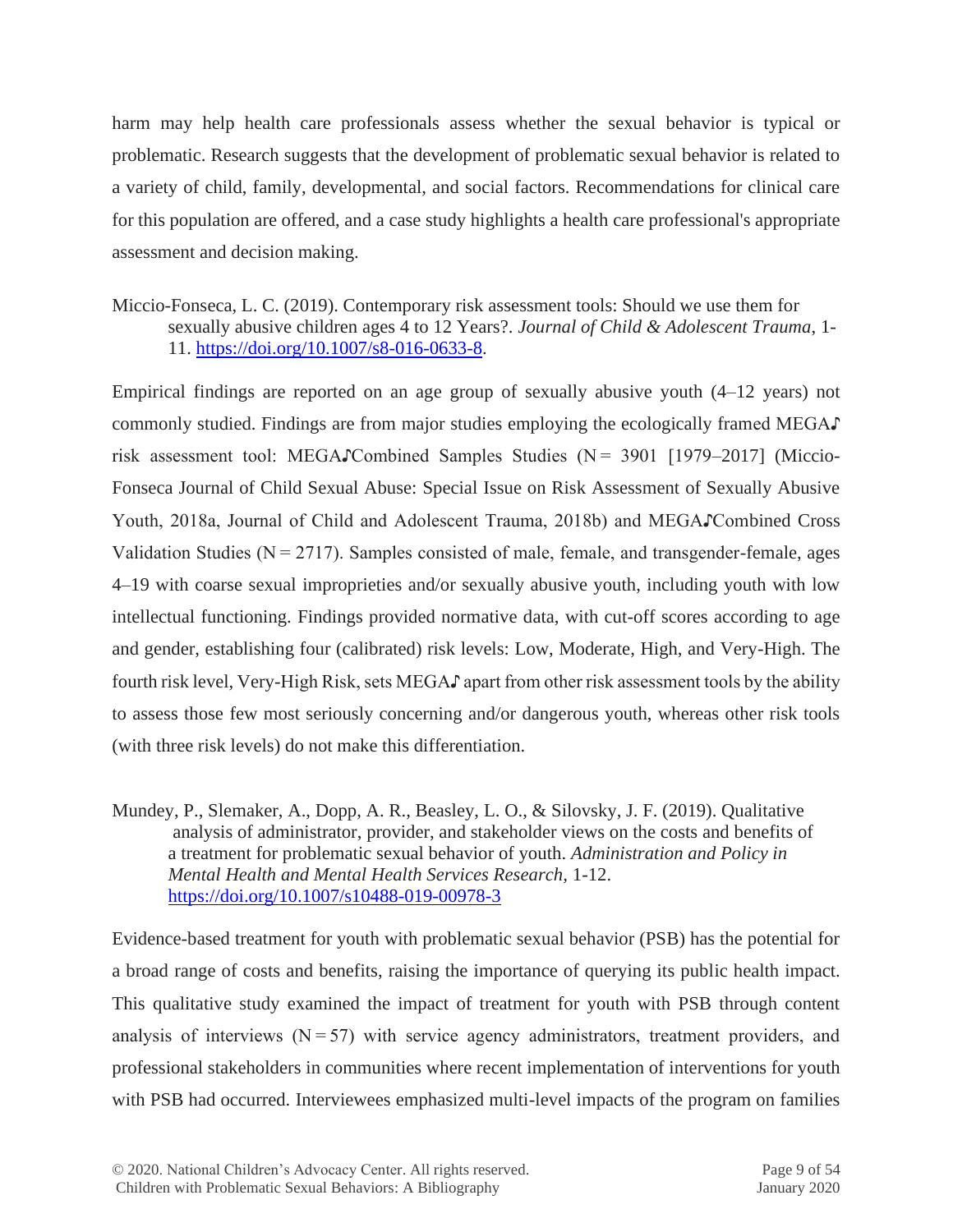harm may help health care professionals assess whether the sexual behavior is typical or problematic. Research suggests that the development of problematic sexual behavior is related to a variety of child, family, developmental, and social factors. Recommendations for clinical care for this population are offered, and a case study highlights a health care professional's appropriate assessment and decision making.

Miccio-Fonseca, L. C. (2019). Contemporary risk assessment tools: Should we use them for sexually abusive children ages 4 to 12 Years?. *Journal of Child & Adolescent Trauma*, 1-11. https://doi.org/10.1007/s8-016-0633-8.

Empirical findings are reported on an age group of sexually abusive youth (4–12 years) not commonly studied. Findings are from major studies employing the ecologically framed MEGA♪ risk assessment tool: MEGA♪Combined Samples Studies (N = 3901 [1979–2017] (Miccio-Fonseca Journal of Child Sexual Abuse: Special Issue on Risk Assessment of Sexually Abusive Youth, 2018a, Journal of Child and Adolescent Trauma, 2018b) and MEGA♪Combined Cross Validation Studies (N = 2717). Samples consisted of male, female, and transgender-female, ages 4–19 with coarse sexual improprieties and/or sexually abusive youth, including youth with low intellectual functioning. Findings provided normative data, with cut-off scores according to age and gender, establishing four (calibrated) risk levels: Low, Moderate, High, and Very-High. The fourth risk level, Very-High Risk, sets MEGA♪ apart from other risk assessment tools by the ability to assess those few most seriously concerning and/or dangerous youth, whereas other risk tools (with three risk levels) do not make this differentiation.

Mundey, P., Slemaker, A., Dopp, A. R., Beasley, L. O., & Silovsky, J. F. (2019). Qualitative analysis of administrator, provider, and stakeholder views on the costs and benefits of a treatment for problematic sexual behavior of youth. *Administration and Policy in Mental Health and Mental Health Services Research*, 1-12. https://doi.org/10.1007/s10488-019-00978-3

Evidence-based treatment for youth with problematic sexual behavior (PSB) has the potential for a broad range of costs and benefits, raising the importance of querying its public health impact. This qualitative study examined the impact of treatment for youth with PSB through content analysis of interviews (N = 57) with service agency administrators, treatment providers, and professional stakeholders in communities where recent implementation of interventions for youth with PSB had occurred. Interviewees emphasized multi-level impacts of the program on families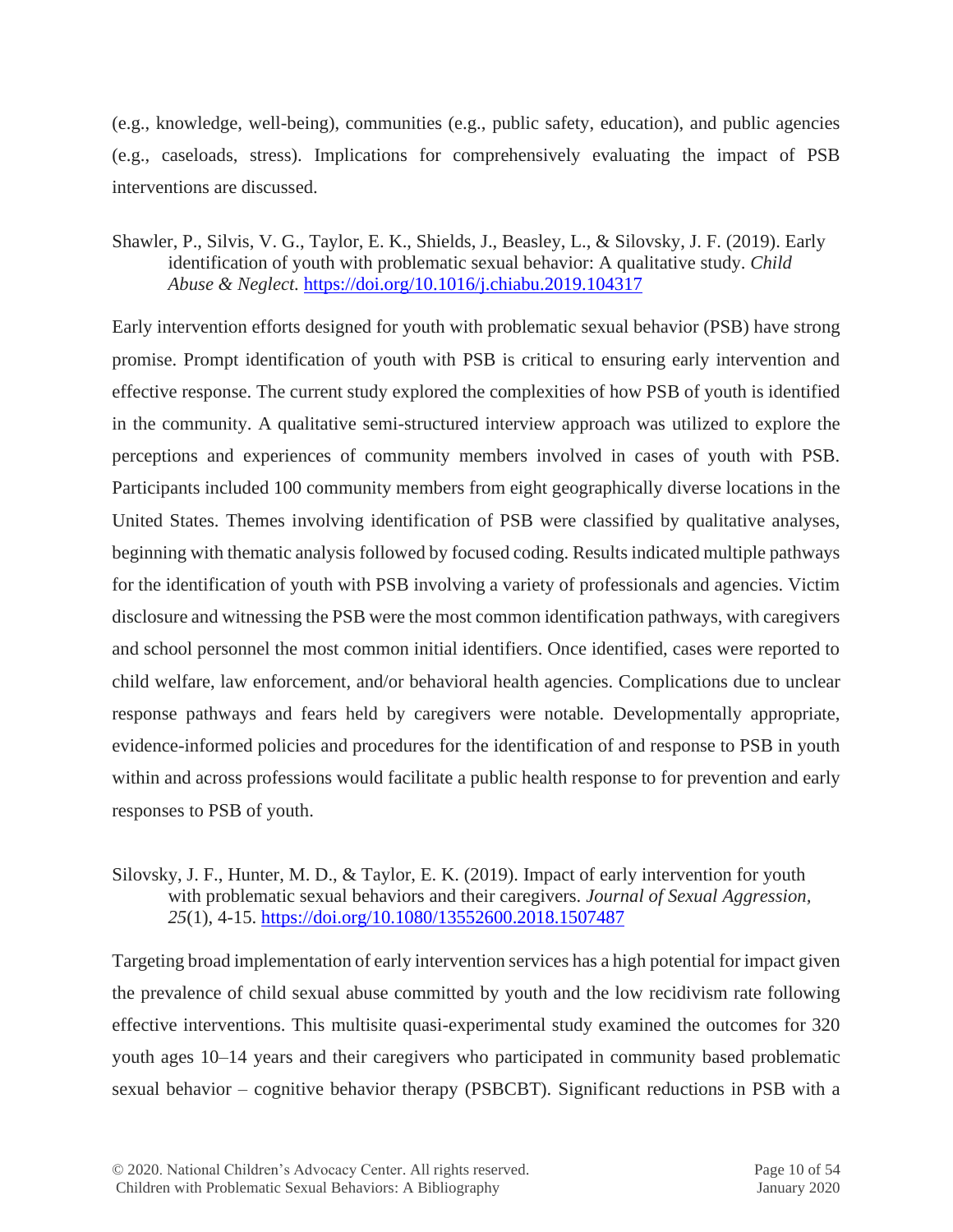(e.g., knowledge, well-being), communities (e.g., public safety, education), and public agencies (e.g., caseloads, stress). Implications for comprehensively evaluating the impact of PSB interventions are discussed.

Shawler, P., Silvis, V. G., Taylor, E. K., Shields, J., Beasley, L., & Silovsky, J. F. (2019). Early identification of youth with problematic sexual behavior: A qualitative study. *Child Abuse & Neglect.* https://doi.org/10.1016/j.chiabu.2019.104317

Early intervention efforts designed for youth with problematic sexual behavior (PSB) have strong promise. Prompt identification of youth with PSB is critical to ensuring early intervention and effective response. The current study explored the complexities of how PSB of youth is identified in the community. A qualitative semi-structured interview approach was utilized to explore the perceptions and experiences of community members involved in cases of youth with PSB. Participants included 100 community members from eight geographically diverse locations in the United States. Themes involving identification of PSB were classified by qualitative analyses, beginning with thematic analysis followed by focused coding. Results indicated multiple pathways for the identification of youth with PSB involving a variety of professionals and agencies. Victim disclosure and witnessing the PSB were the most common identification pathways, with caregivers and school personnel the most common initial identifiers. Once identified, cases were reported to child welfare, law enforcement, and/or behavioral health agencies. Complications due to unclear response pathways and fears held by caregivers were notable. Developmentally appropriate, evidence-informed policies and procedures for the identification of and response to PSB in youth within and across professions would facilitate a public health response to for prevention and early responses to PSB of youth.

Silovsky, J. F., Hunter, M. D., & Taylor, E. K. (2019). Impact of early intervention for youth with problematic sexual behaviors and their caregivers. *Journal of Sexual Aggression, 25*(1), 4-15. https://doi.org/10.1080/13552600.2018.1507487

Targeting broad implementation of early intervention services has a high potential for impact given the prevalence of child sexual abuse committed by youth and the low recidivism rate following effective interventions. This multisite quasi-experimental study examined the outcomes for 320 youth ages 10–14 years and their caregivers who participated in community based problematic sexual behavior – cognitive behavior therapy (PSBCBT). Significant reductions in PSB with a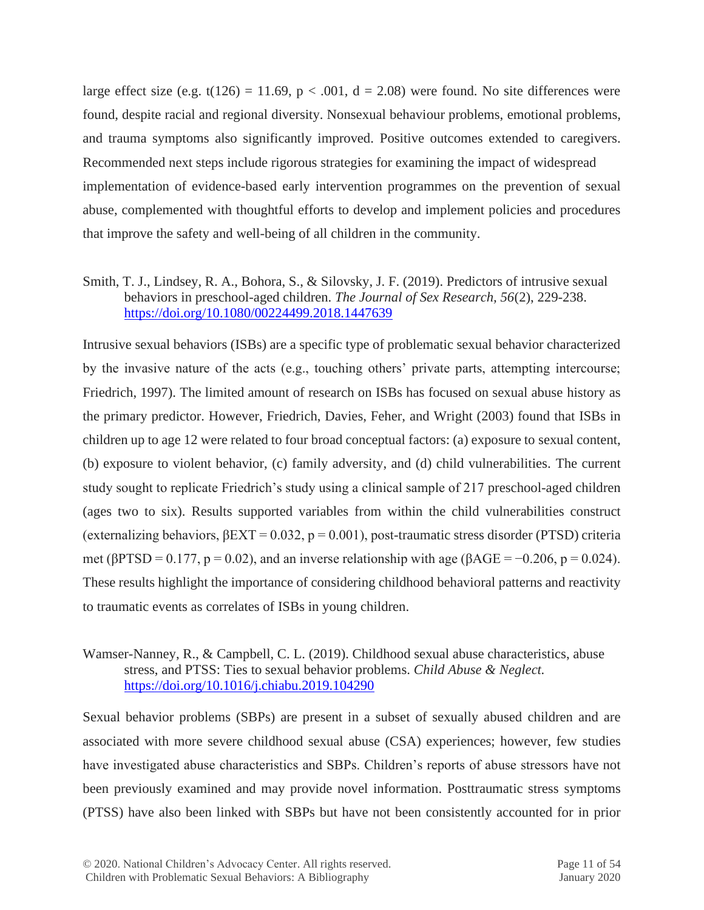large effect size (e.g. $t(126) = 11.69$, $p < .001$, $d = 2.08$) were found. No site differences were found, despite racial and regional diversity. Nonsexual behaviour problems, emotional problems, and trauma symptoms also significantly improved. Positive outcomes extended to caregivers. Recommended next steps include rigorous strategies for examining the impact of widespread implementation of evidence-based early intervention programmes on the prevention of sexual abuse, complemented with thoughtful efforts to develop and implement policies and procedures that improve the safety and well-being of all children in the community.

Smith, T. J., Lindsey, R. A., Bohora, S., & Silovsky, J. F. (2019). Predictors of intrusive sexual behaviors in preschool-aged children. *The Journal of Sex Research, 56*(2), 229-238. https://doi.org/10.1080/00224499.2018.1447639

Intrusive sexual behaviors (ISBs) are a specific type of problematic sexual behavior characterized by the invasive nature of the acts (e.g., touching others' private parts, attempting intercourse; Friedrich, 1997). The limited amount of research on ISBs has focused on sexual abuse history as the primary predictor. However, Friedrich, Davies, Feher, and Wright (2003) found that ISBs in children up to age 12 were related to four broad conceptual factors: (a) exposure to sexual content, (b) exposure to violent behavior, (c) family adversity, and (d) child vulnerabilities. The current study sought to replicate Friedrich's study using a clinical sample of 217 preschool-aged children (ages two to six). Results supported variables from within the child vulnerabilities construct (externalizing behaviors, $\beta EXT = 0.032$, $p = 0.001$), post-traumatic stress disorder (PTSD) criteria met ($\beta PTSD = 0.177$, $p = 0.02$), and an inverse relationship with age ($\beta AGE = -0.206$, $p = 0.024$). These results highlight the importance of considering childhood behavioral patterns and reactivity to traumatic events as correlates of ISBs in young children.

Wamser-Nanney, R., & Campbell, C. L. (2019). Childhood sexual abuse characteristics, abuse stress, and PTSS: Ties to sexual behavior problems. *Child Abuse & Neglect.* https://doi.org/10.1016/j.chiabu.2019.104290

Sexual behavior problems (SBPs) are present in a subset of sexually abused children and are associated with more severe childhood sexual abuse (CSA) experiences; however, few studies have investigated abuse characteristics and SBPs. Children's reports of abuse stressors have not been previously examined and may provide novel information. Posttraumatic stress symptoms (PTSS) have also been linked with SBPs but have not been consistently accounted for in prior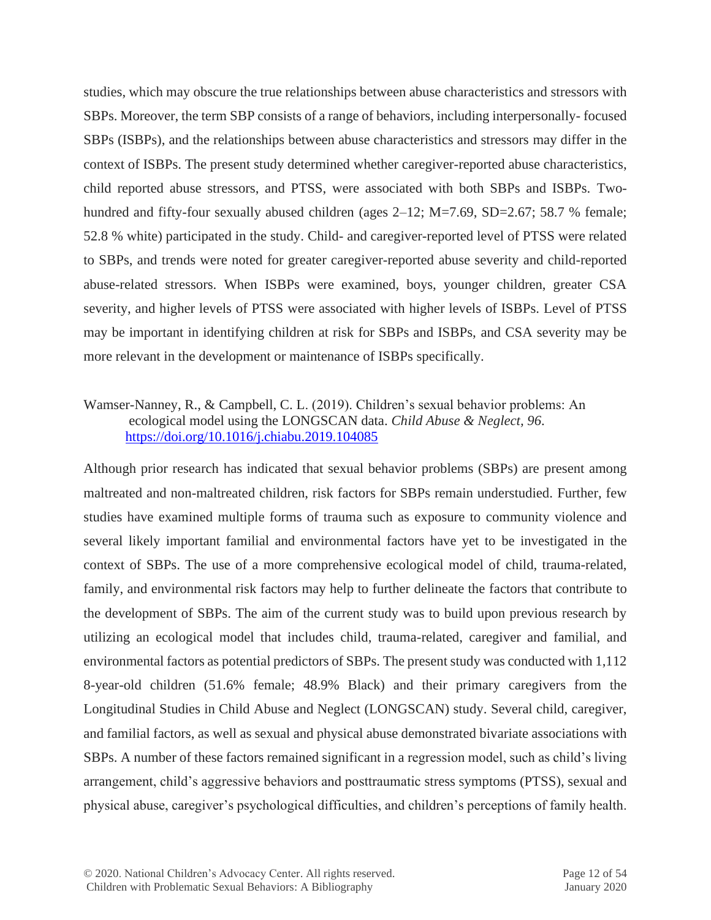studies, which may obscure the true relationships between abuse characteristics and stressors with SBPs. Moreover, the term SBP consists of a range of behaviors, including interpersonally- focused SBPs (ISBPs), and the relationships between abuse characteristics and stressors may differ in the context of ISBPs. The present study determined whether caregiver-reported abuse characteristics, child reported abuse stressors, and PTSS, were associated with both SBPs and ISBPs. Two-hundred and fifty-four sexually abused children (ages 2–12; M=7.69, SD=2.67; 58.7 % female; 52.8 % white) participated in the study. Child- and caregiver-reported level of PTSS were related to SBPs, and trends were noted for greater caregiver-reported abuse severity and child-reported abuse-related stressors. When ISBPs were examined, boys, younger children, greater CSA severity, and higher levels of PTSS were associated with higher levels of ISBPs. Level of PTSS may be important in identifying children at risk for SBPs and ISBPs, and CSA severity may be more relevant in the development or maintenance of ISBPs specifically.

Wamser-Nanney, R., & Campbell, C. L. (2019). Children's sexual behavior problems: An ecological model using the LONGSCAN data. *Child Abuse & Neglect, 96*. https://doi.org/10.1016/j.chiabu.2019.104085

Although prior research has indicated that sexual behavior problems (SBPs) are present among maltreated and non-maltreated children, risk factors for SBPs remain understudied. Further, few studies have examined multiple forms of trauma such as exposure to community violence and several likely important familial and environmental factors have yet to be investigated in the context of SBPs. The use of a more comprehensive ecological model of child, trauma-related, family, and environmental risk factors may help to further delineate the factors that contribute to the development of SBPs. The aim of the current study was to build upon previous research by utilizing an ecological model that includes child, trauma-related, caregiver and familial, and environmental factors as potential predictors of SBPs. The present study was conducted with 1,112 8-year-old children (51.6% female; 48.9% Black) and their primary caregivers from the Longitudinal Studies in Child Abuse and Neglect (LONGSCAN) study. Several child, caregiver, and familial factors, as well as sexual and physical abuse demonstrated bivariate associations with SBPs. A number of these factors remained significant in a regression model, such as child's living arrangement, child's aggressive behaviors and posttraumatic stress symptoms (PTSS), sexual and physical abuse, caregiver's psychological difficulties, and children's perceptions of family health.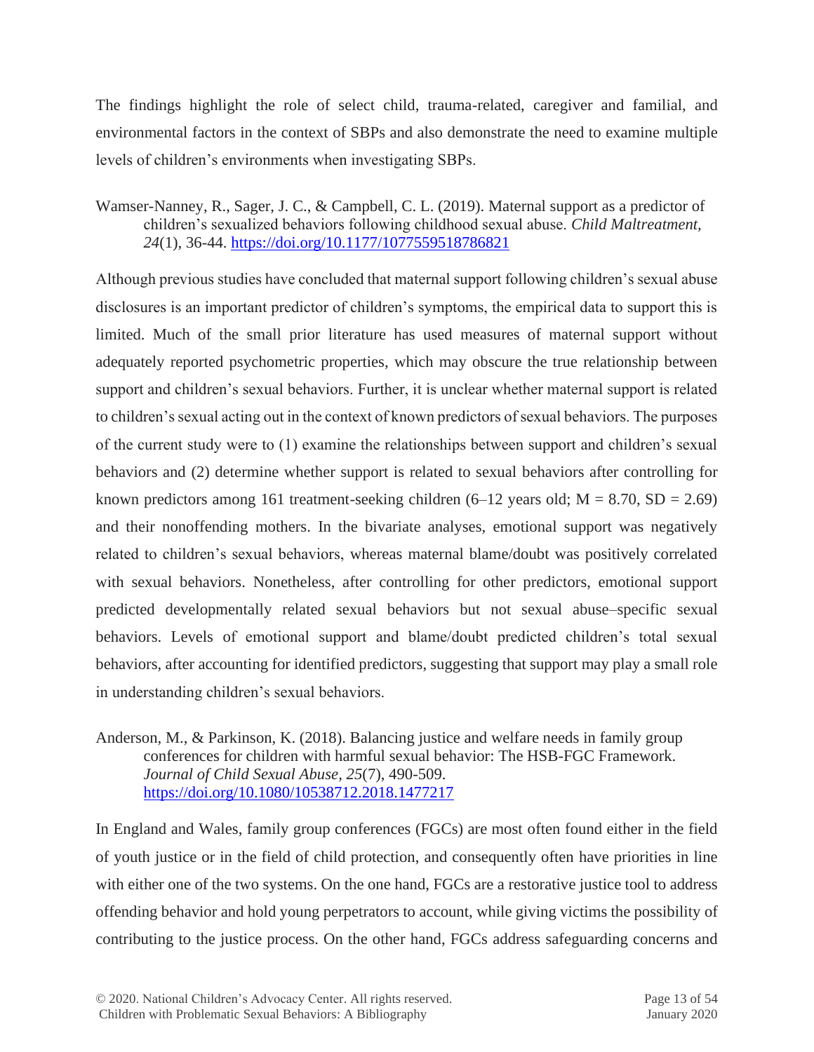The findings highlight the role of select child, trauma-related, caregiver and familial, and environmental factors in the context of SBPs and also demonstrate the need to examine multiple levels of children's environments when investigating SBPs.

Wamser-Nanney, R., Sager, J. C., & Campbell, C. L. (2019). Maternal support as a predictor of children's sexualized behaviors following childhood sexual abuse. *Child Maltreatment, 24*(1), 36-44. https://doi.org/10.1177/1077559518786821

Although previous studies have concluded that maternal support following children's sexual abuse disclosures is an important predictor of children's symptoms, the empirical data to support this is limited. Much of the small prior literature has used measures of maternal support without adequately reported psychometric properties, which may obscure the true relationship between support and children's sexual behaviors. Further, it is unclear whether maternal support is related to children's sexual acting out in the context of known predictors of sexual behaviors. The purposes of the current study were to (1) examine the relationships between support and children's sexual behaviors and (2) determine whether support is related to sexual behaviors after controlling for known predictors among 161 treatment-seeking children (6–12 years old; $M = 8.70$, $SD = 2.69$) and their nonoffending mothers. In the bivariate analyses, emotional support was negatively related to children's sexual behaviors, whereas maternal blame/doubt was positively correlated with sexual behaviors. Nonetheless, after controlling for other predictors, emotional support predicted developmentally related sexual behaviors but not sexual abuse–specific sexual behaviors. Levels of emotional support and blame/doubt predicted children's total sexual behaviors, after accounting for identified predictors, suggesting that support may play a small role in understanding children's sexual behaviors.

Anderson, M., & Parkinson, K. (2018). Balancing justice and welfare needs in family group conferences for children with harmful sexual behavior: The HSB-FGC Framework. *Journal of Child Sexual Abuse, 25*(7), 490-509. https://doi.org/10.1080/10538712.2018.1477217

In England and Wales, family group conferences (FGCs) are most often found either in the field of youth justice or in the field of child protection, and consequently often have priorities in line with either one of the two systems. On the one hand, FGCs are a restorative justice tool to address offending behavior and hold young perpetrators to account, while giving victims the possibility of contributing to the justice process. On the other hand, FGCs address safeguarding concerns and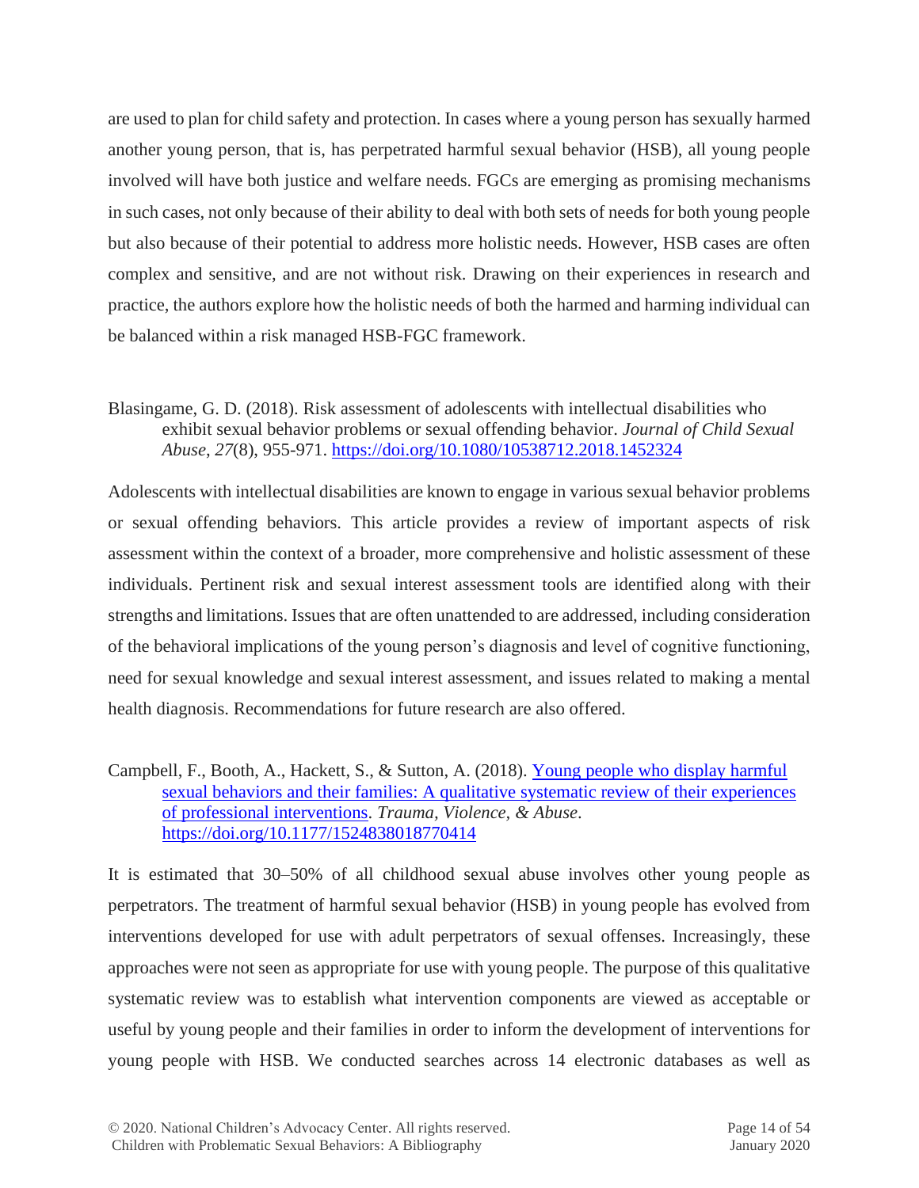are used to plan for child safety and protection. In cases where a young person has sexually harmed another young person, that is, has perpetrated harmful sexual behavior (HSB), all young people involved will have both justice and welfare needs. FGCs are emerging as promising mechanisms in such cases, not only because of their ability to deal with both sets of needs for both young people but also because of their potential to address more holistic needs. However, HSB cases are often complex and sensitive, and are not without risk. Drawing on their experiences in research and practice, the authors explore how the holistic needs of both the harmed and harming individual can be balanced within a risk managed HSB-FGC framework.

Blasingame, G. D. (2018). Risk assessment of adolescents with intellectual disabilities who exhibit sexual behavior problems or sexual offending behavior. *Journal of Child Sexual Abuse*, *27*(8), 955-971. https://doi.org/10.1080/10538712.2018.1452324

Adolescents with intellectual disabilities are known to engage in various sexual behavior problems or sexual offending behaviors. This article provides a review of important aspects of risk assessment within the context of a broader, more comprehensive and holistic assessment of these individuals. Pertinent risk and sexual interest assessment tools are identified along with their strengths and limitations. Issues that are often unattended to are addressed, including consideration of the behavioral implications of the young person's diagnosis and level of cognitive functioning, need for sexual knowledge and sexual interest assessment, and issues related to making a mental health diagnosis. Recommendations for future research are also offered.

Campbell, F., Booth, A., Hackett, S., & Sutton, A. (2018). Young people who display harmful sexual behaviors and their families: A qualitative systematic review of their experiences of professional interventions. *Trauma, Violence, & Abuse*. https://doi.org/10.1177/1524838018770414

It is estimated that 30–50% of all childhood sexual abuse involves other young people as perpetrators. The treatment of harmful sexual behavior (HSB) in young people has evolved from interventions developed for use with adult perpetrators of sexual offenses. Increasingly, these approaches were not seen as appropriate for use with young people. The purpose of this qualitative systematic review was to establish what intervention components are viewed as acceptable or useful by young people and their families in order to inform the development of interventions for young people with HSB. We conducted searches across 14 electronic databases as well as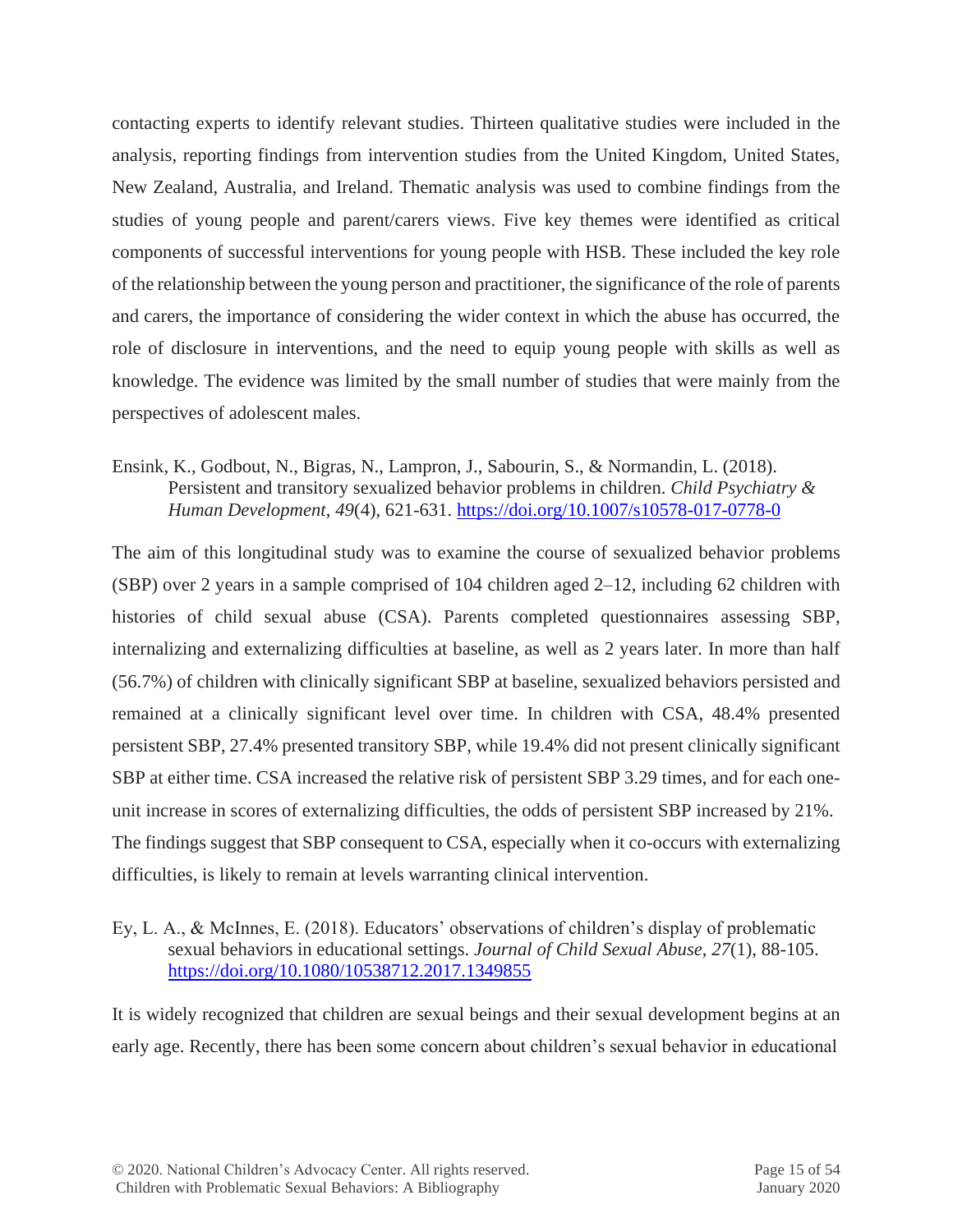contacting experts to identify relevant studies. Thirteen qualitative studies were included in the analysis, reporting findings from intervention studies from the United Kingdom, United States, New Zealand, Australia, and Ireland. Thematic analysis was used to combine findings from the studies of young people and parent/carers views. Five key themes were identified as critical components of successful interventions for young people with HSB. These included the key role of the relationship between the young person and practitioner, the significance of the role of parents and carers, the importance of considering the wider context in which the abuse has occurred, the role of disclosure in interventions, and the need to equip young people with skills as well as knowledge. The evidence was limited by the small number of studies that were mainly from the perspectives of adolescent males.

Ensink, K., Godbout, N., Bigras, N., Lampron, J., Sabourin, S., & Normandin, L. (2018). Persistent and transitory sexualized behavior problems in children. *Child Psychiatry & Human Development*, *49*(4), 621-631. https://doi.org/10.1007/s10578-017-0778-0

The aim of this longitudinal study was to examine the course of sexualized behavior problems (SBP) over 2 years in a sample comprised of 104 children aged 2–12, including 62 children with histories of child sexual abuse (CSA). Parents completed questionnaires assessing SBP, internalizing and externalizing difficulties at baseline, as well as 2 years later. In more than half (56.7%) of children with clinically significant SBP at baseline, sexualized behaviors persisted and remained at a clinically significant level over time. In children with CSA, 48.4% presented persistent SBP, 27.4% presented transitory SBP, while 19.4% did not present clinically significant SBP at either time. CSA increased the relative risk of persistent SBP 3.29 times, and for each one-unit increase in scores of externalizing difficulties, the odds of persistent SBP increased by 21%. The findings suggest that SBP consequent to CSA, especially when it co-occurs with externalizing difficulties, is likely to remain at levels warranting clinical intervention.

Ey, L. A., & McInnes, E. (2018). Educators' observations of children's display of problematic sexual behaviors in educational settings. *Journal of Child Sexual Abuse*, *27*(1), 88-105. https://doi.org/10.1080/10538712.2017.1349855

It is widely recognized that children are sexual beings and their sexual development begins at an early age. Recently, there has been some concern about children's sexual behavior in educational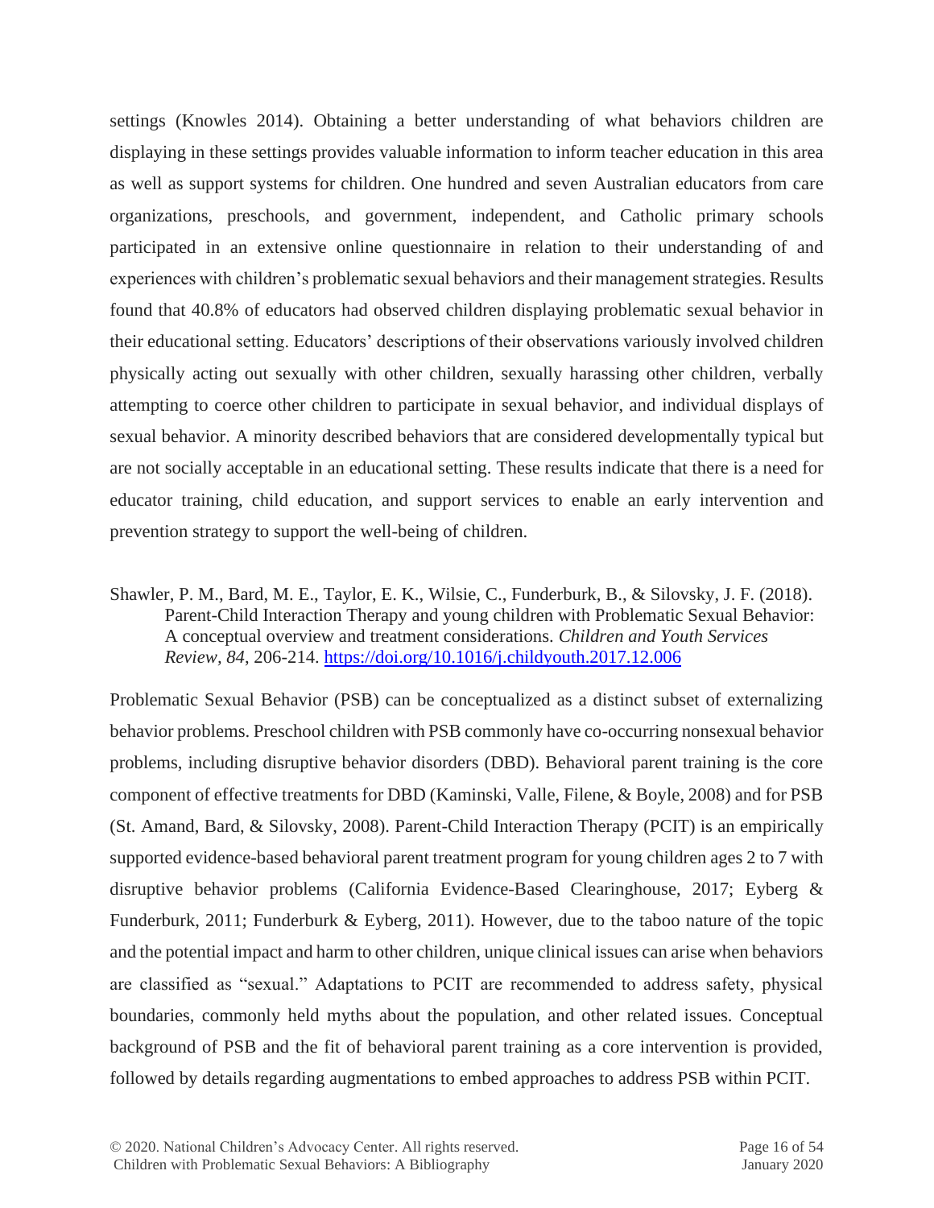settings (Knowles 2014). Obtaining a better understanding of what behaviors children are displaying in these settings provides valuable information to inform teacher education in this area as well as support systems for children. One hundred and seven Australian educators from care organizations, preschools, and government, independent, and Catholic primary schools participated in an extensive online questionnaire in relation to their understanding of and experiences with children's problematic sexual behaviors and their management strategies. Results found that 40.8% of educators had observed children displaying problematic sexual behavior in their educational setting. Educators' descriptions of their observations variously involved children physically acting out sexually with other children, sexually harassing other children, verbally attempting to coerce other children to participate in sexual behavior, and individual displays of sexual behavior. A minority described behaviors that are considered developmentally typical but are not socially acceptable in an educational setting. These results indicate that there is a need for educator training, child education, and support services to enable an early intervention and prevention strategy to support the well-being of children.

Shawler, P. M., Bard, M. E., Taylor, E. K., Wilsie, C., Funderburk, B., & Silovsky, J. F. (2018). Parent-Child Interaction Therapy and young children with Problematic Sexual Behavior: A conceptual overview and treatment considerations. *Children and Youth Services Review*, *84*, 206-214. https://doi.org/10.1016/j.childyouth.2017.12.006

Problematic Sexual Behavior (PSB) can be conceptualized as a distinct subset of externalizing behavior problems. Preschool children with PSB commonly have co-occurring nonsexual behavior problems, including disruptive behavior disorders (DBD). Behavioral parent training is the core component of effective treatments for DBD (Kaminski, Valle, Filene, & Boyle, 2008) and for PSB (St. Amand, Bard, & Silovsky, 2008). Parent-Child Interaction Therapy (PCIT) is an empirically supported evidence-based behavioral parent treatment program for young children ages 2 to 7 with disruptive behavior problems (California Evidence-Based Clearinghouse, 2017; Eyberg & Funderburk, 2011; Funderburk & Eyberg, 2011). However, due to the taboo nature of the topic and the potential impact and harm to other children, unique clinical issues can arise when behaviors are classified as "sexual." Adaptations to PCIT are recommended to address safety, physical boundaries, commonly held myths about the population, and other related issues. Conceptual background of PSB and the fit of behavioral parent training as a core intervention is provided, followed by details regarding augmentations to embed approaches to address PSB within PCIT.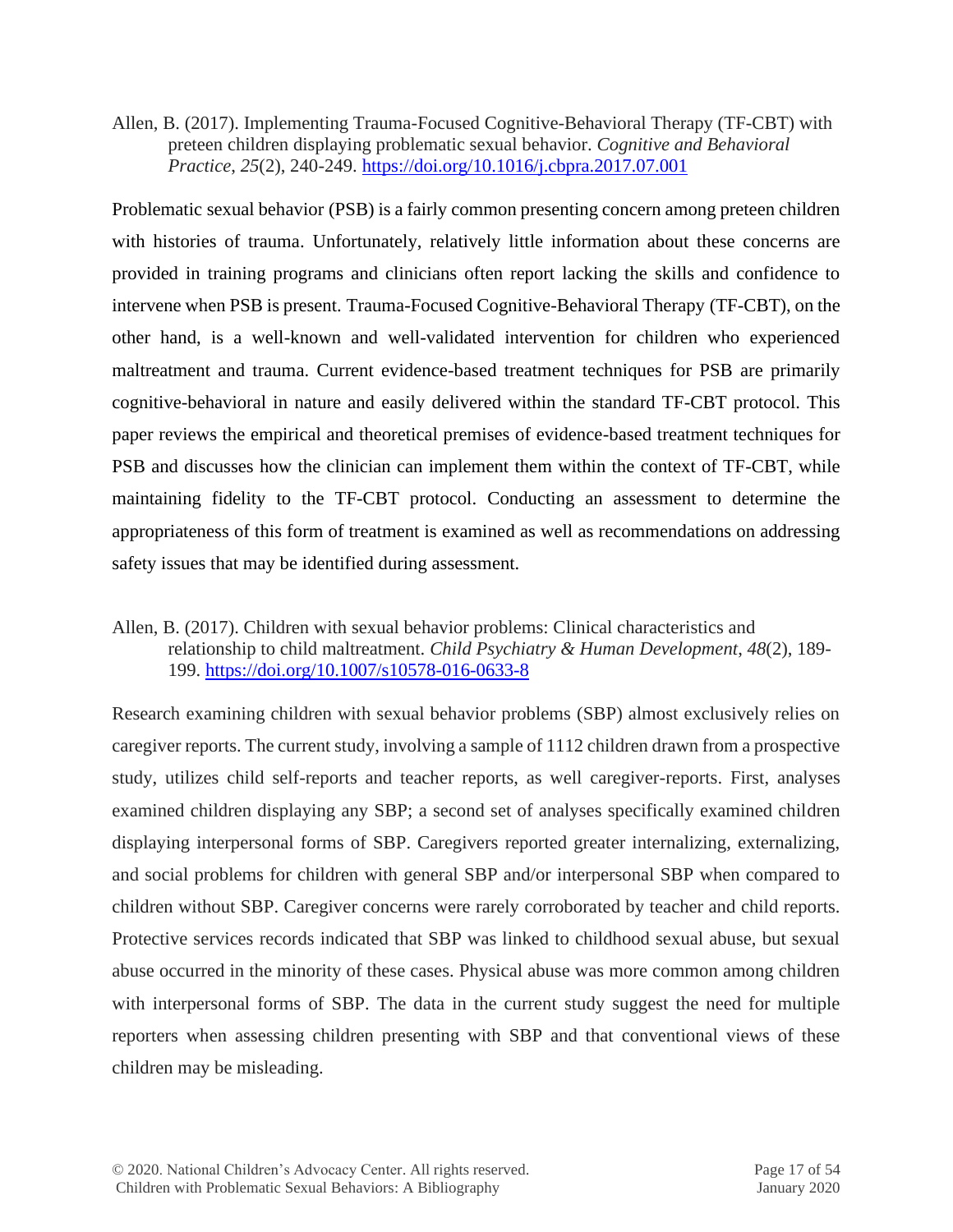Allen, B. (2017). Implementing Trauma-Focused Cognitive-Behavioral Therapy (TF-CBT) with preteen children displaying problematic sexual behavior. *Cognitive and Behavioral Practice*, *25*(2), 240-249. https://doi.org/10.1016/j.cbpra.2017.07.001

Problematic sexual behavior (PSB) is a fairly common presenting concern among preteen children with histories of trauma. Unfortunately, relatively little information about these concerns are provided in training programs and clinicians often report lacking the skills and confidence to intervene when PSB is present. Trauma-Focused Cognitive-Behavioral Therapy (TF-CBT), on the other hand, is a well-known and well-validated intervention for children who experienced maltreatment and trauma. Current evidence-based treatment techniques for PSB are primarily cognitive-behavioral in nature and easily delivered within the standard TF-CBT protocol. This paper reviews the empirical and theoretical premises of evidence-based treatment techniques for PSB and discusses how the clinician can implement them within the context of TF-CBT, while maintaining fidelity to the TF-CBT protocol. Conducting an assessment to determine the appropriateness of this form of treatment is examined as well as recommendations on addressing safety issues that may be identified during assessment.

Allen, B. (2017). Children with sexual behavior problems: Clinical characteristics and relationship to child maltreatment. *Child Psychiatry & Human Development*, *48*(2), 189-199. https://doi.org/10.1007/s10578-016-0633-8

Research examining children with sexual behavior problems (SBP) almost exclusively relies on caregiver reports. The current study, involving a sample of 1112 children drawn from a prospective study, utilizes child self-reports and teacher reports, as well caregiver-reports. First, analyses examined children displaying any SBP; a second set of analyses specifically examined children displaying interpersonal forms of SBP. Caregivers reported greater internalizing, externalizing, and social problems for children with general SBP and/or interpersonal SBP when compared to children without SBP. Caregiver concerns were rarely corroborated by teacher and child reports. Protective services records indicated that SBP was linked to childhood sexual abuse, but sexual abuse occurred in the minority of these cases. Physical abuse was more common among children with interpersonal forms of SBP. The data in the current study suggest the need for multiple reporters when assessing children presenting with SBP and that conventional views of these children may be misleading.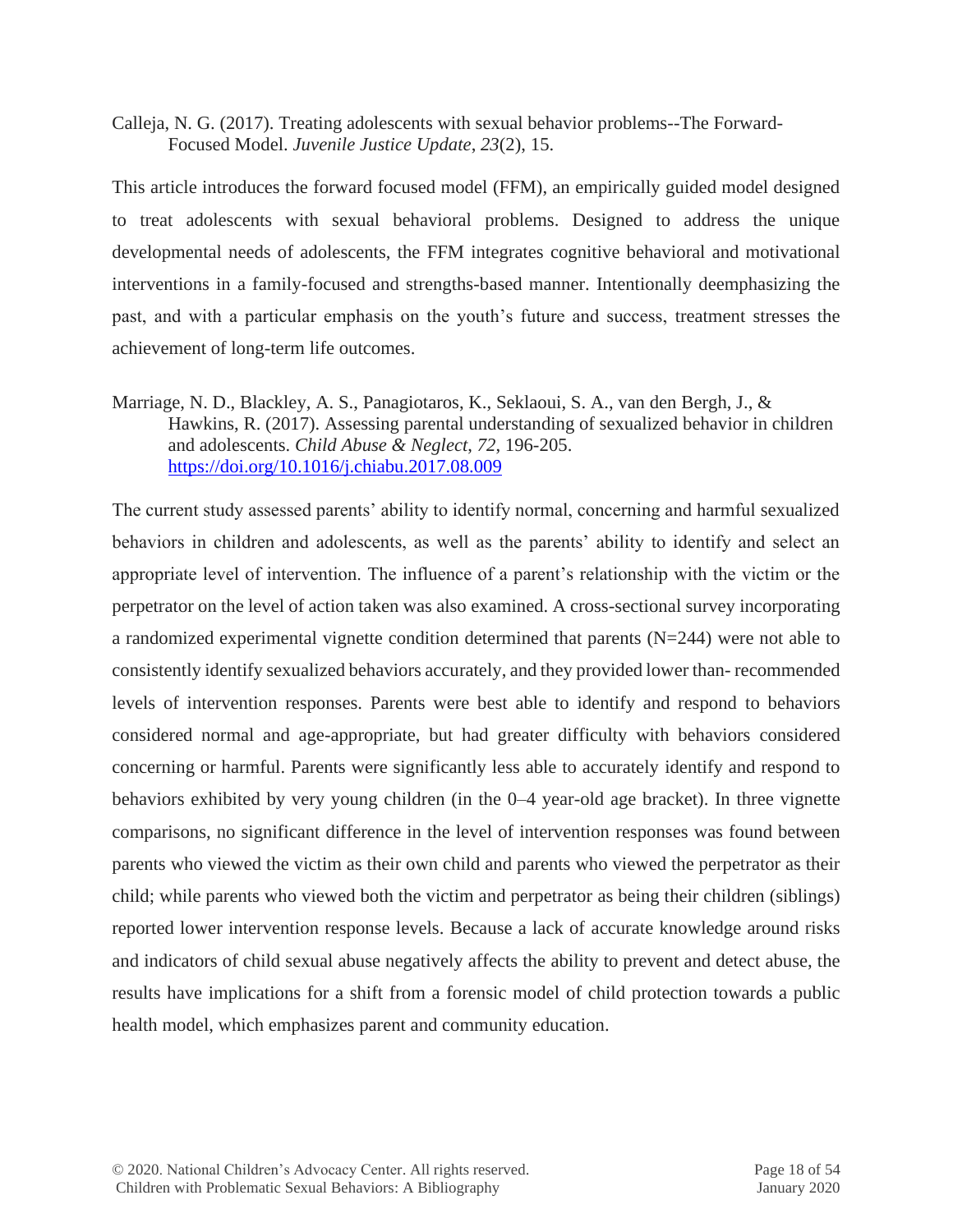Calleja, N. G. (2017). Treating adolescents with sexual behavior problems--The Forward-Focused Model. *Juvenile Justice Update*, *23*(2), 15.

This article introduces the forward focused model (FFM), an empirically guided model designed to treat adolescents with sexual behavioral problems. Designed to address the unique developmental needs of adolescents, the FFM integrates cognitive behavioral and motivational interventions in a family-focused and strengths-based manner. Intentionally deemphasizing the past, and with a particular emphasis on the youth's future and success, treatment stresses the achievement of long-term life outcomes.

Marriage, N. D., Blackley, A. S., Panagiotaros, K., Seklaoui, S. A., van den Bergh, J., & Hawkins, R. (2017). Assessing parental understanding of sexualized behavior in children and adolescents. *Child Abuse & Neglect*, *72*, 196-205. https://doi.org/10.1016/j.chiabu.2017.08.009

The current study assessed parents' ability to identify normal, concerning and harmful sexualized behaviors in children and adolescents, as well as the parents' ability to identify and select an appropriate level of intervention. The influence of a parent's relationship with the victim or the perpetrator on the level of action taken was also examined. A cross-sectional survey incorporating a randomized experimental vignette condition determined that parents (N=244) were not able to consistently identify sexualized behaviors accurately, and they provided lower than- recommended levels of intervention responses. Parents were best able to identify and respond to behaviors considered normal and age-appropriate, but had greater difficulty with behaviors considered concerning or harmful. Parents were significantly less able to accurately identify and respond to behaviors exhibited by very young children (in the 0–4 year-old age bracket). In three vignette comparisons, no significant difference in the level of intervention responses was found between parents who viewed the victim as their own child and parents who viewed the perpetrator as their child; while parents who viewed both the victim and perpetrator as being their children (siblings) reported lower intervention response levels. Because a lack of accurate knowledge around risks and indicators of child sexual abuse negatively affects the ability to prevent and detect abuse, the results have implications for a shift from a forensic model of child protection towards a public health model, which emphasizes parent and community education.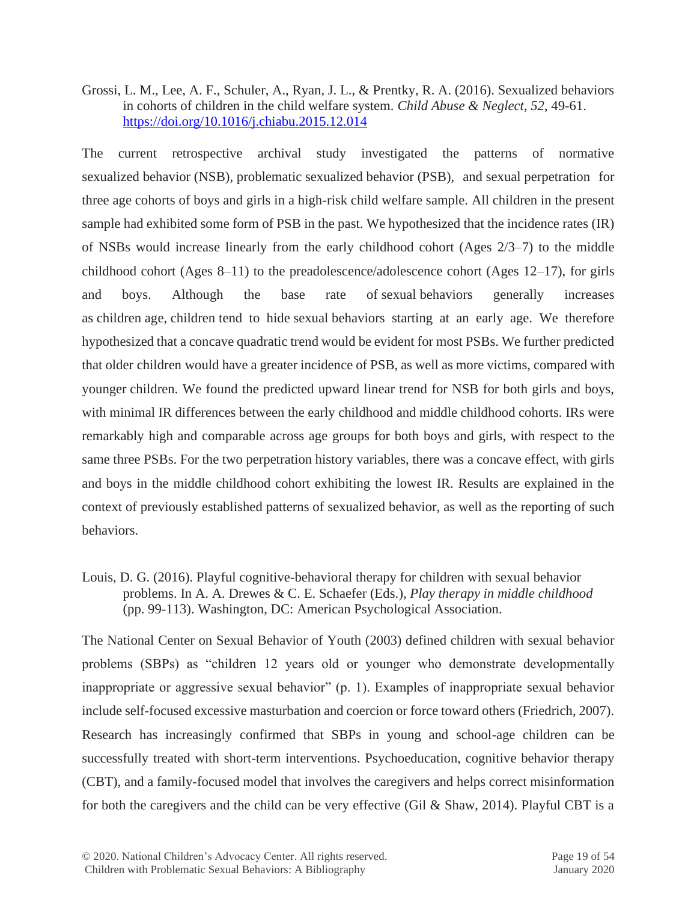Grossi, L. M., Lee, A. F., Schuler, A., Ryan, J. L., & Prentky, R. A. (2016). Sexualized behaviors in cohorts of children in the child welfare system. *Child Abuse & Neglect*, *52*, 49-61. https://doi.org/10.1016/j.chiabu.2015.12.014

The current retrospective archival study investigated the patterns of normative sexualized behavior (NSB), problematic sexualized behavior (PSB), and sexual perpetration for three age cohorts of boys and girls in a high-risk child welfare sample. All children in the present sample had exhibited some form of PSB in the past. We hypothesized that the incidence rates (IR) of NSBs would increase linearly from the early childhood cohort (Ages 2/3–7) to the middle childhood cohort (Ages 8–11) to the preadolescence/adolescence cohort (Ages 12–17), for girls and boys. Although the base rate of sexual behaviors generally increases as children age, children tend to hide sexual behaviors starting at an early age. We therefore hypothesized that a concave quadratic trend would be evident for most PSBs. We further predicted that older children would have a greater incidence of PSB, as well as more victims, compared with younger children. We found the predicted upward linear trend for NSB for both girls and boys, with minimal IR differences between the early childhood and middle childhood cohorts. IRs were remarkably high and comparable across age groups for both boys and girls, with respect to the same three PSBs. For the two perpetration history variables, there was a concave effect, with girls and boys in the middle childhood cohort exhibiting the lowest IR. Results are explained in the context of previously established patterns of sexualized behavior, as well as the reporting of such behaviors.

Louis, D. G. (2016). Playful cognitive-behavioral therapy for children with sexual behavior problems. In A. A. Drewes & C. E. Schaefer (Eds.), *Play therapy in middle childhood* (pp. 99-113). Washington, DC: American Psychological Association.

The National Center on Sexual Behavior of Youth (2003) defined children with sexual behavior problems (SBPs) as "children 12 years old or younger who demonstrate developmentally inappropriate or aggressive sexual behavior" (p. 1). Examples of inappropriate sexual behavior include self-focused excessive masturbation and coercion or force toward others (Friedrich, 2007). Research has increasingly confirmed that SBPs in young and school-age children can be successfully treated with short-term interventions. Psychoeducation, cognitive behavior therapy (CBT), and a family-focused model that involves the caregivers and helps correct misinformation for both the caregivers and the child can be very effective (Gil & Shaw, 2014). Playful CBT is a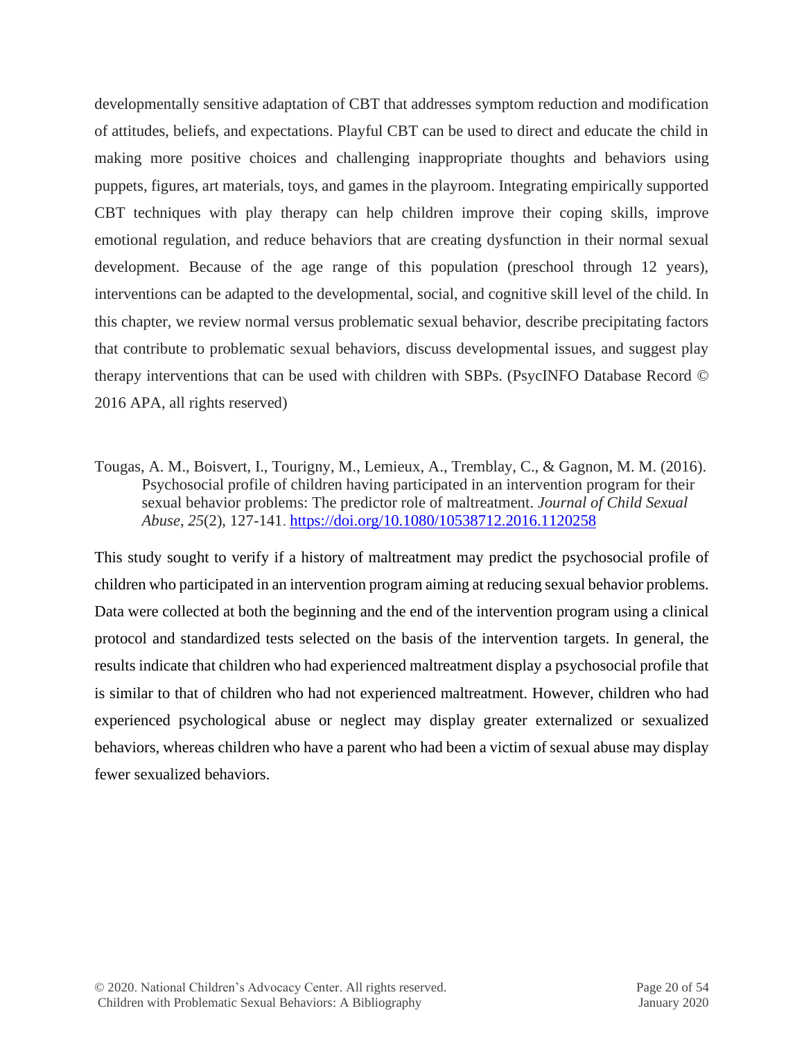developmentally sensitive adaptation of CBT that addresses symptom reduction and modification of attitudes, beliefs, and expectations. Playful CBT can be used to direct and educate the child in making more positive choices and challenging inappropriate thoughts and behaviors using puppets, figures, art materials, toys, and games in the playroom. Integrating empirically supported CBT techniques with play therapy can help children improve their coping skills, improve emotional regulation, and reduce behaviors that are creating dysfunction in their normal sexual development. Because of the age range of this population (preschool through 12 years), interventions can be adapted to the developmental, social, and cognitive skill level of the child. In this chapter, we review normal versus problematic sexual behavior, describe precipitating factors that contribute to problematic sexual behaviors, discuss developmental issues, and suggest play therapy interventions that can be used with children with SBPs. (PsycINFO Database Record © 2016 APA, all rights reserved)

Tougas, A. M., Boisvert, I., Tourigny, M., Lemieux, A., Tremblay, C., & Gagnon, M. M. (2016). Psychosocial profile of children having participated in an intervention program for their sexual behavior problems: The predictor role of maltreatment. *Journal of Child Sexual Abuse*, *25*(2), 127-141. https://doi.org/10.1080/10538712.2016.1120258

This study sought to verify if a history of maltreatment may predict the psychosocial profile of children who participated in an intervention program aiming at reducing sexual behavior problems. Data were collected at both the beginning and the end of the intervention program using a clinical protocol and standardized tests selected on the basis of the intervention targets. In general, the results indicate that children who had experienced maltreatment display a psychosocial profile that is similar to that of children who had not experienced maltreatment. However, children who had experienced psychological abuse or neglect may display greater externalized or sexualized behaviors, whereas children who have a parent who had been a victim of sexual abuse may display fewer sexualized behaviors.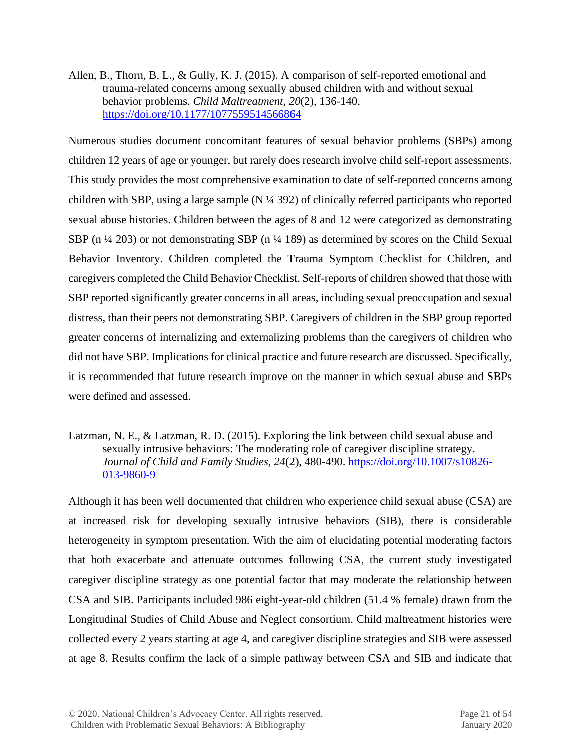Allen, B., Thorn, B. L., & Gully, K. J. (2015). A comparison of self-reported emotional and trauma-related concerns among sexually abused children with and without sexual behavior problems. *Child Maltreatment*, *20*(2), 136-140. https://doi.org/10.1177/1077559514566864

Numerous studies document concomitant features of sexual behavior problems (SBPs) among children 12 years of age or younger, but rarely does research involve child self-report assessments. This study provides the most comprehensive examination to date of self-reported concerns among children with SBP, using a large sample (N ¼ 392) of clinically referred participants who reported sexual abuse histories. Children between the ages of 8 and 12 were categorized as demonstrating SBP (n ¼ 203) or not demonstrating SBP (n ¼ 189) as determined by scores on the Child Sexual Behavior Inventory. Children completed the Trauma Symptom Checklist for Children, and caregivers completed the Child Behavior Checklist. Self-reports of children showed that those with SBP reported significantly greater concerns in all areas, including sexual preoccupation and sexual distress, than their peers not demonstrating SBP. Caregivers of children in the SBP group reported greater concerns of internalizing and externalizing problems than the caregivers of children who did not have SBP. Implications for clinical practice and future research are discussed. Specifically, it is recommended that future research improve on the manner in which sexual abuse and SBPs were defined and assessed.

Latzman, N. E., & Latzman, R. D. (2015). Exploring the link between child sexual abuse and sexually intrusive behaviors: The moderating role of caregiver discipline strategy. *Journal of Child and Family Studies*, *24*(2), 480-490. https://doi.org/10.1007/s10826-013-9860-9

Although it has been well documented that children who experience child sexual abuse (CSA) are at increased risk for developing sexually intrusive behaviors (SIB), there is considerable heterogeneity in symptom presentation. With the aim of elucidating potential moderating factors that both exacerbate and attenuate outcomes following CSA, the current study investigated caregiver discipline strategy as one potential factor that may moderate the relationship between CSA and SIB. Participants included 986 eight-year-old children (51.4 % female) drawn from the Longitudinal Studies of Child Abuse and Neglect consortium. Child maltreatment histories were collected every 2 years starting at age 4, and caregiver discipline strategies and SIB were assessed at age 8. Results confirm the lack of a simple pathway between CSA and SIB and indicate that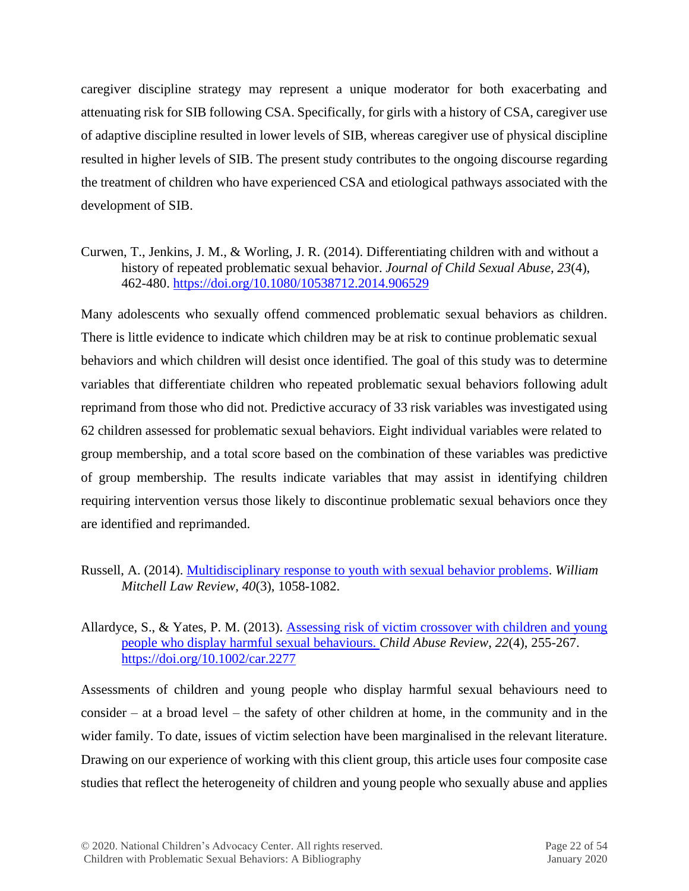caregiver discipline strategy may represent a unique moderator for both exacerbating and attenuating risk for SIB following CSA. Specifically, for girls with a history of CSA, caregiver use of adaptive discipline resulted in lower levels of SIB, whereas caregiver use of physical discipline resulted in higher levels of SIB. The present study contributes to the ongoing discourse regarding the treatment of children who have experienced CSA and etiological pathways associated with the development of SIB.

Curwen, T., Jenkins, J. M., & Worling, J. R. (2014). Differentiating children with and without a history of repeated problematic sexual behavior. *Journal of Child Sexual Abuse*, *23*(4), 462-480. https://doi.org/10.1080/10538712.2014.906529

Many adolescents who sexually offend commenced problematic sexual behaviors as children. There is little evidence to indicate which children may be at risk to continue problematic sexual behaviors and which children will desist once identified. The goal of this study was to determine variables that differentiate children who repeated problematic sexual behaviors following adult reprimand from those who did not. Predictive accuracy of 33 risk variables was investigated using 62 children assessed for problematic sexual behaviors. Eight individual variables were related to group membership, and a total score based on the combination of these variables was predictive of group membership. The results indicate variables that may assist in identifying children requiring intervention versus those likely to discontinue problematic sexual behaviors once they are identified and reprimanded.

Russell, A. (2014). Multidisciplinary response to youth with sexual behavior problems. *William Mitchell Law Review*, *40*(3), 1058-1082.

Allardyce, S., & Yates, P. M. (2013). Assessing risk of victim crossover with children and young people who display harmful sexual behaviours. *Child Abuse Review*, *22*(4), 255-267. https://doi.org/10.1002/car.2277

Assessments of children and young people who display harmful sexual behaviours need to consider – at a broad level – the safety of other children at home, in the community and in the wider family. To date, issues of victim selection have been marginalised in the relevant literature. Drawing on our experience of working with this client group, this article uses four composite case studies that reflect the heterogeneity of children and young people who sexually abuse and applies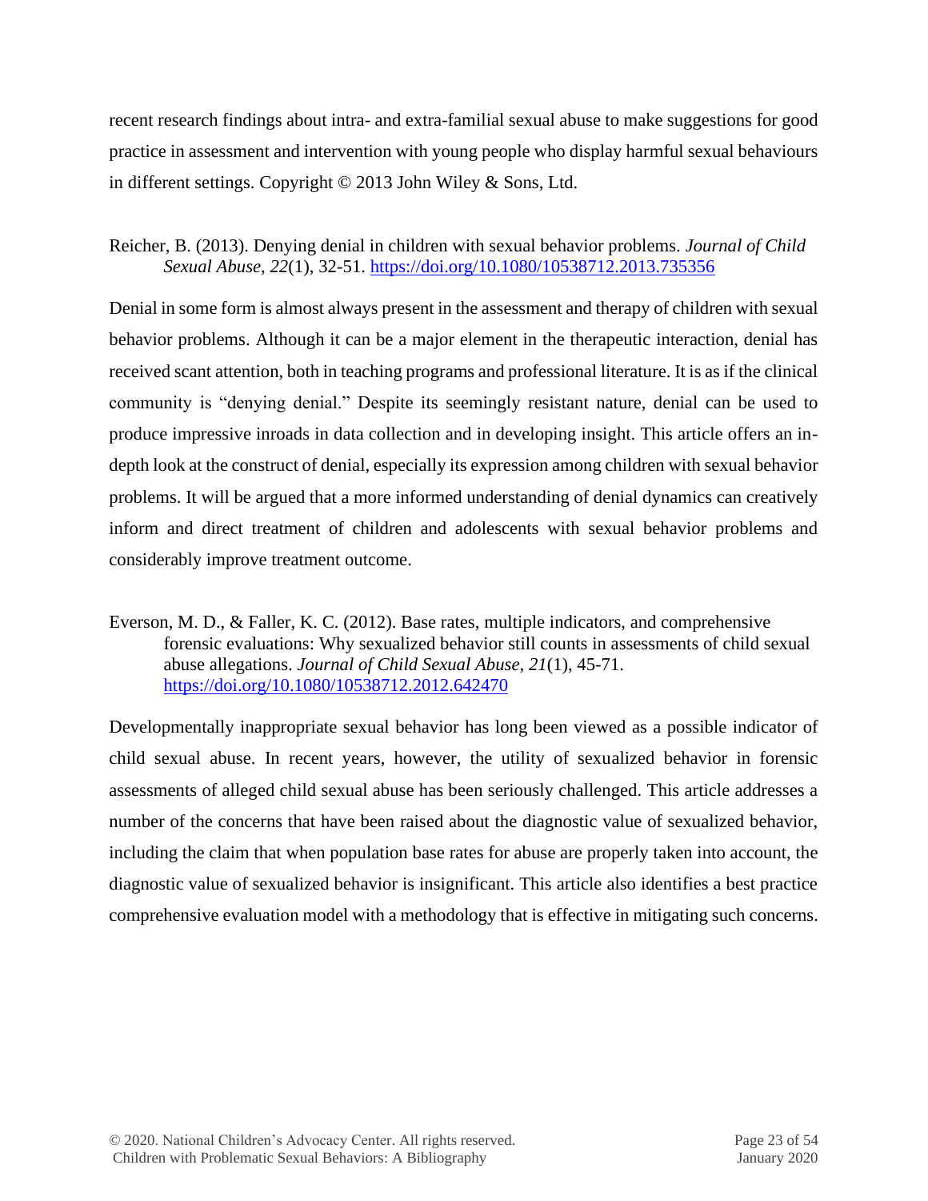recent research findings about intra- and extra-familial sexual abuse to make suggestions for good practice in assessment and intervention with young people who display harmful sexual behaviours in different settings. Copyright © 2013 John Wiley & Sons, Ltd.

Reicher, B. (2013). Denying denial in children with sexual behavior problems. *Journal of Child Sexual Abuse*, *22*(1), 32-51. https://doi.org/10.1080/10538712.2013.735356

Denial in some form is almost always present in the assessment and therapy of children with sexual behavior problems. Although it can be a major element in the therapeutic interaction, denial has received scant attention, both in teaching programs and professional literature. It is as if the clinical community is "denying denial." Despite its seemingly resistant nature, denial can be used to produce impressive inroads in data collection and in developing insight. This article offers an in-depth look at the construct of denial, especially its expression among children with sexual behavior problems. It will be argued that a more informed understanding of denial dynamics can creatively inform and direct treatment of children and adolescents with sexual behavior problems and considerably improve treatment outcome.

Everson, M. D., & Faller, K. C. (2012). Base rates, multiple indicators, and comprehensive forensic evaluations: Why sexualized behavior still counts in assessments of child sexual abuse allegations. *Journal of Child Sexual Abuse*, *21*(1), 45-71. https://doi.org/10.1080/10538712.2012.642470

Developmentally inappropriate sexual behavior has long been viewed as a possible indicator of child sexual abuse. In recent years, however, the utility of sexualized behavior in forensic assessments of alleged child sexual abuse has been seriously challenged. This article addresses a number of the concerns that have been raised about the diagnostic value of sexualized behavior, including the claim that when population base rates for abuse are properly taken into account, the diagnostic value of sexualized behavior is insignificant. This article also identifies a best practice comprehensive evaluation model with a methodology that is effective in mitigating such concerns.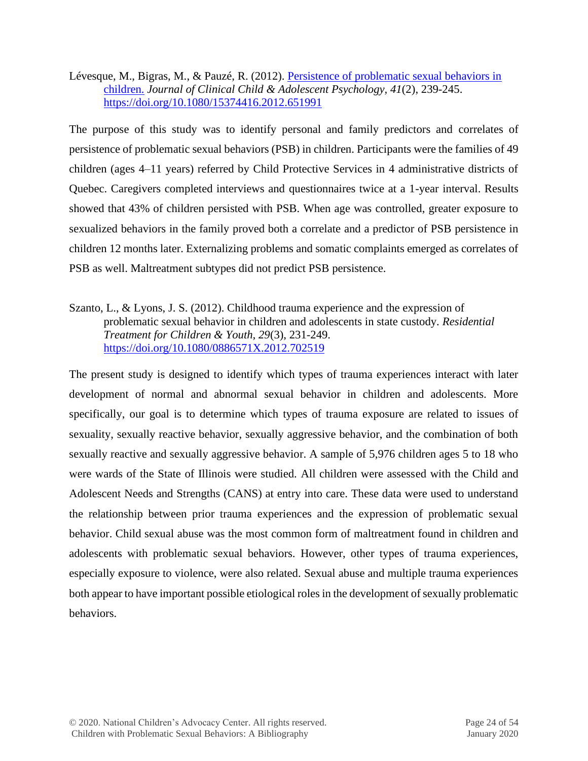Lévesque, M., Bigras, M., & Pauzé, R. (2012). [Persistence of problematic sexual behaviors in children.](https://doi.org/10.1080/15374416.2012.651991) *Journal of Clinical Child & Adolescent Psychology, 41*(2), 239-245. https://doi.org/10.1080/15374416.2012.651991

The purpose of this study was to identify personal and family predictors and correlates of persistence of problematic sexual behaviors (PSB) in children. Participants were the families of 49 children (ages 4–11 years) referred by Child Protective Services in 4 administrative districts of Quebec. Caregivers completed interviews and questionnaires twice at a 1-year interval. Results showed that 43% of children persisted with PSB. When age was controlled, greater exposure to sexualized behaviors in the family proved both a correlate and a predictor of PSB persistence in children 12 months later. Externalizing problems and somatic complaints emerged as correlates of PSB as well. Maltreatment subtypes did not predict PSB persistence.

Szanto, L., & Lyons, J. S. (2012). Childhood trauma experience and the expression of problematic sexual behavior in children and adolescents in state custody. *Residential Treatment for Children & Youth, 29*(3), 231-249. https://doi.org/10.1080/0886571X.2012.702519

The present study is designed to identify which types of trauma experiences interact with later development of normal and abnormal sexual behavior in children and adolescents. More specifically, our goal is to determine which types of trauma exposure are related to issues of sexuality, sexually reactive behavior, sexually aggressive behavior, and the combination of both sexually reactive and sexually aggressive behavior. A sample of 5,976 children ages 5 to 18 who were wards of the State of Illinois were studied. All children were assessed with the Child and Adolescent Needs and Strengths (CANS) at entry into care. These data were used to understand the relationship between prior trauma experiences and the expression of problematic sexual behavior. Child sexual abuse was the most common form of maltreatment found in children and adolescents with problematic sexual behaviors. However, other types of trauma experiences, especially exposure to violence, were also related. Sexual abuse and multiple trauma experiences both appear to have important possible etiological roles in the development of sexually problematic behaviors.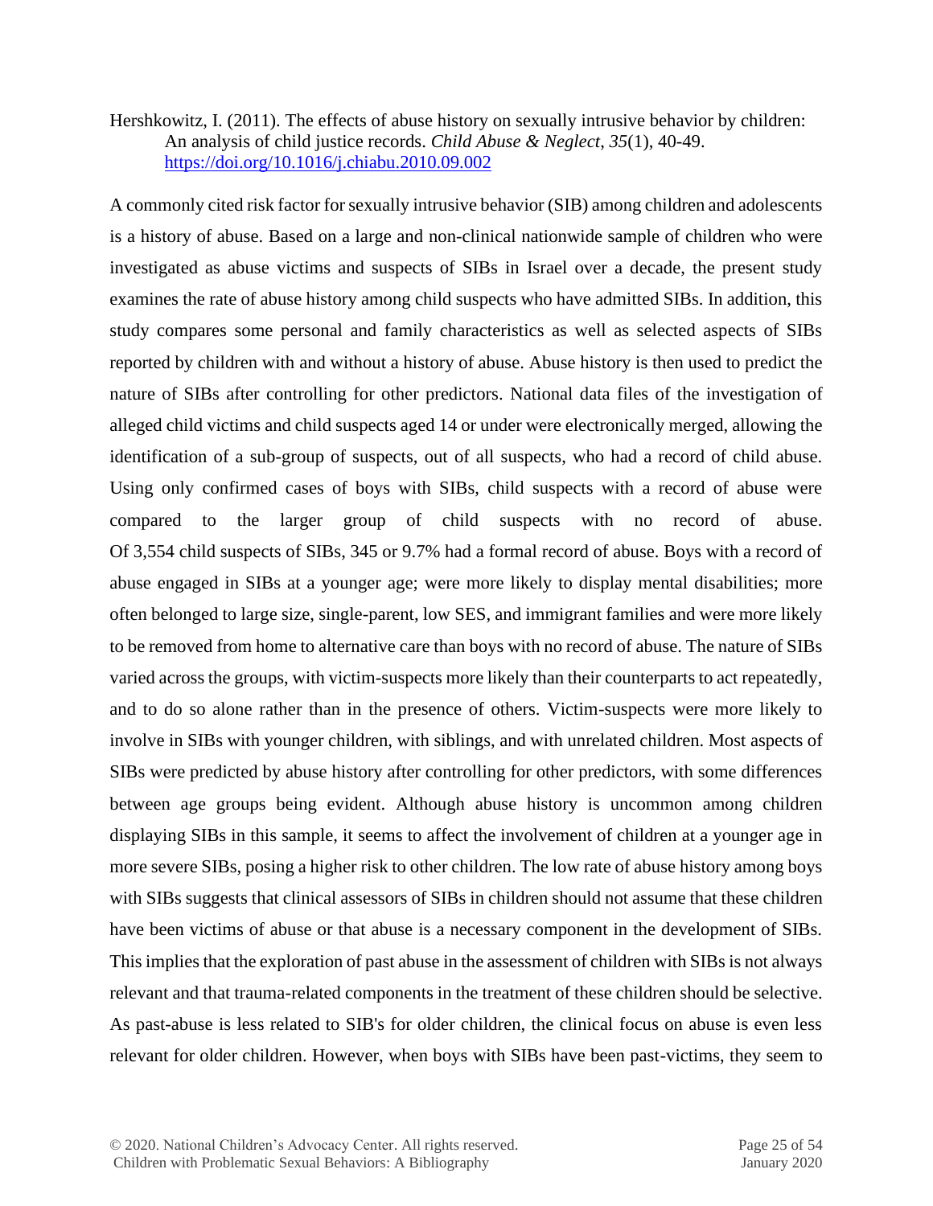Hershkowitz, I. (2011). The effects of abuse history on sexually intrusive behavior by children: An analysis of child justice records. *Child Abuse & Neglect*, *35*(1), 40-49. https://doi.org/10.1016/j.chiabu.2010.09.002

A commonly cited risk factor for sexually intrusive behavior (SIB) among children and adolescents is a history of abuse. Based on a large and non-clinical nationwide sample of children who were investigated as abuse victims and suspects of SIBs in Israel over a decade, the present study examines the rate of abuse history among child suspects who have admitted SIBs. In addition, this study compares some personal and family characteristics as well as selected aspects of SIBs reported by children with and without a history of abuse. Abuse history is then used to predict the nature of SIBs after controlling for other predictors. National data files of the investigation of alleged child victims and child suspects aged 14 or under were electronically merged, allowing the identification of a sub-group of suspects, out of all suspects, who had a record of child abuse. Using only confirmed cases of boys with SIBs, child suspects with a record of abuse were compared to the larger group of child suspects with no record of abuse. Of 3,554 child suspects of SIBs, 345 or 9.7% had a formal record of abuse. Boys with a record of abuse engaged in SIBs at a younger age; were more likely to display mental disabilities; more often belonged to large size, single-parent, low SES, and immigrant families and were more likely to be removed from home to alternative care than boys with no record of abuse. The nature of SIBs varied across the groups, with victim-suspects more likely than their counterparts to act repeatedly, and to do so alone rather than in the presence of others. Victim-suspects were more likely to involve in SIBs with younger children, with siblings, and with unrelated children. Most aspects of SIBs were predicted by abuse history after controlling for other predictors, with some differences between age groups being evident. Although abuse history is uncommon among children displaying SIBs in this sample, it seems to affect the involvement of children at a younger age in more severe SIBs, posing a higher risk to other children. The low rate of abuse history among boys with SIBs suggests that clinical assessors of SIBs in children should not assume that these children have been victims of abuse or that abuse is a necessary component in the development of SIBs. This implies that the exploration of past abuse in the assessment of children with SIBs is not always relevant and that trauma-related components in the treatment of these children should be selective. As past-abuse is less related to SIB's for older children, the clinical focus on abuse is even less relevant for older children. However, when boys with SIBs have been past-victims, they seem to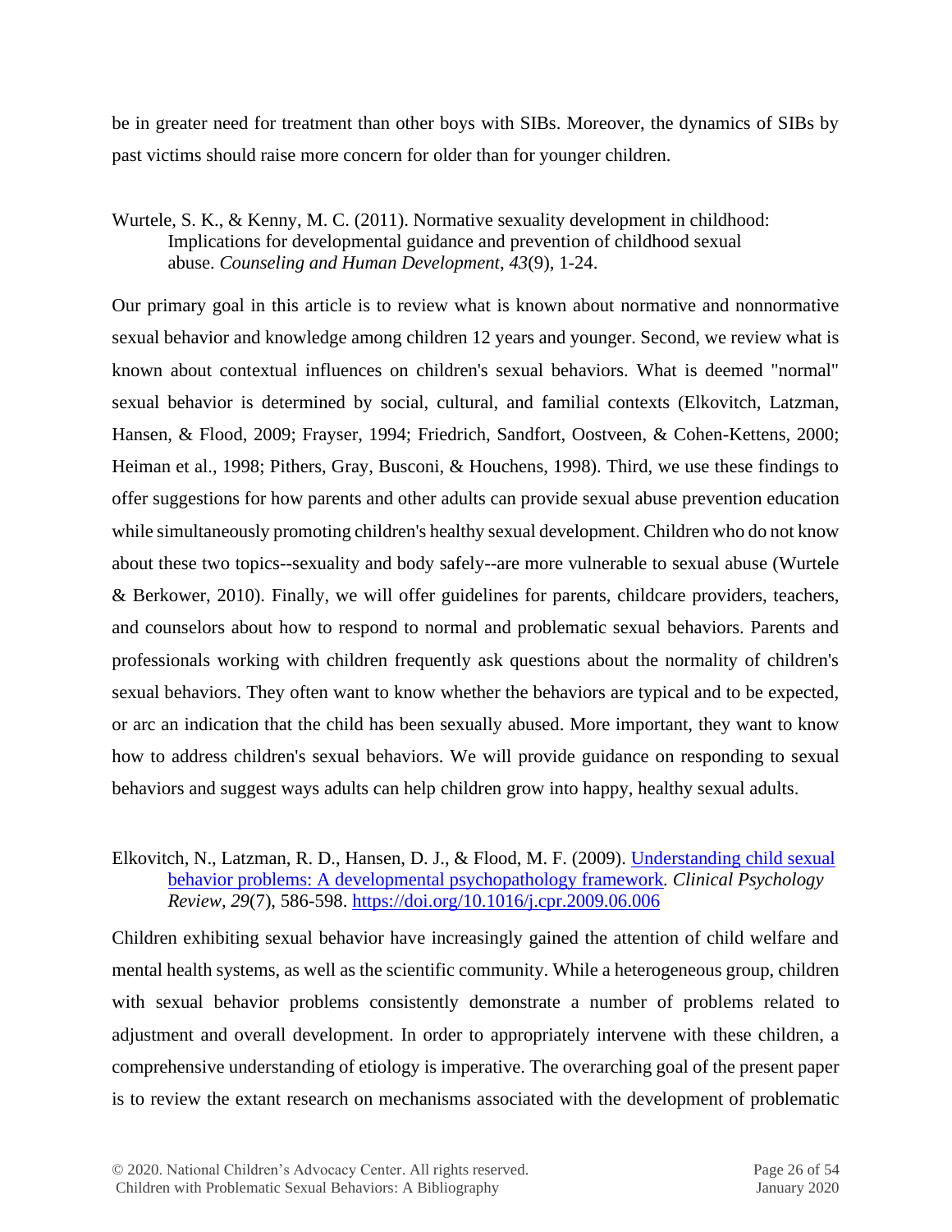be in greater need for treatment than other boys with SIBs. Moreover, the dynamics of SIBs by past victims should raise more concern for older than for younger children.

Wurtele, S. K., & Kenny, M. C. (2011). Normative sexuality development in childhood: Implications for developmental guidance and prevention of childhood sexual abuse. *Counseling and Human Development*, *43*(9), 1-24.

Our primary goal in this article is to review what is known about normative and nonnormative sexual behavior and knowledge among children 12 years and younger. Second, we review what is known about contextual influences on children's sexual behaviors. What is deemed "normal" sexual behavior is determined by social, cultural, and familial contexts (Elkovitch, Latzman, Hansen, & Flood, 2009; Frayser, 1994; Friedrich, Sandfort, Oostveen, & Cohen-Kettens, 2000; Heiman et al., 1998; Pithers, Gray, Busconi, & Houchens, 1998). Third, we use these findings to offer suggestions for how parents and other adults can provide sexual abuse prevention education while simultaneously promoting children's healthy sexual development. Children who do not know about these two topics--sexuality and body safely--are more vulnerable to sexual abuse (Wurtele & Berkower, 2010). Finally, we will offer guidelines for parents, childcare providers, teachers, and counselors about how to respond to normal and problematic sexual behaviors. Parents and professionals working with children frequently ask questions about the normality of children's sexual behaviors. They often want to know whether the behaviors are typical and to be expected, or arc an indication that the child has been sexually abused. More important, they want to know how to address children's sexual behaviors. We will provide guidance on responding to sexual behaviors and suggest ways adults can help children grow into happy, healthy sexual adults.

Elkovitch, N., Latzman, R. D., Hansen, D. J., & Flood, M. F. (2009). [Understanding child sexual behavior problems: A developmental psychopathology framework](https://doi.org/10.1016/j.cpr.2009.06.006). *Clinical Psychology Review, 29*(7), 586-598. https://doi.org/10.1016/j.cpr.2009.06.006

Children exhibiting sexual behavior have increasingly gained the attention of child welfare and mental health systems, as well as the scientific community. While a heterogeneous group, children with sexual behavior problems consistently demonstrate a number of problems related to adjustment and overall development. In order to appropriately intervene with these children, a comprehensive understanding of etiology is imperative. The overarching goal of the present paper is to review the extant research on mechanisms associated with the development of problematic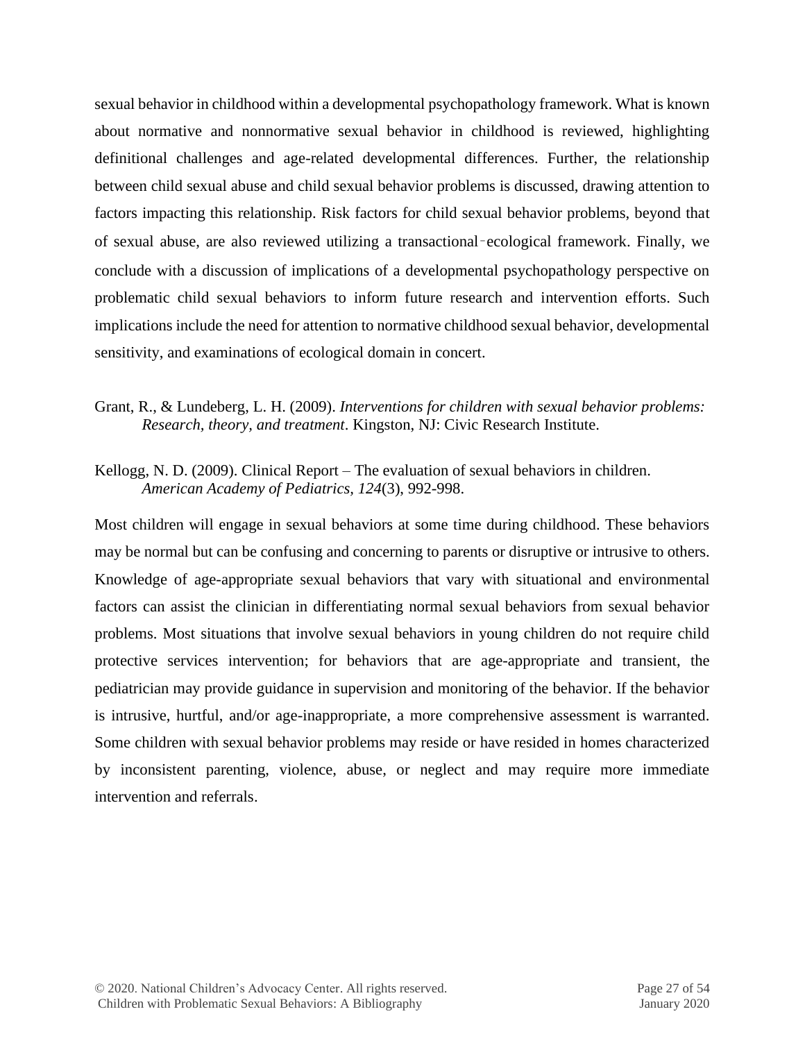sexual behavior in childhood within a developmental psychopathology framework. What is known about normative and nonnormative sexual behavior in childhood is reviewed, highlighting definitional challenges and age-related developmental differences. Further, the relationship between child sexual abuse and child sexual behavior problems is discussed, drawing attention to factors impacting this relationship. Risk factors for child sexual behavior problems, beyond that of sexual abuse, are also reviewed utilizing a transactional‐ecological framework. Finally, we conclude with a discussion of implications of a developmental psychopathology perspective on problematic child sexual behaviors to inform future research and intervention efforts. Such implications include the need for attention to normative childhood sexual behavior, developmental sensitivity, and examinations of ecological domain in concert.

Grant, R., & Lundeberg, L. H. (2009). *Interventions for children with sexual behavior problems: Research, theory, and treatment*. Kingston, NJ: Civic Research Institute.

Kellogg, N. D. (2009). Clinical Report – The evaluation of sexual behaviors in children. *American Academy of Pediatrics, 124*(3), 992-998.

Most children will engage in sexual behaviors at some time during childhood. These behaviors may be normal but can be confusing and concerning to parents or disruptive or intrusive to others. Knowledge of age-appropriate sexual behaviors that vary with situational and environmental factors can assist the clinician in differentiating normal sexual behaviors from sexual behavior problems. Most situations that involve sexual behaviors in young children do not require child protective services intervention; for behaviors that are age-appropriate and transient, the pediatrician may provide guidance in supervision and monitoring of the behavior. If the behavior is intrusive, hurtful, and/or age-inappropriate, a more comprehensive assessment is warranted. Some children with sexual behavior problems may reside or have resided in homes characterized by inconsistent parenting, violence, abuse, or neglect and may require more immediate intervention and referrals.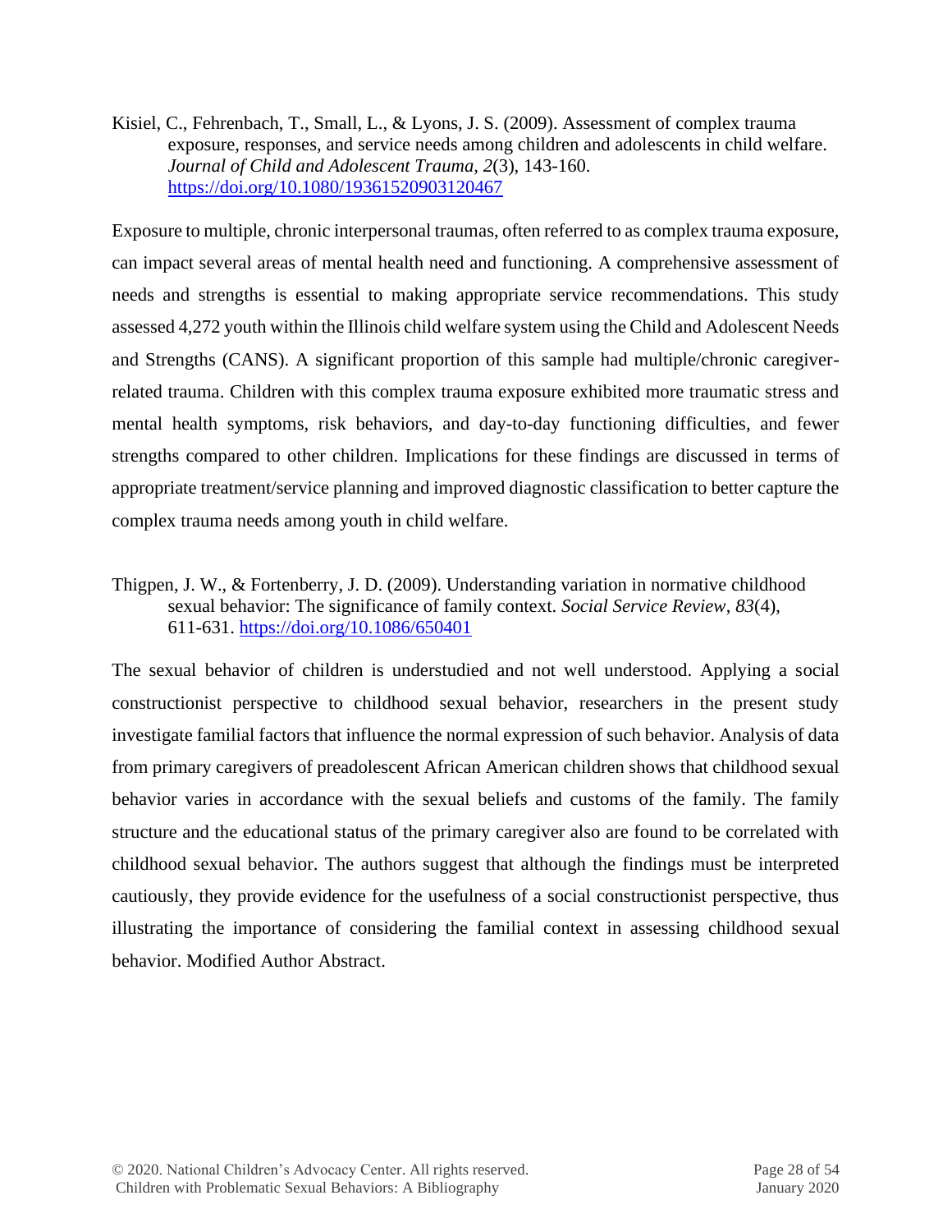Kisiel, C., Fehrenbach, T., Small, L., & Lyons, J. S. (2009). Assessment of complex trauma exposure, responses, and service needs among children and adolescents in child welfare. *Journal of Child and Adolescent Trauma, 2*(3), 143-160. https://doi.org/10.1080/19361520903120467

Exposure to multiple, chronic interpersonal traumas, often referred to as complex trauma exposure, can impact several areas of mental health need and functioning. A comprehensive assessment of needs and strengths is essential to making appropriate service recommendations. This study assessed 4,272 youth within the Illinois child welfare system using the Child and Adolescent Needs and Strengths (CANS). A significant proportion of this sample had multiple/chronic caregiver-related trauma. Children with this complex trauma exposure exhibited more traumatic stress and mental health symptoms, risk behaviors, and day-to-day functioning difficulties, and fewer strengths compared to other children. Implications for these findings are discussed in terms of appropriate treatment/service planning and improved diagnostic classification to better capture the complex trauma needs among youth in child welfare.

Thigpen, J. W., & Fortenberry, J. D. (2009). Understanding variation in normative childhood sexual behavior: The significance of family context. *Social Service Review*, *83*(4), 611-631. https://doi.org/10.1086/650401

The sexual behavior of children is understudied and not well understood. Applying a social constructionist perspective to childhood sexual behavior, researchers in the present study investigate familial factors that influence the normal expression of such behavior. Analysis of data from primary caregivers of preadolescent African American children shows that childhood sexual behavior varies in accordance with the sexual beliefs and customs of the family. The family structure and the educational status of the primary caregiver also are found to be correlated with childhood sexual behavior. The authors suggest that although the findings must be interpreted cautiously, they provide evidence for the usefulness of a social constructionist perspective, thus illustrating the importance of considering the familial context in assessing childhood sexual behavior. Modified Author Abstract.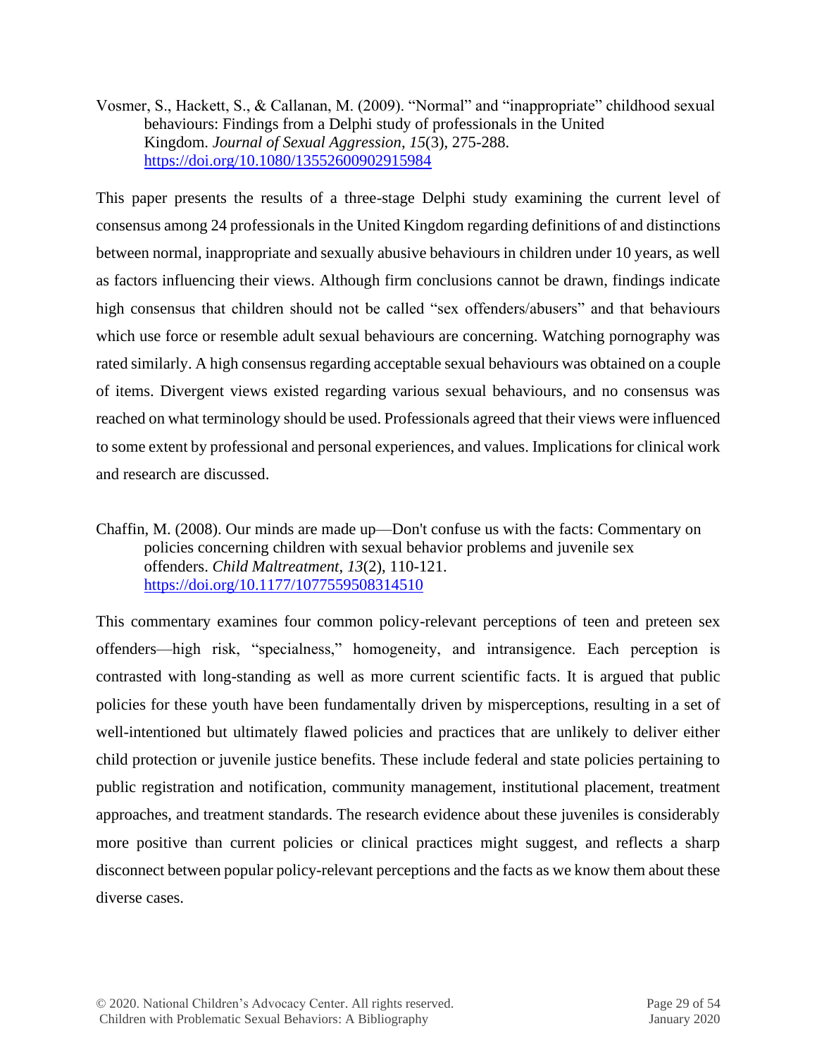Vosmer, S., Hackett, S., & Callanan, M. (2009). "Normal" and "inappropriate" childhood sexual behaviours: Findings from a Delphi study of professionals in the United Kingdom. *Journal of Sexual Aggression*, *15*(3), 275-288. https://doi.org/10.1080/13552600902915984

This paper presents the results of a three-stage Delphi study examining the current level of consensus among 24 professionals in the United Kingdom regarding definitions of and distinctions between normal, inappropriate and sexually abusive behaviours in children under 10 years, as well as factors influencing their views. Although firm conclusions cannot be drawn, findings indicate high consensus that children should not be called "sex offenders/abusers" and that behaviours which use force or resemble adult sexual behaviours are concerning. Watching pornography was rated similarly. A high consensus regarding acceptable sexual behaviours was obtained on a couple of items. Divergent views existed regarding various sexual behaviours, and no consensus was reached on what terminology should be used. Professionals agreed that their views were influenced to some extent by professional and personal experiences, and values. Implications for clinical work and research are discussed.

Chaffin, M. (2008). Our minds are made up—Don't confuse us with the facts: Commentary on policies concerning children with sexual behavior problems and juvenile sex offenders. *Child Maltreatment*, *13*(2), 110-121. https://doi.org/10.1177/1077559508314510

This commentary examines four common policy-relevant perceptions of teen and preteen sex offenders—high risk, "specialness," homogeneity, and intransigence. Each perception is contrasted with long-standing as well as more current scientific facts. It is argued that public policies for these youth have been fundamentally driven by misperceptions, resulting in a set of well-intentioned but ultimately flawed policies and practices that are unlikely to deliver either child protection or juvenile justice benefits. These include federal and state policies pertaining to public registration and notification, community management, institutional placement, treatment approaches, and treatment standards. The research evidence about these juveniles is considerably more positive than current policies or clinical practices might suggest, and reflects a sharp disconnect between popular policy-relevant perceptions and the facts as we know them about these diverse cases.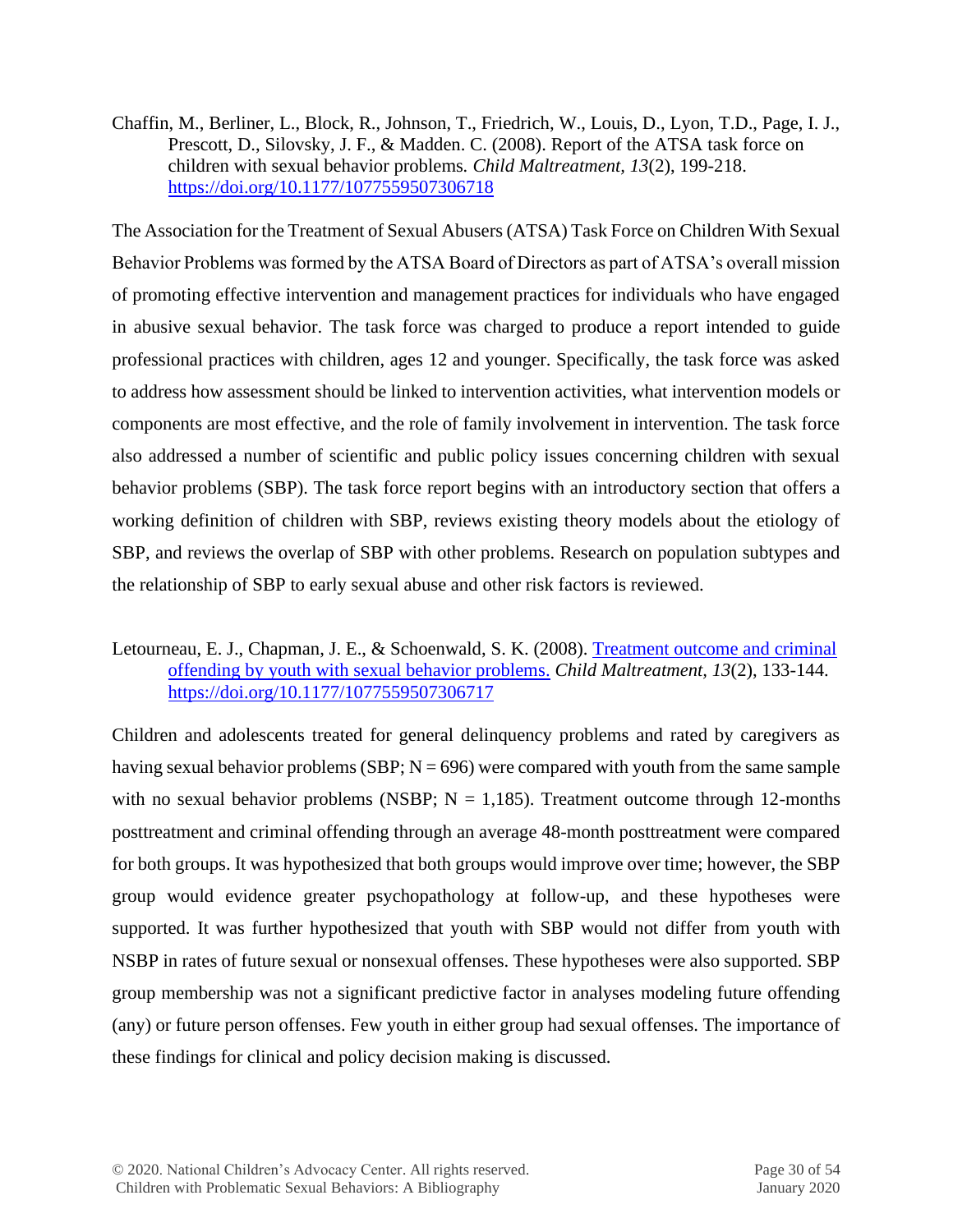Chaffin, M., Berliner, L., Block, R., Johnson, T., Friedrich, W., Louis, D., Lyon, T.D., Page, I. J., Prescott, D., Silovsky, J. F., & Madden. C. (2008). Report of the ATSA task force on children with sexual behavior problems. *Child Maltreatment*, *13*(2), 199-218. [https://doi.org/10.1177/1077559507306718](https://doi.org/10.1177/1077559507306718)

The Association for the Treatment of Sexual Abusers (ATSA) Task Force on Children With Sexual Behavior Problems was formed by the ATSA Board of Directors as part of ATSA's overall mission of promoting effective intervention and management practices for individuals who have engaged in abusive sexual behavior. The task force was charged to produce a report intended to guide professional practices with children, ages 12 and younger. Specifically, the task force was asked to address how assessment should be linked to intervention activities, what intervention models or components are most effective, and the role of family involvement in intervention. The task force also addressed a number of scientific and public policy issues concerning children with sexual behavior problems (SBP). The task force report begins with an introductory section that offers a working definition of children with SBP, reviews existing theory models about the etiology of SBP, and reviews the overlap of SBP with other problems. Research on population subtypes and the relationship of SBP to early sexual abuse and other risk factors is reviewed.

Letourneau, E. J., Chapman, J. E., & Schoenwald, S. K. (2008). [Treatment outcome and criminal offending by youth with sexual behavior problems.](https://doi.org/10.1177/1077559507306717) *Child Maltreatment*, *13*(2), 133-144. [https://doi.org/10.1177/1077559507306717](https://doi.org/10.1177/1077559507306717)

Children and adolescents treated for general delinquency problems and rated by caregivers as having sexual behavior problems (SBP; N = 696) were compared with youth from the same sample with no sexual behavior problems (NSBP; N = 1,185). Treatment outcome through 12-months posttreatment and criminal offending through an average 48-month posttreatment were compared for both groups. It was hypothesized that both groups would improve over time; however, the SBP group would evidence greater psychopathology at follow-up, and these hypotheses were supported. It was further hypothesized that youth with SBP would not differ from youth with NSBP in rates of future sexual or nonsexual offenses. These hypotheses were also supported. SBP group membership was not a significant predictive factor in analyses modeling future offending (any) or future person offenses. Few youth in either group had sexual offenses. The importance of these findings for clinical and policy decision making is discussed.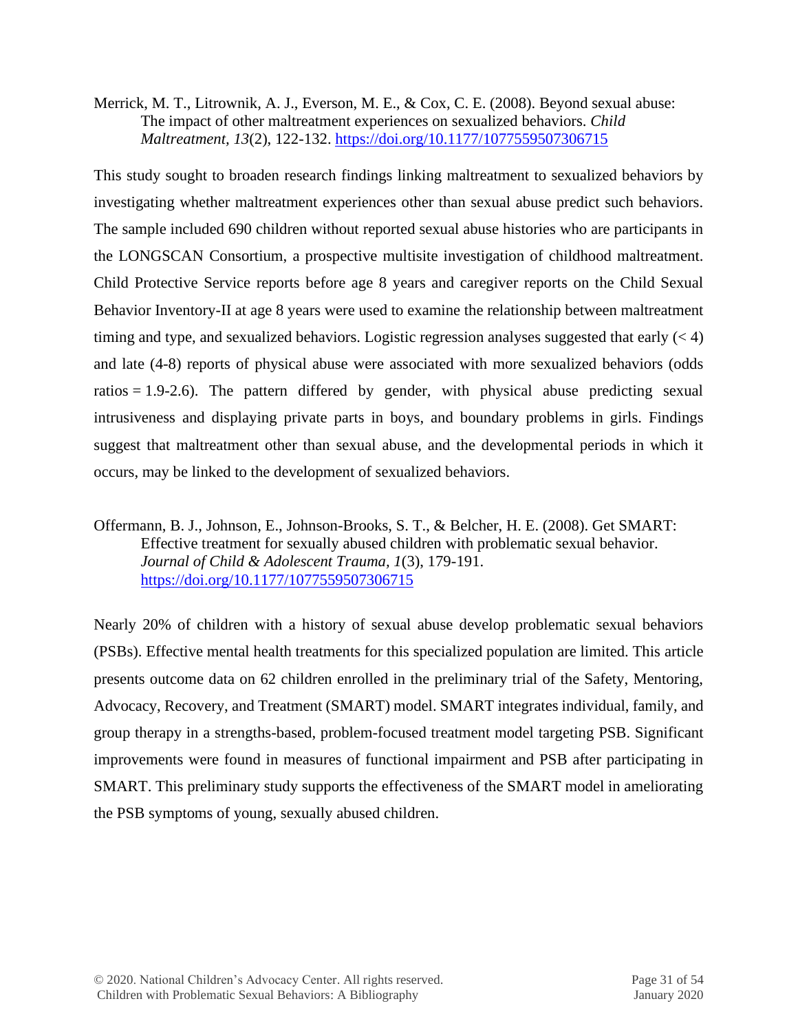Merrick, M. T., Litrownik, A. J., Everson, M. E., & Cox, C. E. (2008). Beyond sexual abuse: The impact of other maltreatment experiences on sexualized behaviors. *Child Maltreatment, 13*(2), 122-132. https://doi.org/10.1177/1077559507306715

This study sought to broaden research findings linking maltreatment to sexualized behaviors by investigating whether maltreatment experiences other than sexual abuse predict such behaviors. The sample included 690 children without reported sexual abuse histories who are participants in the LONGSCAN Consortium, a prospective multisite investigation of childhood maltreatment. Child Protective Service reports before age 8 years and caregiver reports on the Child Sexual Behavior Inventory-II at age 8 years were used to examine the relationship between maltreatment timing and type, and sexualized behaviors. Logistic regression analyses suggested that early (< 4) and late (4-8) reports of physical abuse were associated with more sexualized behaviors (odds ratios = 1.9-2.6). The pattern differed by gender, with physical abuse predicting sexual intrusiveness and displaying private parts in boys, and boundary problems in girls. Findings suggest that maltreatment other than sexual abuse, and the developmental periods in which it occurs, may be linked to the development of sexualized behaviors.

Offermann, B. J., Johnson, E., Johnson-Brooks, S. T., & Belcher, H. E. (2008). Get SMART: Effective treatment for sexually abused children with problematic sexual behavior. *Journal of Child & Adolescent Trauma, 1*(3), 179-191. https://doi.org/10.1177/1077559507306715

Nearly 20% of children with a history of sexual abuse develop problematic sexual behaviors (PSBs). Effective mental health treatments for this specialized population are limited. This article presents outcome data on 62 children enrolled in the preliminary trial of the Safety, Mentoring, Advocacy, Recovery, and Treatment (SMART) model. SMART integrates individual, family, and group therapy in a strengths-based, problem-focused treatment model targeting PSB. Significant improvements were found in measures of functional impairment and PSB after participating in SMART. This preliminary study supports the effectiveness of the SMART model in ameliorating the PSB symptoms of young, sexually abused children.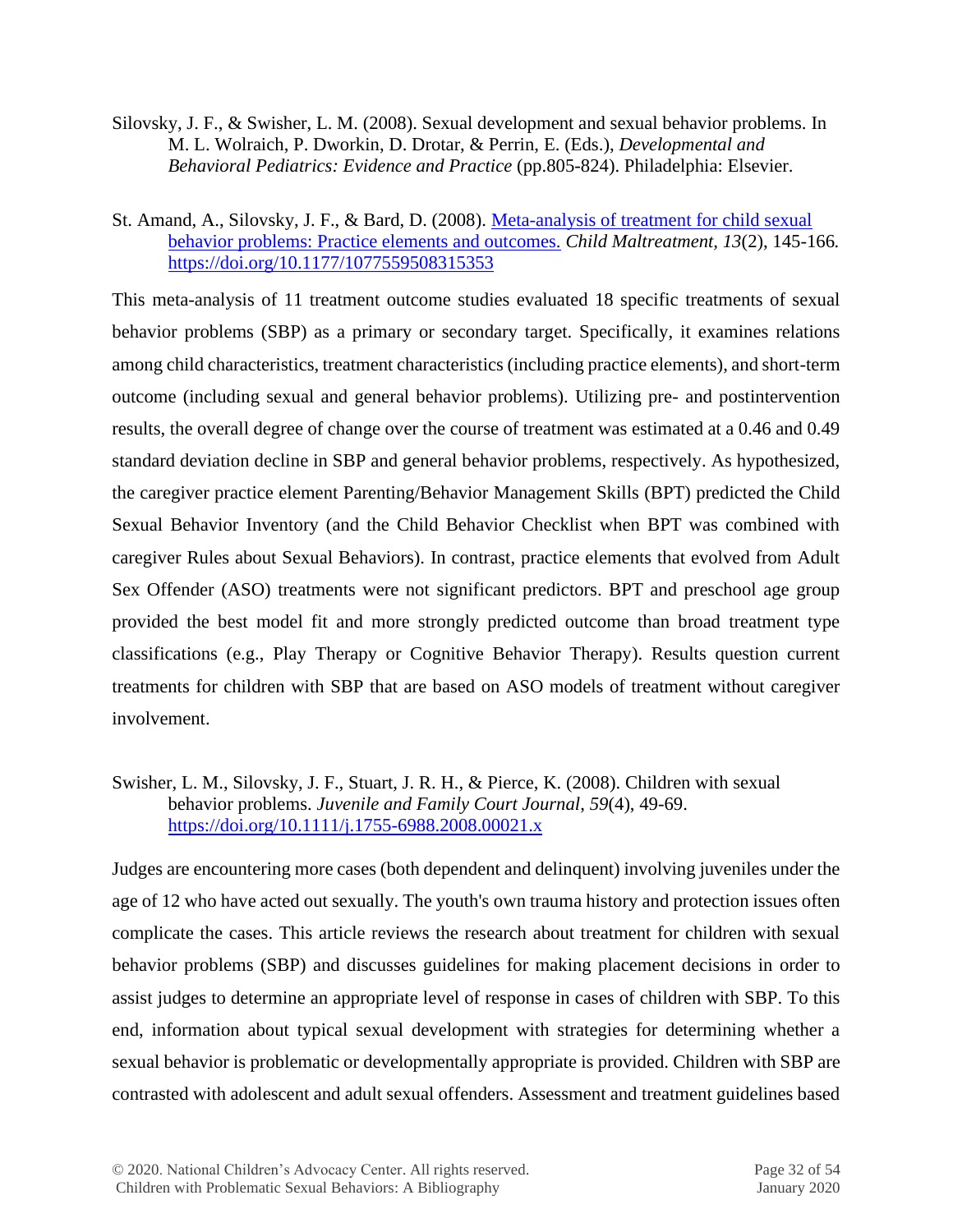Silovsky, J. F., & Swisher, L. M. (2008). Sexual development and sexual behavior problems. In M. L. Wolraich, P. Dworkin, D. Drotar, & Perrin, E. (Eds.), *Developmental and Behavioral Pediatrics: Evidence and Practice* (pp.805-824). Philadelphia: Elsevier.

St. Amand, A., Silovsky, J. F., & Bard, D. (2008). [Meta-analysis of treatment for child sexual behavior problems: Practice elements and outcomes.](https://doi.org/10.1177/1077559508315353) *Child Maltreatment, 13*(2), 145-166. https://doi.org/10.1177/1077559508315353

This meta-analysis of 11 treatment outcome studies evaluated 18 specific treatments of sexual behavior problems (SBP) as a primary or secondary target. Specifically, it examines relations among child characteristics, treatment characteristics (including practice elements), and short-term outcome (including sexual and general behavior problems). Utilizing pre- and postintervention results, the overall degree of change over the course of treatment was estimated at a 0.46 and 0.49 standard deviation decline in SBP and general behavior problems, respectively. As hypothesized, the caregiver practice element Parenting/Behavior Management Skills (BPT) predicted the Child Sexual Behavior Inventory (and the Child Behavior Checklist when BPT was combined with caregiver Rules about Sexual Behaviors). In contrast, practice elements that evolved from Adult Sex Offender (ASO) treatments were not significant predictors. BPT and preschool age group provided the best model fit and more strongly predicted outcome than broad treatment type classifications (e.g., Play Therapy or Cognitive Behavior Therapy). Results question current treatments for children with SBP that are based on ASO models of treatment without caregiver involvement.

Swisher, L. M., Silovsky, J. F., Stuart, J. R. H., & Pierce, K. (2008). Children with sexual behavior problems. *Juvenile and Family Court Journal*, *59*(4), 49-69. https://doi.org/10.1111/j.1755-6988.2008.00021.x

Judges are encountering more cases (both dependent and delinquent) involving juveniles under the age of 12 who have acted out sexually. The youth's own trauma history and protection issues often complicate the cases. This article reviews the research about treatment for children with sexual behavior problems (SBP) and discusses guidelines for making placement decisions in order to assist judges to determine an appropriate level of response in cases of children with SBP. To this end, information about typical sexual development with strategies for determining whether a sexual behavior is problematic or developmentally appropriate is provided. Children with SBP are contrasted with adolescent and adult sexual offenders. Assessment and treatment guidelines based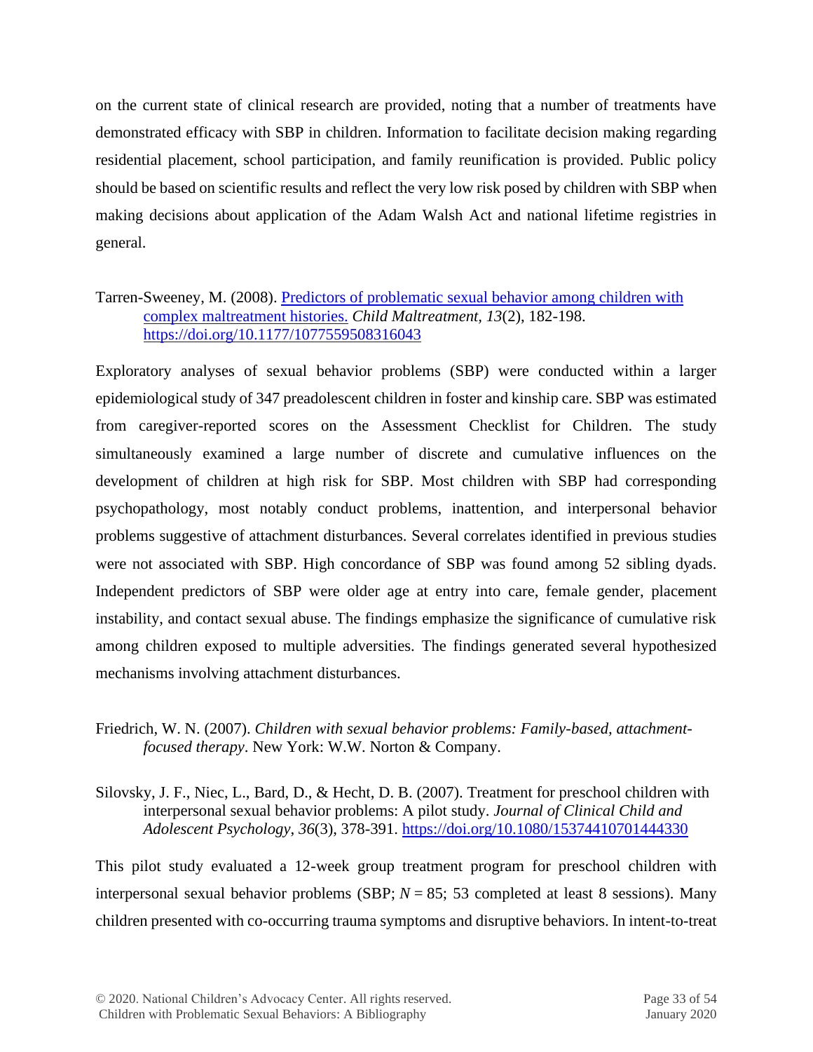on the current state of clinical research are provided, noting that a number of treatments have demonstrated efficacy with SBP in children. Information to facilitate decision making regarding residential placement, school participation, and family reunification is provided. Public policy should be based on scientific results and reflect the very low risk posed by children with SBP when making decisions about application of the Adam Walsh Act and national lifetime registries in general.

Tarren-Sweeney, M. (2008). [Predictors of problematic sexual behavior among children with complex maltreatment histories.](https://doi.org/10.1177/1077559508316043) *Child Maltreatment*, *13*(2), 182-198. https://doi.org/10.1177/1077559508316043

Exploratory analyses of sexual behavior problems (SBP) were conducted within a larger epidemiological study of 347 preadolescent children in foster and kinship care. SBP was estimated from caregiver-reported scores on the Assessment Checklist for Children. The study simultaneously examined a large number of discrete and cumulative influences on the development of children at high risk for SBP. Most children with SBP had corresponding psychopathology, most notably conduct problems, inattention, and interpersonal behavior problems suggestive of attachment disturbances. Several correlates identified in previous studies were not associated with SBP. High concordance of SBP was found among 52 sibling dyads. Independent predictors of SBP were older age at entry into care, female gender, placement instability, and contact sexual abuse. The findings emphasize the significance of cumulative risk among children exposed to multiple adversities. The findings generated several hypothesized mechanisms involving attachment disturbances.

Friedrich, W. N. (2007). *Children with sexual behavior problems: Family-based, attachment-focused therapy*. New York: W.W. Norton & Company.

Silovsky, J. F., Niec, L., Bard, D., & Hecht, D. B. (2007). Treatment for preschool children with interpersonal sexual behavior problems: A pilot study. *Journal of Clinical Child and Adolescent Psychology*, *36*(3), 378-391. https://doi.org/10.1080/15374410701444330

This pilot study evaluated a 12-week group treatment program for preschool children with interpersonal sexual behavior problems (SBP; $N = 85$; 53 completed at least 8 sessions). Many children presented with co-occurring trauma symptoms and disruptive behaviors. In intent-to-treat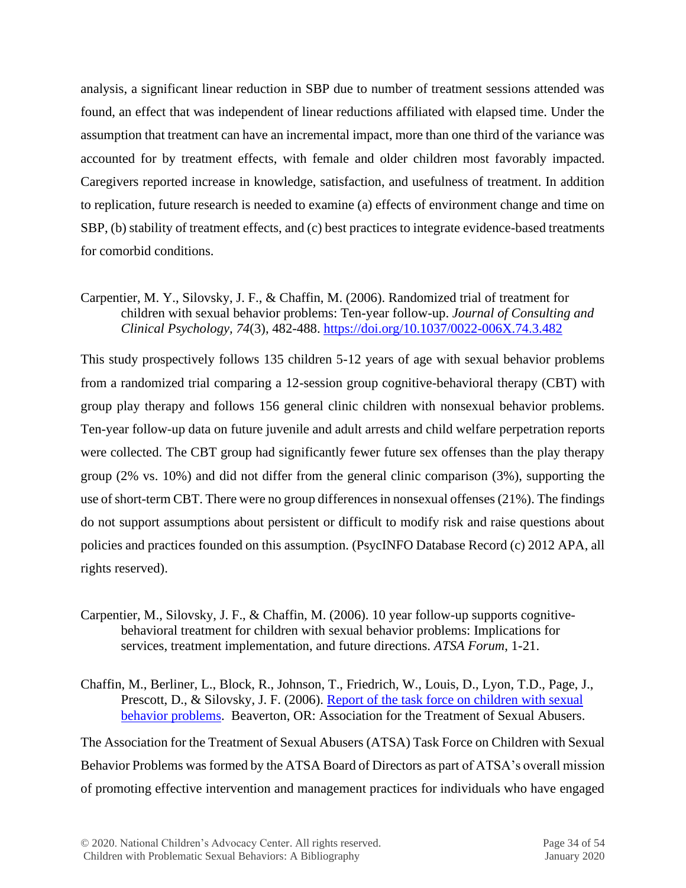analysis, a significant linear reduction in SBP due to number of treatment sessions attended was found, an effect that was independent of linear reductions affiliated with elapsed time. Under the assumption that treatment can have an incremental impact, more than one third of the variance was accounted for by treatment effects, with female and older children most favorably impacted. Caregivers reported increase in knowledge, satisfaction, and usefulness of treatment. In addition to replication, future research is needed to examine (a) effects of environment change and time on SBP, (b) stability of treatment effects, and (c) best practices to integrate evidence-based treatments for comorbid conditions.

Carpentier, M. Y., Silovsky, J. F., & Chaffin, M. (2006). Randomized trial of treatment for children with sexual behavior problems: Ten-year follow-up. *Journal of Consulting and Clinical Psychology, 74*(3), 482-488. [https://doi.org/10.1037/0022-006X.74.3.482](https://doi.org/10.1037/0022-006X.74.3.482)

This study prospectively follows 135 children 5-12 years of age with sexual behavior problems from a randomized trial comparing a 12-session group cognitive-behavioral therapy (CBT) with group play therapy and follows 156 general clinic children with nonsexual behavior problems. Ten-year follow-up data on future juvenile and adult arrests and child welfare perpetration reports were collected. The CBT group had significantly fewer future sex offenses than the play therapy group (2% vs. 10%) and did not differ from the general clinic comparison (3%), supporting the use of short-term CBT. There were no group differences in nonsexual offenses (21%). The findings do not support assumptions about persistent or difficult to modify risk and raise questions about policies and practices founded on this assumption. (PsycINFO Database Record (c) 2012 APA, all rights reserved).

Carpentier, M., Silovsky, J. F., & Chaffin, M. (2006). 10 year follow-up supports cognitive-behavioral treatment for children with sexual behavior problems: Implications for services, treatment implementation, and future directions. *ATSA Forum*, 1-21.

Chaffin, M., Berliner, L., Block, R., Johnson, T., Friedrich, W., Louis, D., Lyon, T.D., Page, J., Prescott, D., & Silovsky, J. F. (2006). Report of the task force on children with sexual behavior problems. Beaverton, OR: Association for the Treatment of Sexual Abusers.

The Association for the Treatment of Sexual Abusers (ATSA) Task Force on Children with Sexual Behavior Problems was formed by the ATSA Board of Directors as part of ATSA's overall mission of promoting effective intervention and management practices for individuals who have engaged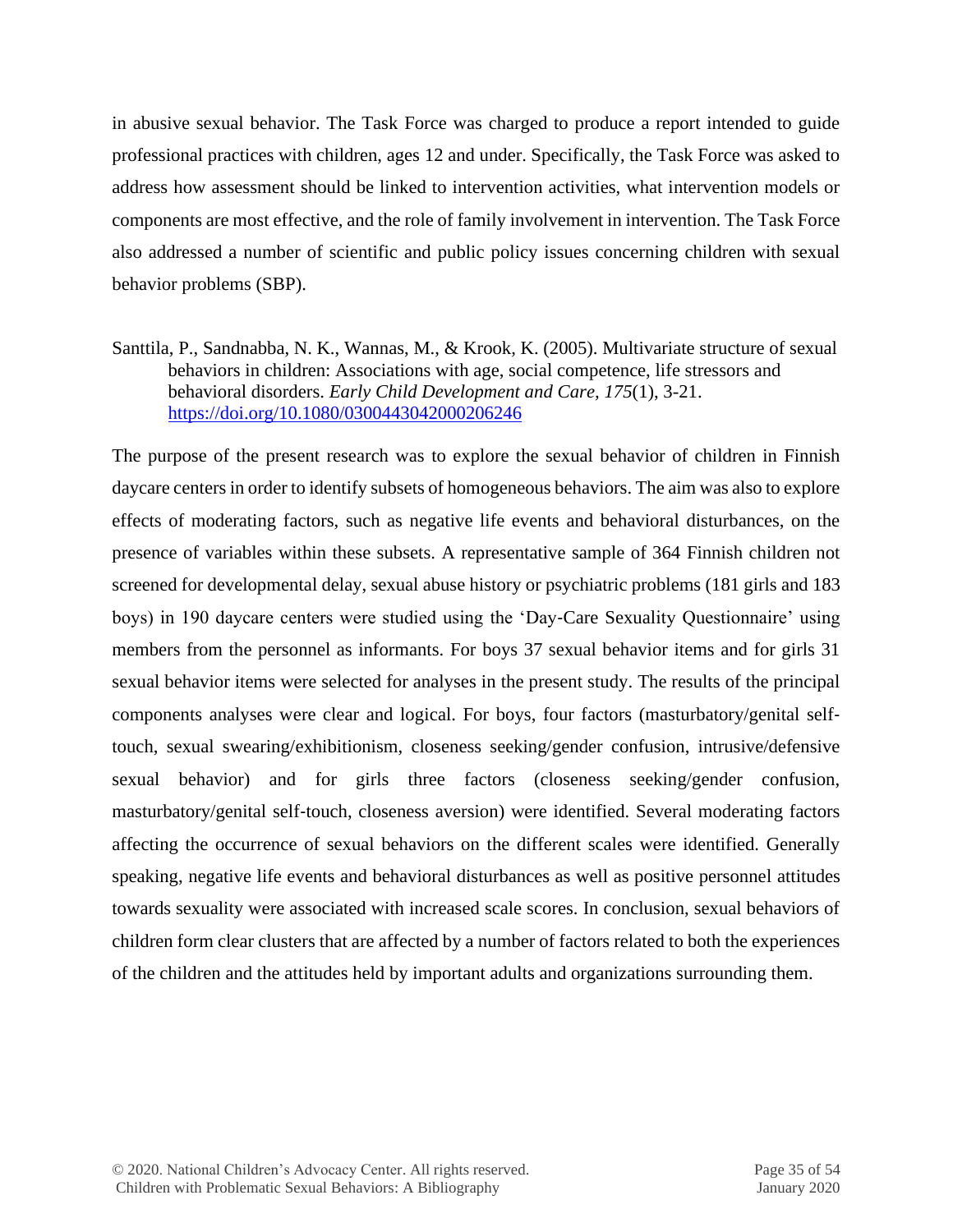in abusive sexual behavior. The Task Force was charged to produce a report intended to guide professional practices with children, ages 12 and under. Specifically, the Task Force was asked to address how assessment should be linked to intervention activities, what intervention models or components are most effective, and the role of family involvement in intervention. The Task Force also addressed a number of scientific and public policy issues concerning children with sexual behavior problems (SBP).

Santtila, P., Sandnabba, N. K., Wannas, M., & Krook, K. (2005). Multivariate structure of sexual behaviors in children: Associations with age, social competence, life stressors and behavioral disorders. *Early Child Development and Care, 175*(1), 3-21. https://doi.org/10.1080/0300443042000206246

The purpose of the present research was to explore the sexual behavior of children in Finnish daycare centers in order to identify subsets of homogeneous behaviors. The aim was also to explore effects of moderating factors, such as negative life events and behavioral disturbances, on the presence of variables within these subsets. A representative sample of 364 Finnish children not screened for developmental delay, sexual abuse history or psychiatric problems (181 girls and 183 boys) in 190 daycare centers were studied using the 'Day-Care Sexuality Questionnaire' using members from the personnel as informants. For boys 37 sexual behavior items and for girls 31 sexual behavior items were selected for analyses in the present study. The results of the principal components analyses were clear and logical. For boys, four factors (masturbatory/genital self-touch, sexual swearing/exhibitionism, closeness seeking/gender confusion, intrusive/defensive sexual behavior) and for girls three factors (closeness seeking/gender confusion, masturbatory/genital self-touch, closeness aversion) were identified. Several moderating factors affecting the occurrence of sexual behaviors on the different scales were identified. Generally speaking, negative life events and behavioral disturbances as well as positive personnel attitudes towards sexuality were associated with increased scale scores. In conclusion, sexual behaviors of children form clear clusters that are affected by a number of factors related to both the experiences of the children and the attitudes held by important adults and organizations surrounding them.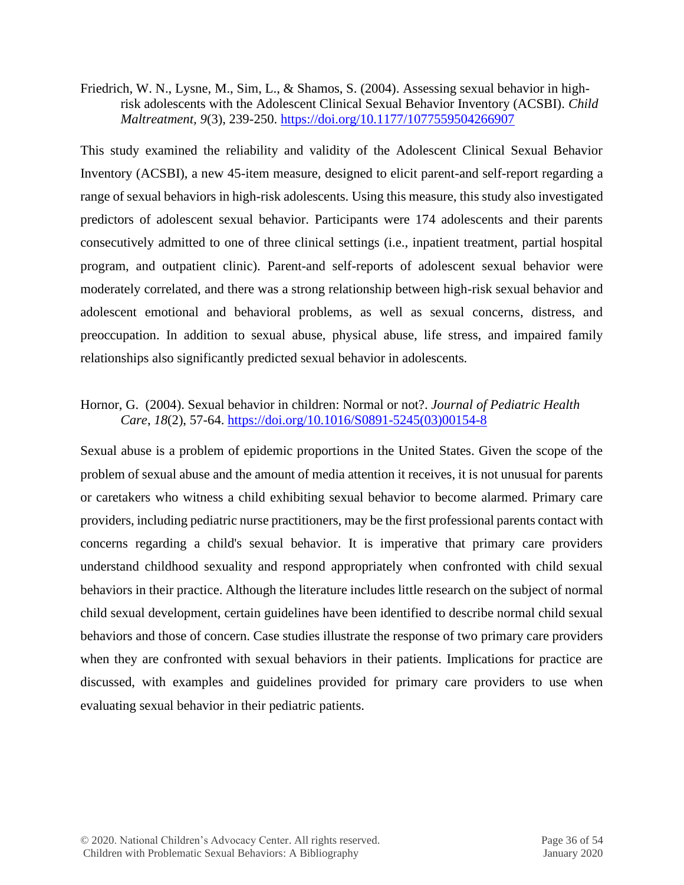Friedrich, W. N., Lysne, M., Sim, L., & Shamos, S. (2004). Assessing sexual behavior in high-risk adolescents with the Adolescent Clinical Sexual Behavior Inventory (ACSBI). *Child Maltreatment, 9*(3), 239-250. https://doi.org/10.1177/1077559504266907

This study examined the reliability and validity of the Adolescent Clinical Sexual Behavior Inventory (ACSBI), a new 45-item measure, designed to elicit parent-and self-report regarding a range of sexual behaviors in high-risk adolescents. Using this measure, this study also investigated predictors of adolescent sexual behavior. Participants were 174 adolescents and their parents consecutively admitted to one of three clinical settings (i.e., inpatient treatment, partial hospital program, and outpatient clinic). Parent-and self-reports of adolescent sexual behavior were moderately correlated, and there was a strong relationship between high-risk sexual behavior and adolescent emotional and behavioral problems, as well as sexual concerns, distress, and preoccupation. In addition to sexual abuse, physical abuse, life stress, and impaired family relationships also significantly predicted sexual behavior in adolescents.

Hornor, G. (2004). Sexual behavior in children: Normal or not?. *Journal of Pediatric Health Care, 18*(2), 57-64. https://doi.org/10.1016/S0891-5245(03)00154-8

Sexual abuse is a problem of epidemic proportions in the United States. Given the scope of the problem of sexual abuse and the amount of media attention it receives, it is not unusual for parents or caretakers who witness a child exhibiting sexual behavior to become alarmed. Primary care providers, including pediatric nurse practitioners, may be the first professional parents contact with concerns regarding a child's sexual behavior. It is imperative that primary care providers understand childhood sexuality and respond appropriately when confronted with child sexual behaviors in their practice. Although the literature includes little research on the subject of normal child sexual development, certain guidelines have been identified to describe normal child sexual behaviors and those of concern. Case studies illustrate the response of two primary care providers when they are confronted with sexual behaviors in their patients. Implications for practice are discussed, with examples and guidelines provided for primary care providers to use when evaluating sexual behavior in their pediatric patients.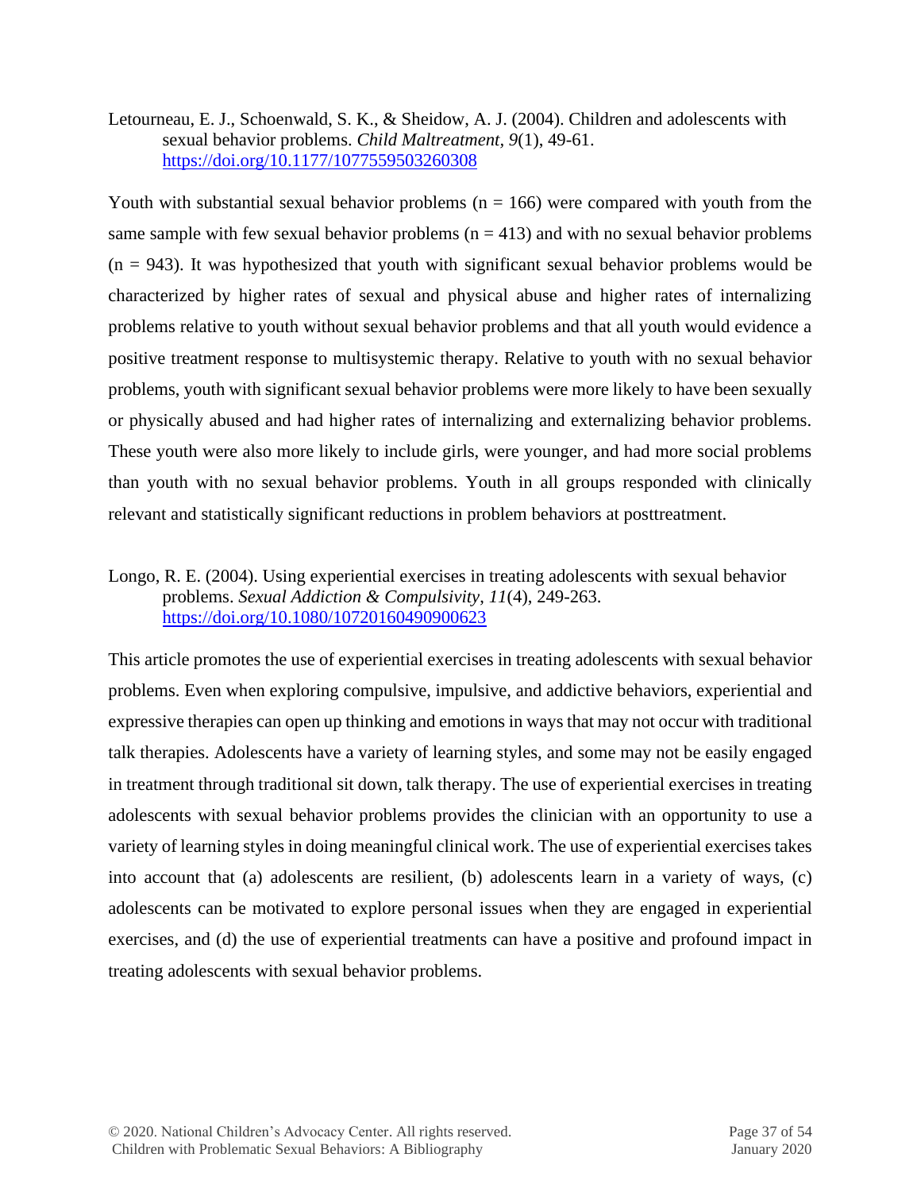Letourneau, E. J., Schoenwald, S. K., & Sheidow, A. J. (2004). Children and adolescents with sexual behavior problems. *Child Maltreatment, 9*(1), 49-61. https://doi.org/10.1177/1077559503260308

Youth with substantial sexual behavior problems (n = 166) were compared with youth from the same sample with few sexual behavior problems (n = 413) and with no sexual behavior problems (n = 943). It was hypothesized that youth with significant sexual behavior problems would be characterized by higher rates of sexual and physical abuse and higher rates of internalizing problems relative to youth without sexual behavior problems and that all youth would evidence a positive treatment response to multisystemic therapy. Relative to youth with no sexual behavior problems, youth with significant sexual behavior problems were more likely to have been sexually or physically abused and had higher rates of internalizing and externalizing behavior problems. These youth were also more likely to include girls, were younger, and had more social problems than youth with no sexual behavior problems. Youth in all groups responded with clinically relevant and statistically significant reductions in problem behaviors at posttreatment.

Longo, R. E. (2004). Using experiential exercises in treating adolescents with sexual behavior problems. *Sexual Addiction & Compulsivity, 11*(4), 249-263. https://doi.org/10.1080/10720160490900623

This article promotes the use of experiential exercises in treating adolescents with sexual behavior problems. Even when exploring compulsive, impulsive, and addictive behaviors, experiential and expressive therapies can open up thinking and emotions in ways that may not occur with traditional talk therapies. Adolescents have a variety of learning styles, and some may not be easily engaged in treatment through traditional sit down, talk therapy. The use of experiential exercises in treating adolescents with sexual behavior problems provides the clinician with an opportunity to use a variety of learning styles in doing meaningful clinical work. The use of experiential exercises takes into account that (a) adolescents are resilient, (b) adolescents learn in a variety of ways, (c) adolescents can be motivated to explore personal issues when they are engaged in experiential exercises, and (d) the use of experiential treatments can have a positive and profound impact in treating adolescents with sexual behavior problems.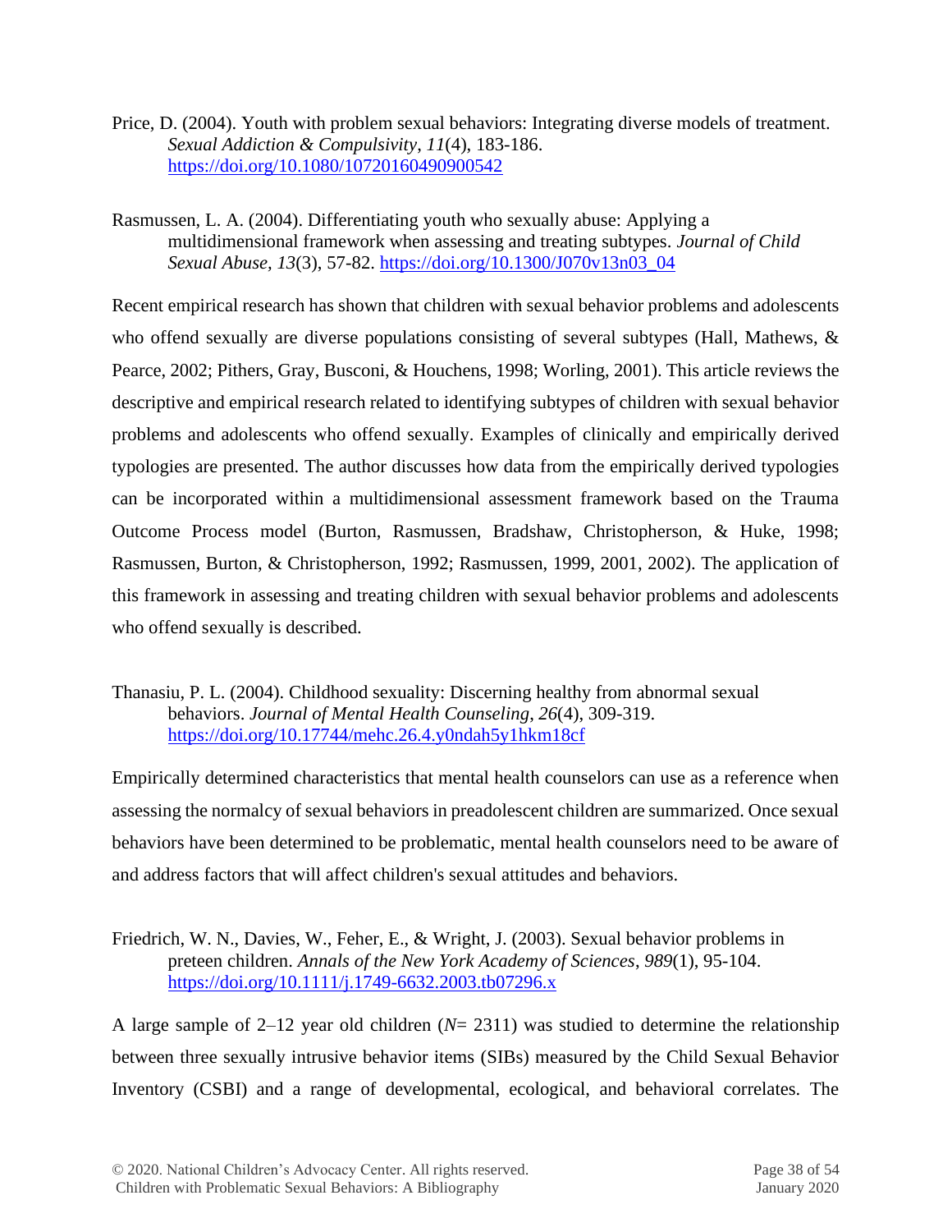Price, D. (2004). Youth with problem sexual behaviors: Integrating diverse models of treatment. *Sexual Addiction & Compulsivity*, *11*(4), 183-186. https://doi.org/10.1080/10720160490900542

Rasmussen, L. A. (2004). Differentiating youth who sexually abuse: Applying a multidimensional framework when assessing and treating subtypes. *Journal of Child Sexual Abuse, 13*(3), 57-82. https://doi.org/10.1300/J070v13n03_04

Recent empirical research has shown that children with sexual behavior problems and adolescents who offend sexually are diverse populations consisting of several subtypes (Hall, Mathews, & Pearce, 2002; Pithers, Gray, Busconi, & Houchens, 1998; Worling, 2001). This article reviews the descriptive and empirical research related to identifying subtypes of children with sexual behavior problems and adolescents who offend sexually. Examples of clinically and empirically derived typologies are presented. The author discusses how data from the empirically derived typologies can be incorporated within a multidimensional assessment framework based on the Trauma Outcome Process model (Burton, Rasmussen, Bradshaw, Christopherson, & Huke, 1998; Rasmussen, Burton, & Christopherson, 1992; Rasmussen, 1999, 2001, 2002). The application of this framework in assessing and treating children with sexual behavior problems and adolescents who offend sexually is described.

Thanasiu, P. L. (2004). Childhood sexuality: Discerning healthy from abnormal sexual behaviors. *Journal of Mental Health Counseling*, *26*(4), 309-319. https://doi.org/10.17744/mehc.26.4.y0ndah5y1hkm18cf

Empirically determined characteristics that mental health counselors can use as a reference when assessing the normalcy of sexual behaviors in preadolescent children are summarized. Once sexual behaviors have been determined to be problematic, mental health counselors need to be aware of and address factors that will affect children's sexual attitudes and behaviors.

Friedrich, W. N., Davies, W., Feher, E., & Wright, J. (2003). Sexual behavior problems in preteen children. *Annals of the New York Academy of Sciences*, *989*(1), 95-104. https://doi.org/10.1111/j.1749-6632.2003.tb07296.x

A large sample of 2–12 year old children (*N*= 2311) was studied to determine the relationship between three sexually intrusive behavior items (SIBs) measured by the Child Sexual Behavior Inventory (CSBI) and a range of developmental, ecological, and behavioral correlates. The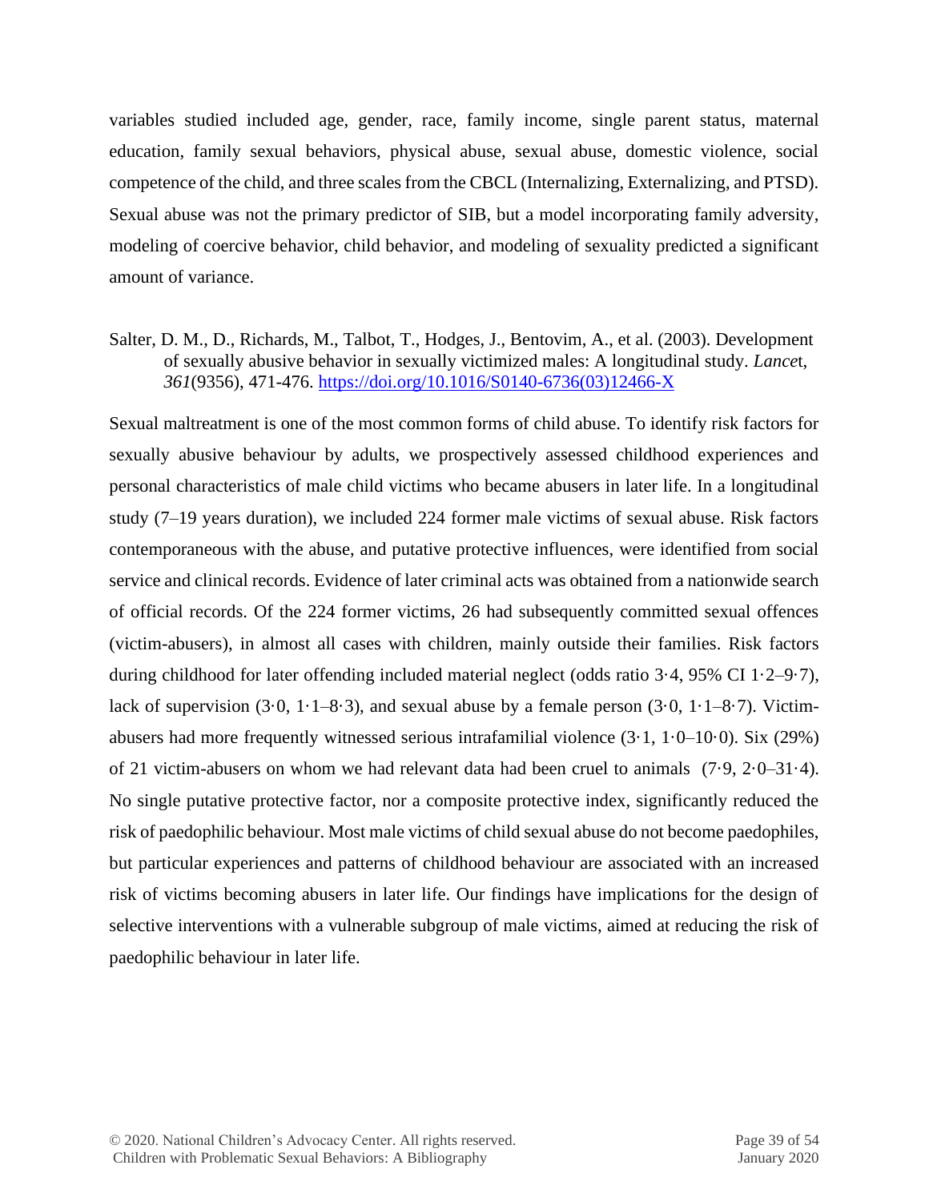variables studied included age, gender, race, family income, single parent status, maternal education, family sexual behaviors, physical abuse, sexual abuse, domestic violence, social competence of the child, and three scales from the CBCL (Internalizing, Externalizing, and PTSD). Sexual abuse was not the primary predictor of SIB, but a model incorporating family adversity, modeling of coercive behavior, child behavior, and modeling of sexuality predicted a significant amount of variance.

Salter, D. M., D., Richards, M., Talbot, T., Hodges, J., Bentovim, A., et al. (2003). Development of sexually abusive behavior in sexually victimized males: A longitudinal study. *Lance*t, *361*(9356), 471-476. https://doi.org/10.1016/S0140-6736(03)12466-X

Sexual maltreatment is one of the most common forms of child abuse. To identify risk factors for sexually abusive behaviour by adults, we prospectively assessed childhood experiences and personal characteristics of male child victims who became abusers in later life. In a longitudinal study (7–19 years duration), we included 224 former male victims of sexual abuse. Risk factors contemporaneous with the abuse, and putative protective influences, were identified from social service and clinical records. Evidence of later criminal acts was obtained from a nationwide search of official records. Of the 224 former victims, 26 had subsequently committed sexual offences (victim-abusers), in almost all cases with children, mainly outside their families. Risk factors during childhood for later offending included material neglect (odds ratio 3·4, 95% CI 1·2–9·7), lack of supervision (3·0, 1·1–8·3), and sexual abuse by a female person (3·0, 1·1–8·7). Victim-abusers had more frequently witnessed serious intrafamilial violence (3·1, 1·0–10·0). Six (29%) of 21 victim-abusers on whom we had relevant data had been cruel to animals (7·9, 2·0–31·4). No single putative protective factor, nor a composite protective index, significantly reduced the risk of paedophilic behaviour. Most male victims of child sexual abuse do not become paedophiles, but particular experiences and patterns of childhood behaviour are associated with an increased risk of victims becoming abusers in later life. Our findings have implications for the design of selective interventions with a vulnerable subgroup of male victims, aimed at reducing the risk of paedophilic behaviour in later life.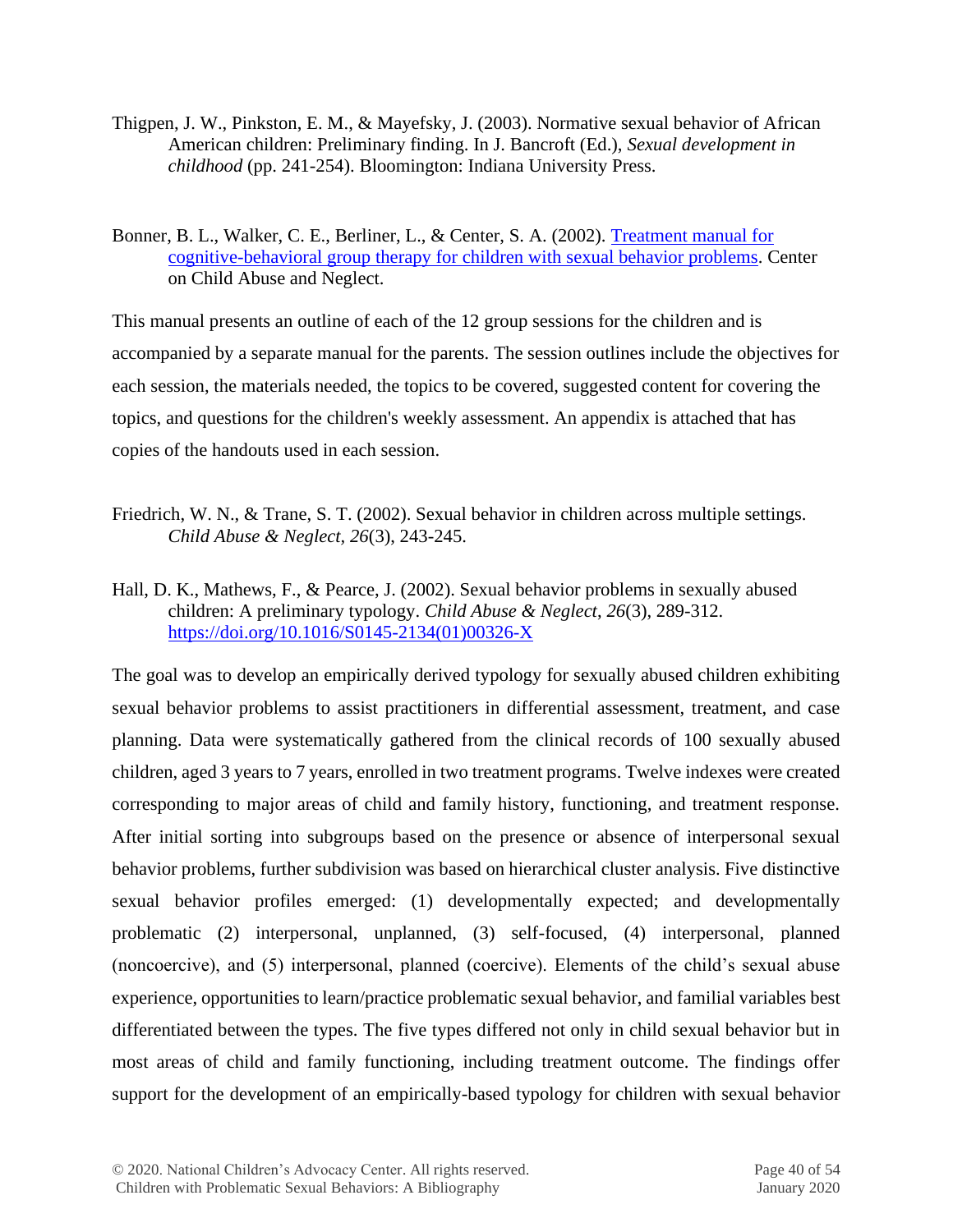Thigpen, J. W., Pinkston, E. M., & Mayefsky, J. (2003). Normative sexual behavior of African American children: Preliminary finding. In J. Bancroft (Ed.), *Sexual development in childhood* (pp. 241-254). Bloomington: Indiana University Press.

Bonner, B. L., Walker, C. E., Berliner, L., & Center, S. A. (2002). [Treatment manual for cognitive-behavioral group therapy for children with sexual behavior problems](). Center on Child Abuse and Neglect.

This manual presents an outline of each of the 12 group sessions for the children and is accompanied by a separate manual for the parents. The session outlines include the objectives for each session, the materials needed, the topics to be covered, suggested content for covering the topics, and questions for the children's weekly assessment. An appendix is attached that has copies of the handouts used in each session.

Friedrich, W. N., & Trane, S. T. (2002). Sexual behavior in children across multiple settings. *Child Abuse & Neglect, 26*(3), 243-245.

Hall, D. K., Mathews, F., & Pearce, J. (2002). Sexual behavior problems in sexually abused children: A preliminary typology. *Child Abuse & Neglect, 26*(3), 289-312. https://doi.org/10.1016/S0145-2134(01)00326-X

The goal was to develop an empirically derived typology for sexually abused children exhibiting sexual behavior problems to assist practitioners in differential assessment, treatment, and case planning. Data were systematically gathered from the clinical records of 100 sexually abused children, aged 3 years to 7 years, enrolled in two treatment programs. Twelve indexes were created corresponding to major areas of child and family history, functioning, and treatment response. After initial sorting into subgroups based on the presence or absence of interpersonal sexual behavior problems, further subdivision was based on hierarchical cluster analysis. Five distinctive sexual behavior profiles emerged: (1) developmentally expected; and developmentally problematic (2) interpersonal, unplanned, (3) self-focused, (4) interpersonal, planned (noncoercive), and (5) interpersonal, planned (coercive). Elements of the child's sexual abuse experience, opportunities to learn/practice problematic sexual behavior, and familial variables best differentiated between the types. The five types differed not only in child sexual behavior but in most areas of child and family functioning, including treatment outcome. The findings offer support for the development of an empirically-based typology for children with sexual behavior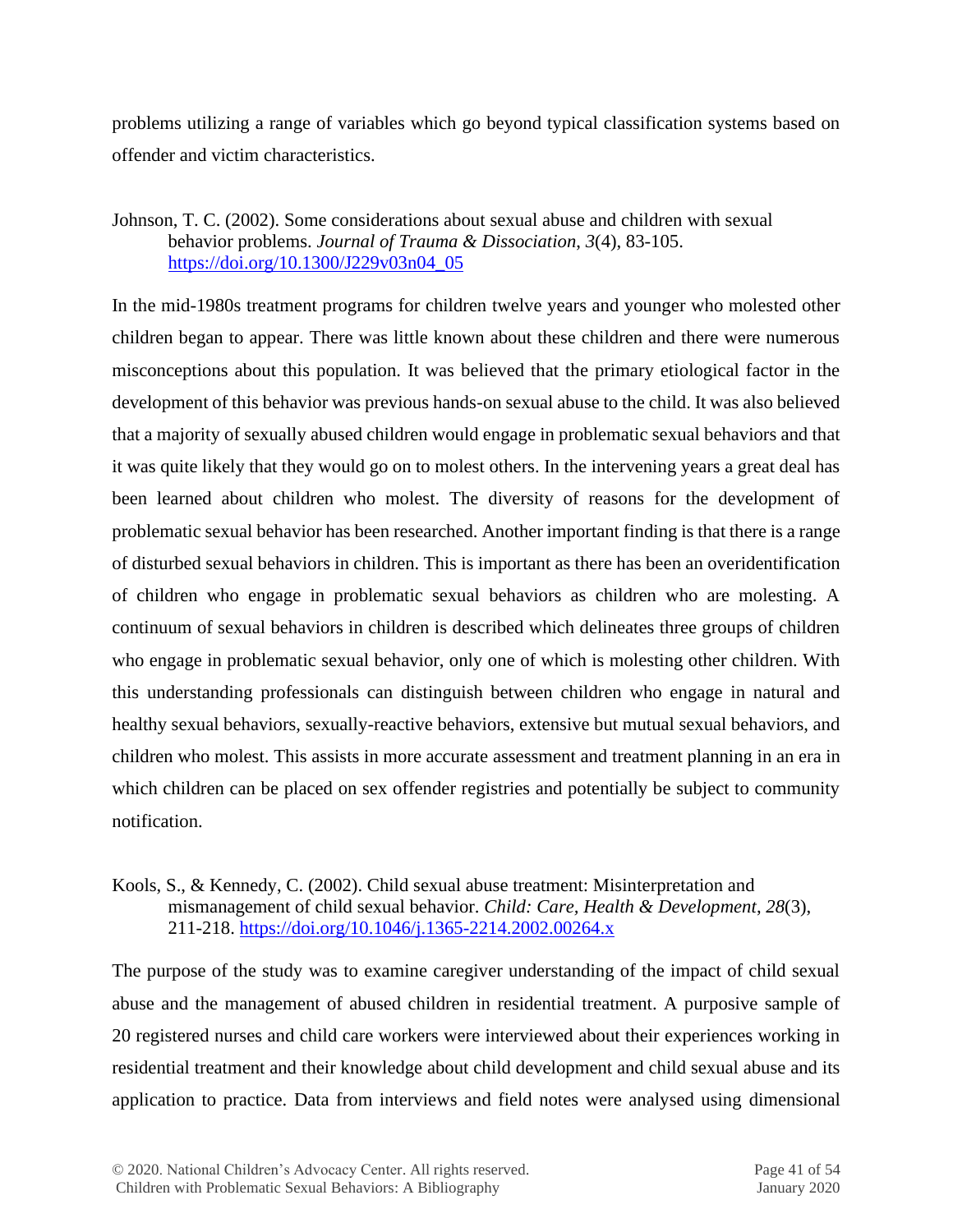problems utilizing a range of variables which go beyond typical classification systems based on offender and victim characteristics.

Johnson, T. C. (2002). Some considerations about sexual abuse and children with sexual behavior problems. *Journal of Trauma & Dissociation*, *3*(4), 83-105. https://doi.org/10.1300/J229v03n04_05

In the mid-1980s treatment programs for children twelve years and younger who molested other children began to appear. There was little known about these children and there were numerous misconceptions about this population. It was believed that the primary etiological factor in the development of this behavior was previous hands-on sexual abuse to the child. It was also believed that a majority of sexually abused children would engage in problematic sexual behaviors and that it was quite likely that they would go on to molest others. In the intervening years a great deal has been learned about children who molest. The diversity of reasons for the development of problematic sexual behavior has been researched. Another important finding is that there is a range of disturbed sexual behaviors in children. This is important as there has been an overidentification of children who engage in problematic sexual behaviors as children who are molesting. A continuum of sexual behaviors in children is described which delineates three groups of children who engage in problematic sexual behavior, only one of which is molesting other children. With this understanding professionals can distinguish between children who engage in natural and healthy sexual behaviors, sexually-reactive behaviors, extensive but mutual sexual behaviors, and children who molest. This assists in more accurate assessment and treatment planning in an era in which children can be placed on sex offender registries and potentially be subject to community notification.

Kools, S., & Kennedy, C. (2002). Child sexual abuse treatment: Misinterpretation and mismanagement of child sexual behavior. *Child: Care, Health & Development*, *28*(3), 211-218. https://doi.org/10.1046/j.1365-2214.2002.00264.x

The purpose of the study was to examine caregiver understanding of the impact of child sexual abuse and the management of abused children in residential treatment. A purposive sample of 20 registered nurses and child care workers were interviewed about their experiences working in residential treatment and their knowledge about child development and child sexual abuse and its application to practice. Data from interviews and field notes were analysed using dimensional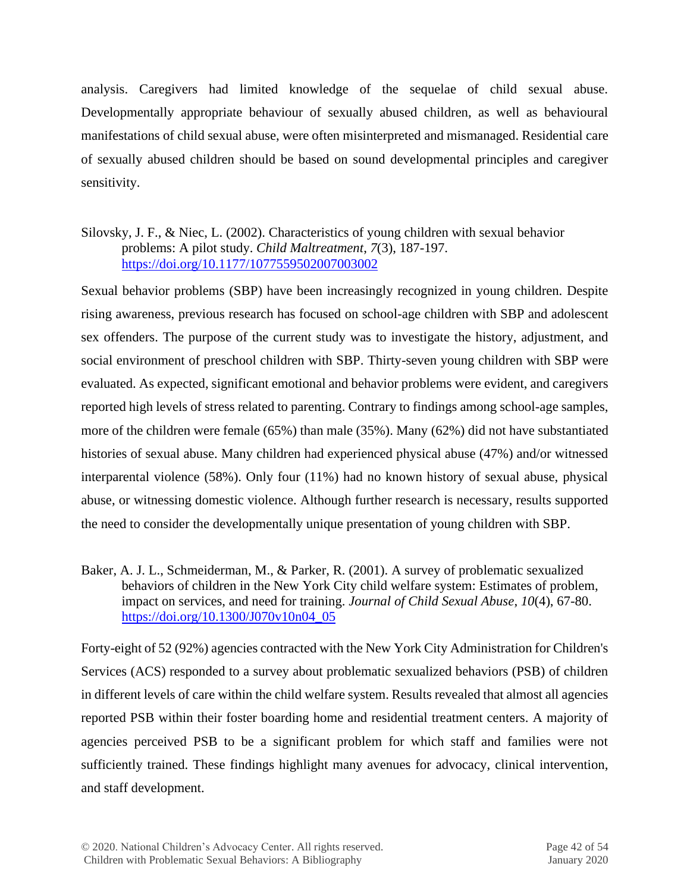analysis. Caregivers had limited knowledge of the sequelae of child sexual abuse. Developmentally appropriate behaviour of sexually abused children, as well as behavioural manifestations of child sexual abuse, were often misinterpreted and mismanaged. Residential care of sexually abused children should be based on sound developmental principles and caregiver sensitivity.

Silovsky, J. F., & Niec, L. (2002). Characteristics of young children with sexual behavior problems: A pilot study. *Child Maltreatment*, *7*(3), 187-197. https://doi.org/10.1177/1077559502007003002

Sexual behavior problems (SBP) have been increasingly recognized in young children. Despite rising awareness, previous research has focused on school-age children with SBP and adolescent sex offenders. The purpose of the current study was to investigate the history, adjustment, and social environment of preschool children with SBP. Thirty-seven young children with SBP were evaluated. As expected, significant emotional and behavior problems were evident, and caregivers reported high levels of stress related to parenting. Contrary to findings among school-age samples, more of the children were female (65%) than male (35%). Many (62%) did not have substantiated histories of sexual abuse. Many children had experienced physical abuse (47%) and/or witnessed interparental violence (58%). Only four (11%) had no known history of sexual abuse, physical abuse, or witnessing domestic violence. Although further research is necessary, results supported the need to consider the developmentally unique presentation of young children with SBP.

Baker, A. J. L., Schmeiderman, M., & Parker, R. (2001). A survey of problematic sexualized behaviors of children in the New York City child welfare system: Estimates of problem, impact on services, and need for training. *Journal of Child Sexual Abuse*, *10*(4), 67-80. https://doi.org/10.1300/J070v10n04_05

Forty-eight of 52 (92%) agencies contracted with the New York City Administration for Children's Services (ACS) responded to a survey about problematic sexualized behaviors (PSB) of children in different levels of care within the child welfare system. Results revealed that almost all agencies reported PSB within their foster boarding home and residential treatment centers. A majority of agencies perceived PSB to be a significant problem for which staff and families were not sufficiently trained. These findings highlight many avenues for advocacy, clinical intervention, and staff development.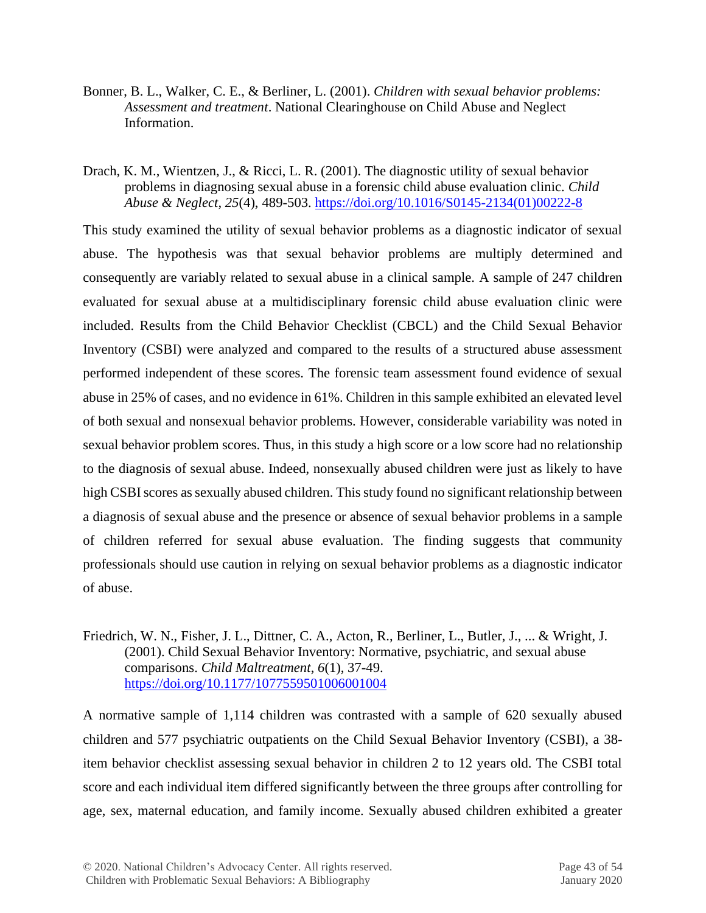Bonner, B. L., Walker, C. E., & Berliner, L. (2001). *Children with sexual behavior problems: Assessment and treatment*. National Clearinghouse on Child Abuse and Neglect Information.

Drach, K. M., Wientzen, J., & Ricci, L. R. (2001). The diagnostic utility of sexual behavior problems in diagnosing sexual abuse in a forensic child abuse evaluation clinic. *Child Abuse & Neglect*, *25*(4), 489-503. https://doi.org/10.1016/S0145-2134(01)00222-8

This study examined the utility of sexual behavior problems as a diagnostic indicator of sexual abuse. The hypothesis was that sexual behavior problems are multiply determined and consequently are variably related to sexual abuse in a clinical sample. A sample of 247 children evaluated for sexual abuse at a multidisciplinary forensic child abuse evaluation clinic were included. Results from the Child Behavior Checklist (CBCL) and the Child Sexual Behavior Inventory (CSBI) were analyzed and compared to the results of a structured abuse assessment performed independent of these scores. The forensic team assessment found evidence of sexual abuse in 25% of cases, and no evidence in 61%. Children in this sample exhibited an elevated level of both sexual and nonsexual behavior problems. However, considerable variability was noted in sexual behavior problem scores. Thus, in this study a high score or a low score had no relationship to the diagnosis of sexual abuse. Indeed, nonsexually abused children were just as likely to have high CSBI scores as sexually abused children. This study found no significant relationship between a diagnosis of sexual abuse and the presence or absence of sexual behavior problems in a sample of children referred for sexual abuse evaluation. The finding suggests that community professionals should use caution in relying on sexual behavior problems as a diagnostic indicator of abuse.

Friedrich, W. N., Fisher, J. L., Dittner, C. A., Acton, R., Berliner, L., Butler, J., ... & Wright, J. (2001). Child Sexual Behavior Inventory: Normative, psychiatric, and sexual abuse comparisons. *Child Maltreatment*, *6*(1), 37-49. https://doi.org/10.1177/1077559501006001004

A normative sample of 1,114 children was contrasted with a sample of 620 sexually abused children and 577 psychiatric outpatients on the Child Sexual Behavior Inventory (CSBI), a 38-item behavior checklist assessing sexual behavior in children 2 to 12 years old. The CSBI total score and each individual item differed significantly between the three groups after controlling for age, sex, maternal education, and family income. Sexually abused children exhibited a greater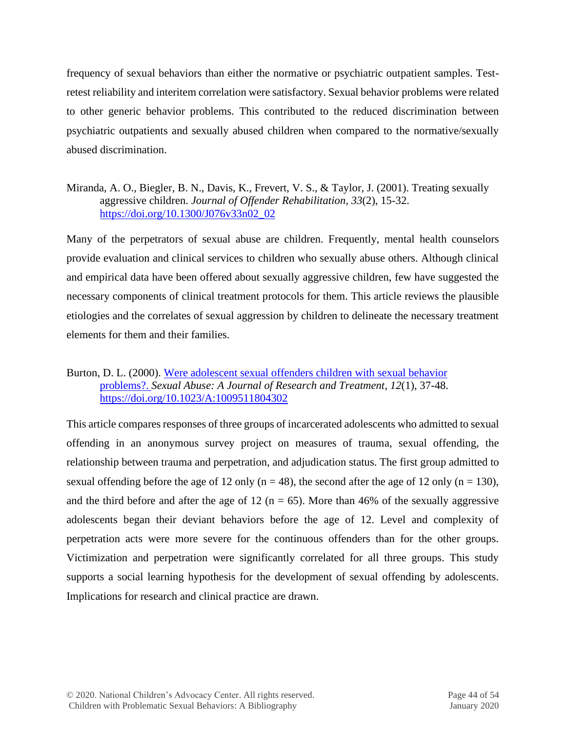frequency of sexual behaviors than either the normative or psychiatric outpatient samples. Test-retest reliability and interitem correlation were satisfactory. Sexual behavior problems were related to other generic behavior problems. This contributed to the reduced discrimination between psychiatric outpatients and sexually abused children when compared to the normative/sexually abused discrimination.

Miranda, A. O., Biegler, B. N., Davis, K., Frevert, V. S., & Taylor, J. (2001). Treating sexually aggressive children. *Journal of Offender Rehabilitation*, *33*(2), 15-32. [https://doi.org/10.1300/J076v33n02_02](https://doi.org/10.1300/J076v33n02_02)

Many of the perpetrators of sexual abuse are children. Frequently, mental health counselors provide evaluation and clinical services to children who sexually abuse others. Although clinical and empirical data have been offered about sexually aggressive children, few have suggested the necessary components of clinical treatment protocols for them. This article reviews the plausible etiologies and the correlates of sexual aggression by children to delineate the necessary treatment elements for them and their families.

Burton, D. L. (2000). Were adolescent sexual offenders children with sexual behavior problems?. *Sexual Abuse: A Journal of Research and Treatment*, *12*(1), 37-48. [https://doi.org/10.1023/A:1009511804302](https://doi.org/10.1023/A:1009511804302)

This article compares responses of three groups of incarcerated adolescents who admitted to sexual offending in an anonymous survey project on measures of trauma, sexual offending, the relationship between trauma and perpetration, and adjudication status. The first group admitted to sexual offending before the age of 12 only (n = 48), the second after the age of 12 only (n = 130), and the third before and after the age of 12 (n = 65). More than 46% of the sexually aggressive adolescents began their deviant behaviors before the age of 12. Level and complexity of perpetration acts were more severe for the continuous offenders than for the other groups. Victimization and perpetration were significantly correlated for all three groups. This study supports a social learning hypothesis for the development of sexual offending by adolescents. Implications for research and clinical practice are drawn.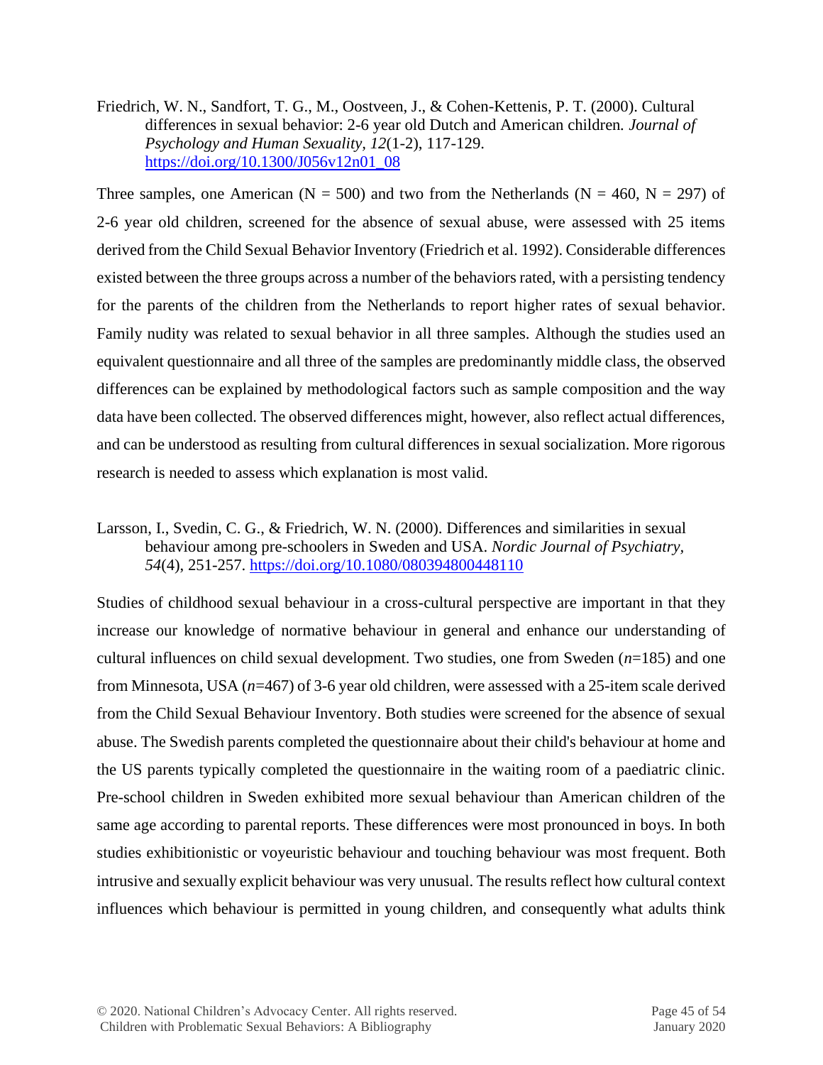Friedrich, W. N., Sandfort, T. G., M., Oostveen, J., & Cohen-Kettenis, P. T. (2000). Cultural differences in sexual behavior: 2-6 year old Dutch and American children. *Journal of Psychology and Human Sexuality, 12*(1-2), 117-129. https://doi.org/10.1300/J056v12n01_08

Three samples, one American (N = 500) and two from the Netherlands (N = 460, N = 297) of 2-6 year old children, screened for the absence of sexual abuse, were assessed with 25 items derived from the Child Sexual Behavior Inventory (Friedrich et al. 1992). Considerable differences existed between the three groups across a number of the behaviors rated, with a persisting tendency for the parents of the children from the Netherlands to report higher rates of sexual behavior. Family nudity was related to sexual behavior in all three samples. Although the studies used an equivalent questionnaire and all three of the samples are predominantly middle class, the observed differences can be explained by methodological factors such as sample composition and the way data have been collected. The observed differences might, however, also reflect actual differences, and can be understood as resulting from cultural differences in sexual socialization. More rigorous research is needed to assess which explanation is most valid.

Larsson, I., Svedin, C. G., & Friedrich, W. N. (2000). Differences and similarities in sexual behaviour among pre-schoolers in Sweden and USA. *Nordic Journal of Psychiatry, 54*(4), 251-257. https://doi.org/10.1080/080394800448110

Studies of childhood sexual behaviour in a cross-cultural perspective are important in that they increase our knowledge of normative behaviour in general and enhance our understanding of cultural influences on child sexual development. Two studies, one from Sweden (*n*=185) and one from Minnesota, USA (*n*=467) of 3-6 year old children, were assessed with a 25-item scale derived from the Child Sexual Behaviour Inventory. Both studies were screened for the absence of sexual abuse. The Swedish parents completed the questionnaire about their child's behaviour at home and the US parents typically completed the questionnaire in the waiting room of a paediatric clinic. Pre-school children in Sweden exhibited more sexual behaviour than American children of the same age according to parental reports. These differences were most pronounced in boys. In both studies exhibitionistic or voyeuristic behaviour and touching behaviour was most frequent. Both intrusive and sexually explicit behaviour was very unusual. The results reflect how cultural context influences which behaviour is permitted in young children, and consequently what adults think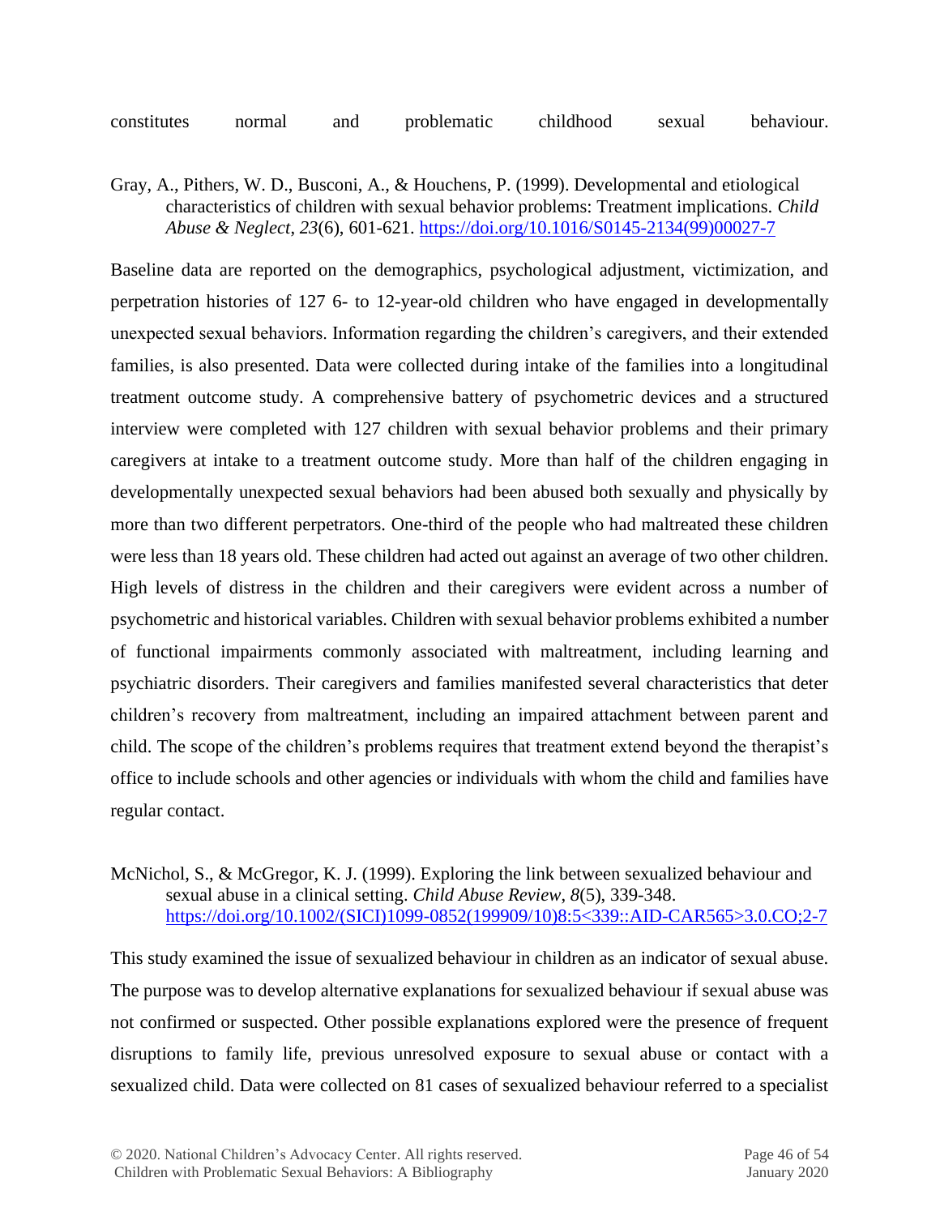constitutes normal and problematic childhood sexual behaviour.

Gray, A., Pithers, W. D., Busconi, A., & Houchens, P. (1999). Developmental and etiological characteristics of children with sexual behavior problems: Treatment implications. *Child Abuse & Neglect*, *23*(6), 601-621. https://doi.org/10.1016/S0145-2134(99)00027-7

Baseline data are reported on the demographics, psychological adjustment, victimization, and perpetration histories of 127 6- to 12-year-old children who have engaged in developmentally unexpected sexual behaviors. Information regarding the children's caregivers, and their extended families, is also presented. Data were collected during intake of the families into a longitudinal treatment outcome study. A comprehensive battery of psychometric devices and a structured interview were completed with 127 children with sexual behavior problems and their primary caregivers at intake to a treatment outcome study. More than half of the children engaging in developmentally unexpected sexual behaviors had been abused both sexually and physically by more than two different perpetrators. One-third of the people who had maltreated these children were less than 18 years old. These children had acted out against an average of two other children. High levels of distress in the children and their caregivers were evident across a number of psychometric and historical variables. Children with sexual behavior problems exhibited a number of functional impairments commonly associated with maltreatment, including learning and psychiatric disorders. Their caregivers and families manifested several characteristics that deter children's recovery from maltreatment, including an impaired attachment between parent and child. The scope of the children's problems requires that treatment extend beyond the therapist's office to include schools and other agencies or individuals with whom the child and families have regular contact.

McNichol, S., & McGregor, K. J. (1999). Exploring the link between sexualized behaviour and sexual abuse in a clinical setting. *Child Abuse Review*, *8*(5), 339-348. https://doi.org/10.1002/(SICI)1099-0852(199909/10)8:5<339::AID-CAR565>3.0.CO;2-7

This study examined the issue of sexualized behaviour in children as an indicator of sexual abuse. The purpose was to develop alternative explanations for sexualized behaviour if sexual abuse was not confirmed or suspected. Other possible explanations explored were the presence of frequent disruptions to family life, previous unresolved exposure to sexual abuse or contact with a sexualized child. Data were collected on 81 cases of sexualized behaviour referred to a specialist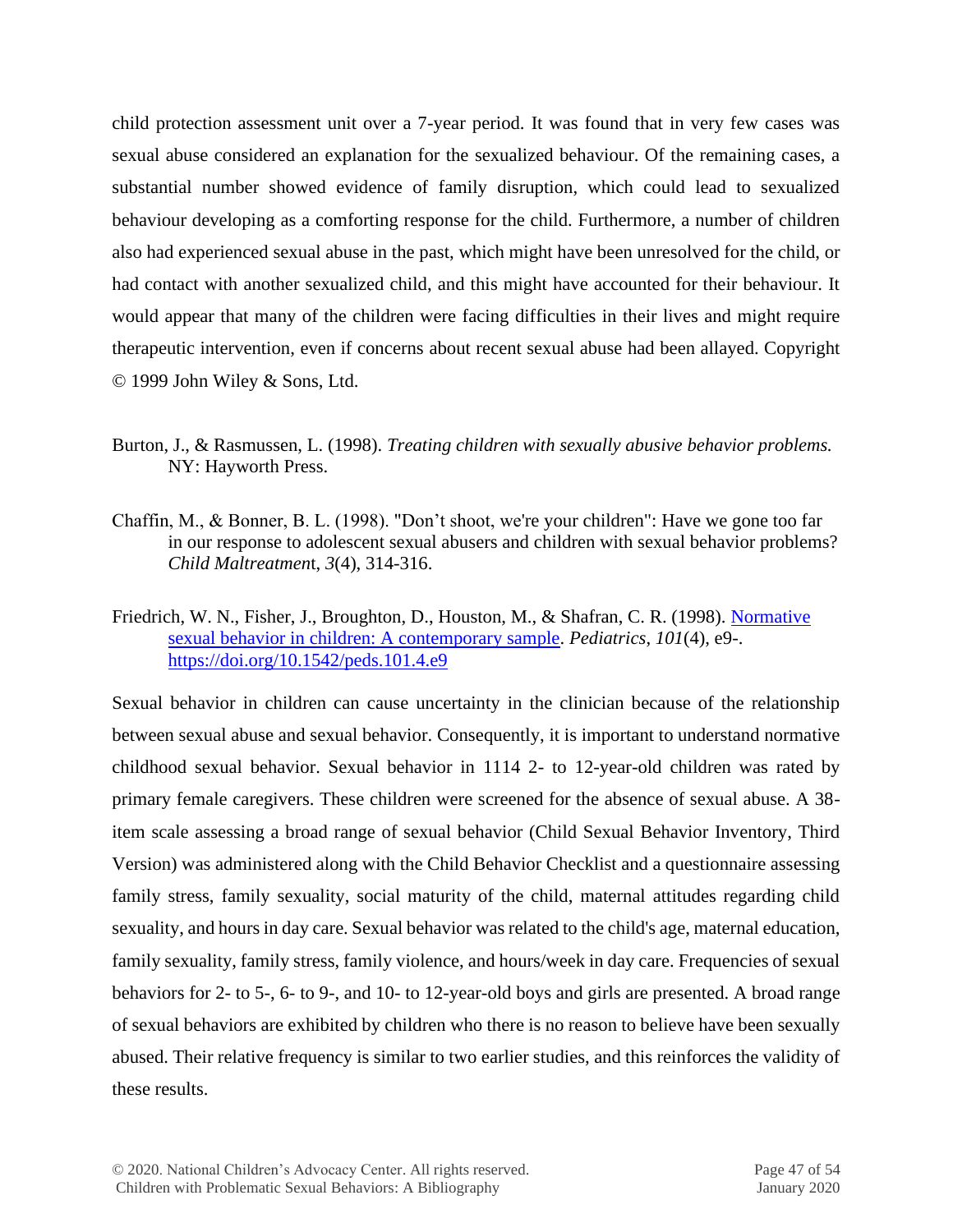child protection assessment unit over a 7-year period. It was found that in very few cases was sexual abuse considered an explanation for the sexualized behaviour. Of the remaining cases, a substantial number showed evidence of family disruption, which could lead to sexualized behaviour developing as a comforting response for the child. Furthermore, a number of children also had experienced sexual abuse in the past, which might have been unresolved for the child, or had contact with another sexualized child, and this might have accounted for their behaviour. It would appear that many of the children were facing difficulties in their lives and might require therapeutic intervention, even if concerns about recent sexual abuse had been allayed. Copyright © 1999 John Wiley & Sons, Ltd.

Burton, J., & Rasmussen, L. (1998). *Treating children with sexually abusive behavior problems.* NY: Hayworth Press.

Chaffin, M., & Bonner, B. L. (1998). "Don't shoot, we're your children": Have we gone too far in our response to adolescent sexual abusers and children with sexual behavior problems? *Child Maltreatment*, *3*(4), 314-316.

Friedrich, W. N., Fisher, J., Broughton, D., Houston, M., & Shafran, C. R. (1998). [Normative sexual behavior in children: A contemporary sample](https://doi.org/10.1542/peds.101.4.e9). *Pediatrics*, *101*(4), e9-. https://doi.org/10.1542/peds.101.4.e9

Sexual behavior in children can cause uncertainty in the clinician because of the relationship between sexual abuse and sexual behavior. Consequently, it is important to understand normative childhood sexual behavior. Sexual behavior in 1114 2- to 12-year-old children was rated by primary female caregivers. These children were screened for the absence of sexual abuse. A 38-item scale assessing a broad range of sexual behavior (Child Sexual Behavior Inventory, Third Version) was administered along with the Child Behavior Checklist and a questionnaire assessing family stress, family sexuality, social maturity of the child, maternal attitudes regarding child sexuality, and hours in day care. Sexual behavior was related to the child's age, maternal education, family sexuality, family stress, family violence, and hours/week in day care. Frequencies of sexual behaviors for 2- to 5-, 6- to 9-, and 10- to 12-year-old boys and girls are presented. A broad range of sexual behaviors are exhibited by children who there is no reason to believe have been sexually abused. Their relative frequency is similar to two earlier studies, and this reinforces the validity of these results.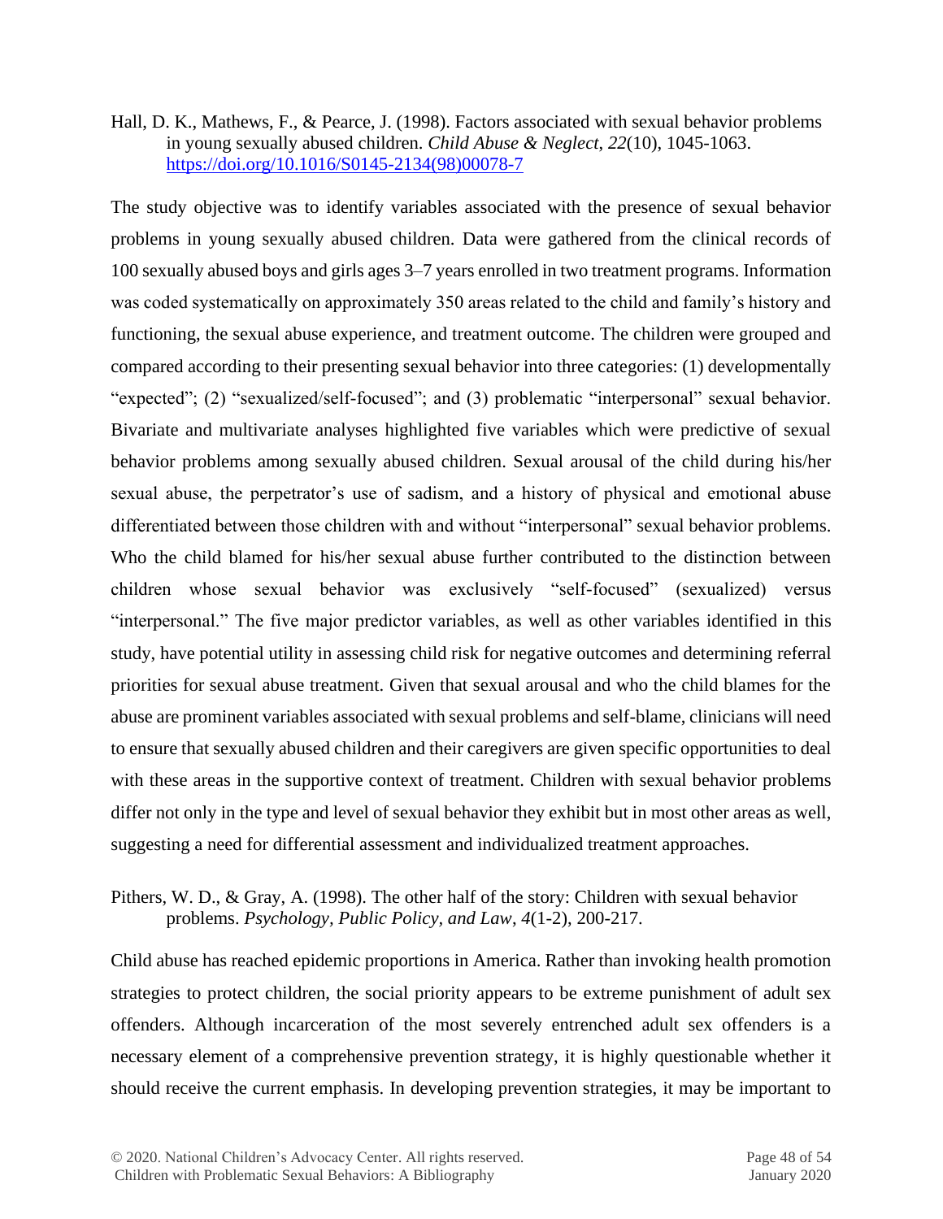Hall, D. K., Mathews, F., & Pearce, J. (1998). Factors associated with sexual behavior problems in young sexually abused children. *Child Abuse & Neglect*, *22*(10), 1045-1063. https://doi.org/10.1016/S0145-2134(98)00078-7

The study objective was to identify variables associated with the presence of sexual behavior problems in young sexually abused children. Data were gathered from the clinical records of 100 sexually abused boys and girls ages 3–7 years enrolled in two treatment programs. Information was coded systematically on approximately 350 areas related to the child and family's history and functioning, the sexual abuse experience, and treatment outcome. The children were grouped and compared according to their presenting sexual behavior into three categories: (1) developmentally "expected"; (2) "sexualized/self-focused"; and (3) problematic "interpersonal" sexual behavior. Bivariate and multivariate analyses highlighted five variables which were predictive of sexual behavior problems among sexually abused children. Sexual arousal of the child during his/her sexual abuse, the perpetrator's use of sadism, and a history of physical and emotional abuse differentiated between those children with and without "interpersonal" sexual behavior problems. Who the child blamed for his/her sexual abuse further contributed to the distinction between children whose sexual behavior was exclusively "self-focused" (sexualized) versus "interpersonal." The five major predictor variables, as well as other variables identified in this study, have potential utility in assessing child risk for negative outcomes and determining referral priorities for sexual abuse treatment. Given that sexual arousal and who the child blames for the abuse are prominent variables associated with sexual problems and self-blame, clinicians will need to ensure that sexually abused children and their caregivers are given specific opportunities to deal with these areas in the supportive context of treatment. Children with sexual behavior problems differ not only in the type and level of sexual behavior they exhibit but in most other areas as well, suggesting a need for differential assessment and individualized treatment approaches.

Pithers, W. D., & Gray, A. (1998). The other half of the story: Children with sexual behavior problems. *Psychology, Public Policy, and Law*, *4*(1-2), 200-217.

Child abuse has reached epidemic proportions in America. Rather than invoking health promotion strategies to protect children, the social priority appears to be extreme punishment of adult sex offenders. Although incarceration of the most severely entrenched adult sex offenders is a necessary element of a comprehensive prevention strategy, it is highly questionable whether it should receive the current emphasis. In developing prevention strategies, it may be important to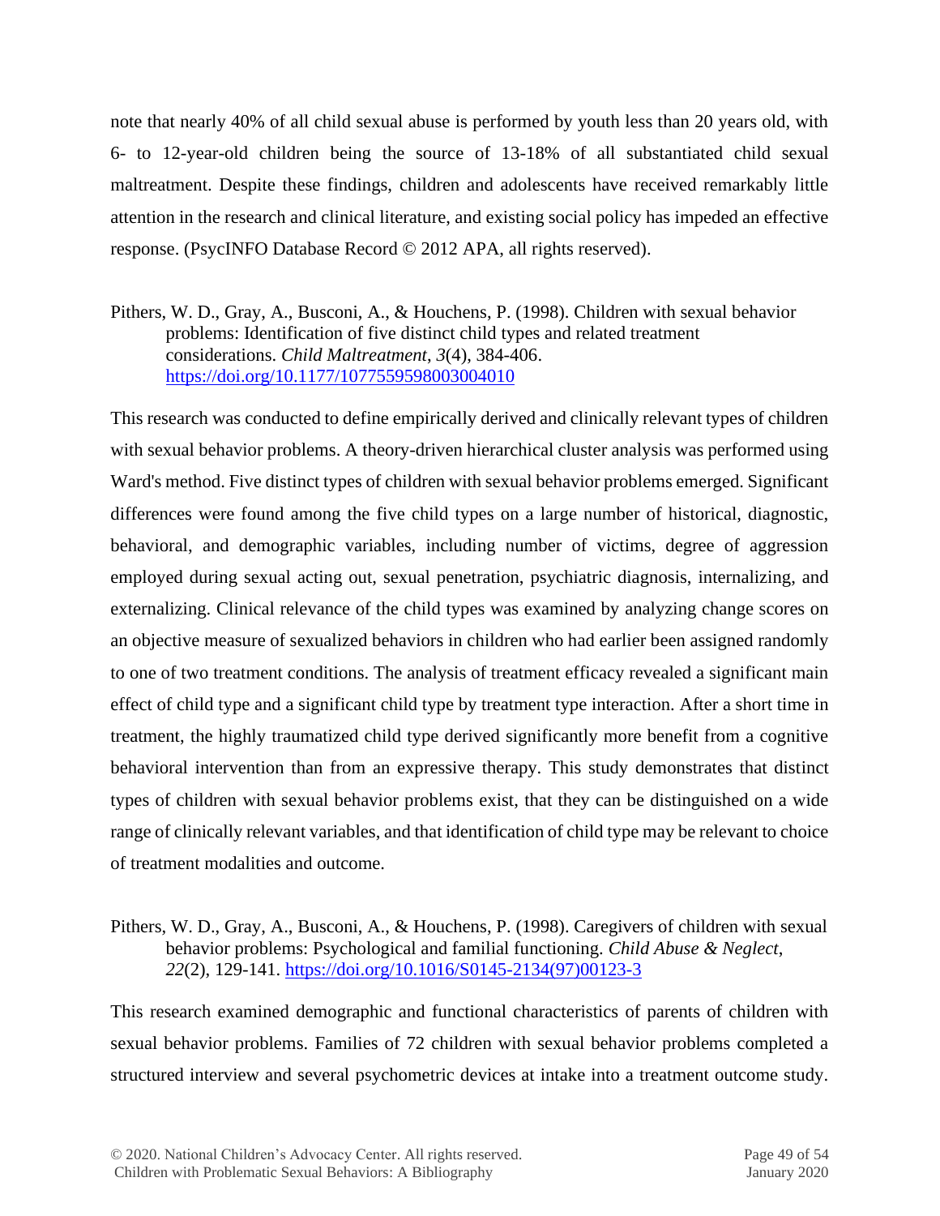note that nearly 40% of all child sexual abuse is performed by youth less than 20 years old, with 6- to 12-year-old children being the source of 13-18% of all substantiated child sexual maltreatment. Despite these findings, children and adolescents have received remarkably little attention in the research and clinical literature, and existing social policy has impeded an effective response. (PsycINFO Database Record © 2012 APA, all rights reserved).

Pithers, W. D., Gray, A., Busconi, A., & Houchens, P. (1998). Children with sexual behavior problems: Identification of five distinct child types and related treatment considerations. *Child Maltreatment*, *3*(4), 384-406. https://doi.org/10.1177/1077559598003004010

This research was conducted to define empirically derived and clinically relevant types of children with sexual behavior problems. A theory-driven hierarchical cluster analysis was performed using Ward's method. Five distinct types of children with sexual behavior problems emerged. Significant differences were found among the five child types on a large number of historical, diagnostic, behavioral, and demographic variables, including number of victims, degree of aggression employed during sexual acting out, sexual penetration, psychiatric diagnosis, internalizing, and externalizing. Clinical relevance of the child types was examined by analyzing change scores on an objective measure of sexualized behaviors in children who had earlier been assigned randomly to one of two treatment conditions. The analysis of treatment efficacy revealed a significant main effect of child type and a significant child type by treatment type interaction. After a short time in treatment, the highly traumatized child type derived significantly more benefit from a cognitive behavioral intervention than from an expressive therapy. This study demonstrates that distinct types of children with sexual behavior problems exist, that they can be distinguished on a wide range of clinically relevant variables, and that identification of child type may be relevant to choice of treatment modalities and outcome.

Pithers, W. D., Gray, A., Busconi, A., & Houchens, P. (1998). Caregivers of children with sexual behavior problems: Psychological and familial functioning. *Child Abuse & Neglect*, *22*(2), 129-141. https://doi.org/10.1016/S0145-2134(97)00123-3

This research examined demographic and functional characteristics of parents of children with sexual behavior problems. Families of 72 children with sexual behavior problems completed a structured interview and several psychometric devices at intake into a treatment outcome study.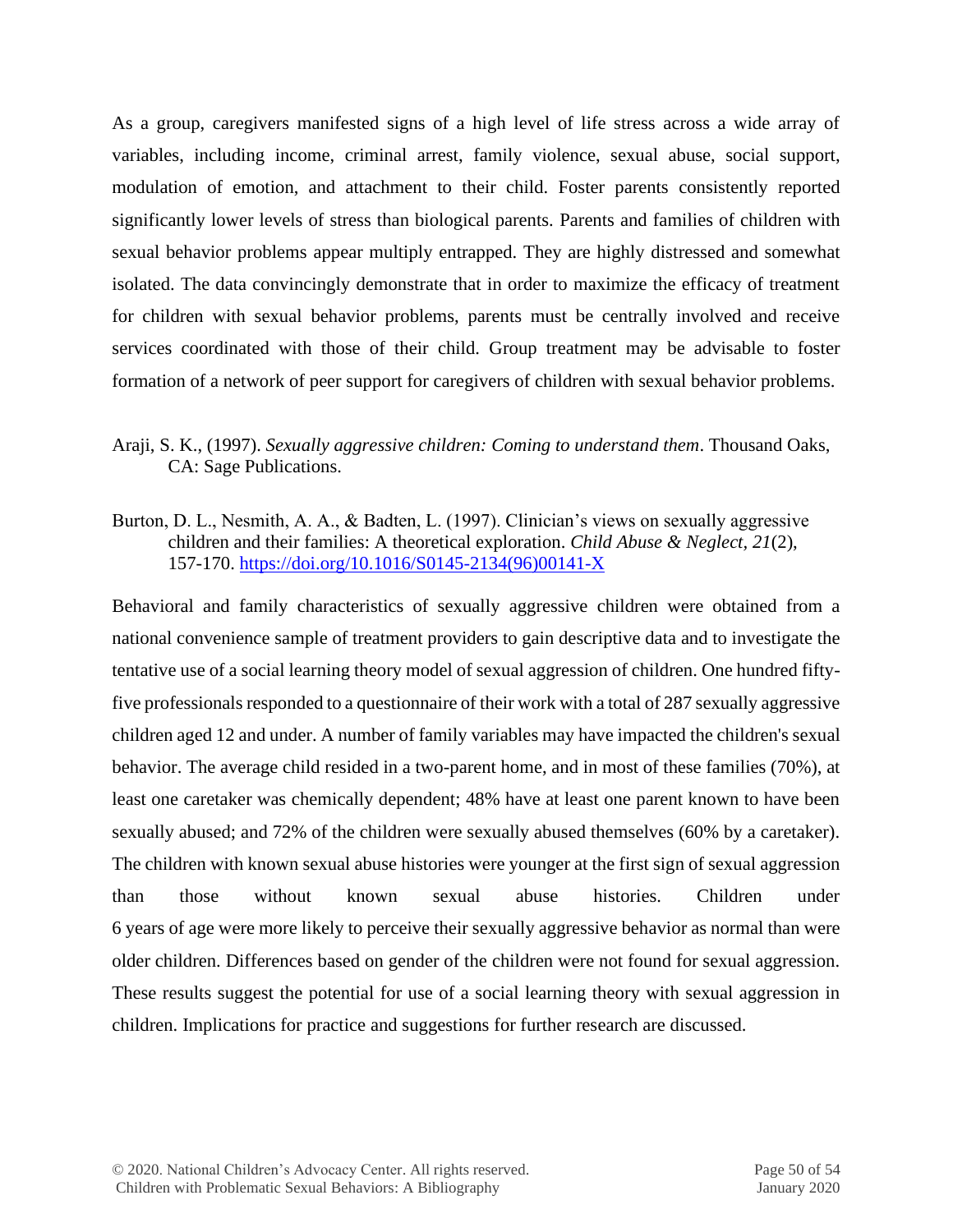As a group, caregivers manifested signs of a high level of life stress across a wide array of variables, including income, criminal arrest, family violence, sexual abuse, social support, modulation of emotion, and attachment to their child. Foster parents consistently reported significantly lower levels of stress than biological parents. Parents and families of children with sexual behavior problems appear multiply entrapped. They are highly distressed and somewhat isolated. The data convincingly demonstrate that in order to maximize the efficacy of treatment for children with sexual behavior problems, parents must be centrally involved and receive services coordinated with those of their child. Group treatment may be advisable to foster formation of a network of peer support for caregivers of children with sexual behavior problems.

Araji, S. K., (1997). *Sexually aggressive children: Coming to understand them*. Thousand Oaks, CA: Sage Publications.

Burton, D. L., Nesmith, A. A., & Badten, L. (1997). Clinician's views on sexually aggressive children and their families: A theoretical exploration. *Child Abuse & Neglect, 21*(2), 157-170. https://doi.org/10.1016/S0145-2134(96)00141-X

Behavioral and family characteristics of sexually aggressive children were obtained from a national convenience sample of treatment providers to gain descriptive data and to investigate the tentative use of a social learning theory model of sexual aggression of children. One hundred fifty-five professionals responded to a questionnaire of their work with a total of 287 sexually aggressive children aged 12 and under. A number of family variables may have impacted the children's sexual behavior. The average child resided in a two-parent home, and in most of these families (70%), at least one caretaker was chemically dependent; 48% have at least one parent known to have been sexually abused; and 72% of the children were sexually abused themselves (60% by a caretaker). The children with known sexual abuse histories were younger at the first sign of sexual aggression than those without known sexual abuse histories. Children under 6 years of age were more likely to perceive their sexually aggressive behavior as normal than were older children. Differences based on gender of the children were not found for sexual aggression. These results suggest the potential for use of a social learning theory with sexual aggression in children. Implications for practice and suggestions for further research are discussed.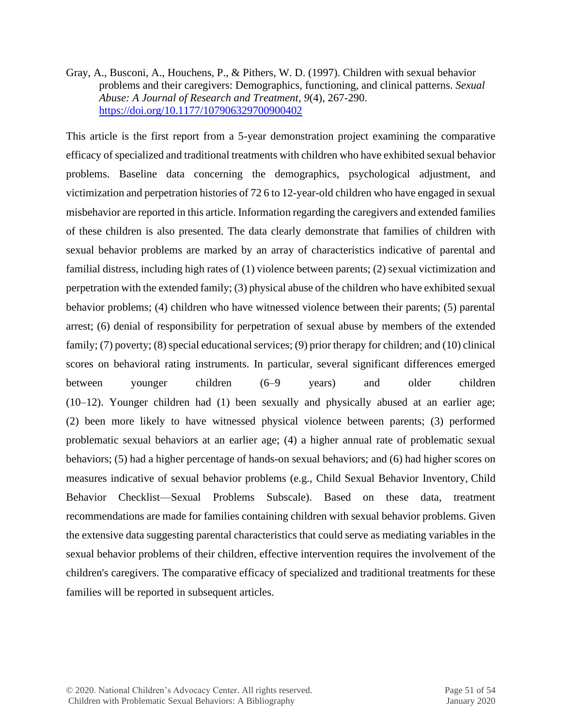Gray, A., Busconi, A., Houchens, P., & Pithers, W. D. (1997). Children with sexual behavior problems and their caregivers: Demographics, functioning, and clinical patterns. *Sexual Abuse: A Journal of Research and Treatment*, *9*(4), 267-290. https://doi.org/10.1177/107906329700900402

This article is the first report from a 5-year demonstration project examining the comparative efficacy of specialized and traditional treatments with children who have exhibited sexual behavior problems. Baseline data concerning the demographics, psychological adjustment, and victimization and perpetration histories of 72 6 to 12-year-old children who have engaged in sexual misbehavior are reported in this article. Information regarding the caregivers and extended families of these children is also presented. The data clearly demonstrate that families of children with sexual behavior problems are marked by an array of characteristics indicative of parental and familial distress, including high rates of (1) violence between parents; (2) sexual victimization and perpetration with the extended family; (3) physical abuse of the children who have exhibited sexual behavior problems; (4) children who have witnessed violence between their parents; (5) parental arrest; (6) denial of responsibility for perpetration of sexual abuse by members of the extended family; (7) poverty; (8) special educational services; (9) prior therapy for children; and (10) clinical scores on behavioral rating instruments. In particular, several significant differences emerged between younger children (6–9 years) and older children (10–12). Younger children had (1) been sexually and physically abused at an earlier age; (2) been more likely to have witnessed physical violence between parents; (3) performed problematic sexual behaviors at an earlier age; (4) a higher annual rate of problematic sexual behaviors; (5) had a higher percentage of hands-on sexual behaviors; and (6) had higher scores on measures indicative of sexual behavior problems (e.g., Child Sexual Behavior Inventory, Child Behavior Checklist—Sexual Problems Subscale). Based on these data, treatment recommendations are made for families containing children with sexual behavior problems. Given the extensive data suggesting parental characteristics that could serve as mediating variables in the sexual behavior problems of their children, effective intervention requires the involvement of the children's caregivers. The comparative efficacy of specialized and traditional treatments for these families will be reported in subsequent articles.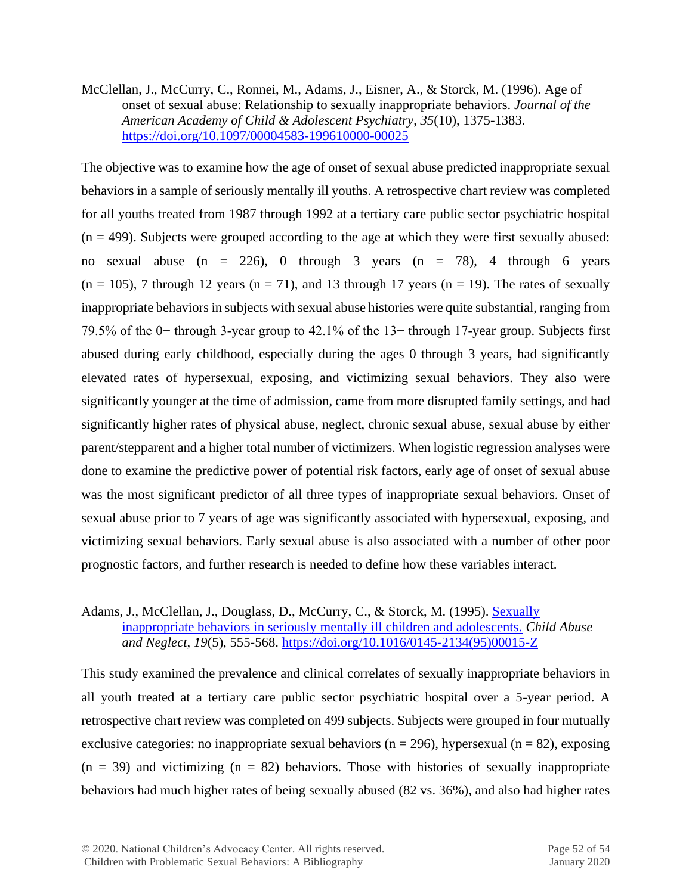McClellan, J., McCurry, C., Ronnei, M., Adams, J., Eisner, A., & Storck, M. (1996). Age of onset of sexual abuse: Relationship to sexually inappropriate behaviors. *Journal of the American Academy of Child & Adolescent Psychiatry*, *35*(10), 1375-1383. https://doi.org/10.1097/00004583-199610000-00025

The objective was to examine how the age of onset of sexual abuse predicted inappropriate sexual behaviors in a sample of seriously mentally ill youths. A retrospective chart review was completed for all youths treated from 1987 through 1992 at a tertiary care public sector psychiatric hospital (n = 499). Subjects were grouped according to the age at which they were first sexually abused: no sexual abuse (n = 226), 0 through 3 years (n = 78), 4 through 6 years (n = 105), 7 through 12 years (n = 71), and 13 through 17 years (n = 19). The rates of sexually inappropriate behaviors in subjects with sexual abuse histories were quite substantial, ranging from 79.5% of the 0− through 3-year group to 42.1% of the 13− through 17-year group. Subjects first abused during early childhood, especially during the ages 0 through 3 years, had significantly elevated rates of hypersexual, exposing, and victimizing sexual behaviors. They also were significantly younger at the time of admission, came from more disrupted family settings, and had significantly higher rates of physical abuse, neglect, chronic sexual abuse, sexual abuse by either parent/stepparent and a higher total number of victimizers. When logistic regression analyses were done to examine the predictive power of potential risk factors, early age of onset of sexual abuse was the most significant predictor of all three types of inappropriate sexual behaviors. Onset of sexual abuse prior to 7 years of age was significantly associated with hypersexual, exposing, and victimizing sexual behaviors. Early sexual abuse is also associated with a number of other poor prognostic factors, and further research is needed to define how these variables interact.

Adams, J., McClellan, J., Douglass, D., McCurry, C., & Storck, M. (1995). Sexually inappropriate behaviors in seriously mentally ill children and adolescents. *Child Abuse and Neglect*, *19*(5), 555-568. https://doi.org/10.1016/0145-2134(95)00015-Z

This study examined the prevalence and clinical correlates of sexually inappropriate behaviors in all youth treated at a tertiary care public sector psychiatric hospital over a 5-year period. A retrospective chart review was completed on 499 subjects. Subjects were grouped in four mutually exclusive categories: no inappropriate sexual behaviors (n = 296), hypersexual (n = 82), exposing (n = 39) and victimizing (n = 82) behaviors. Those with histories of sexually inappropriate behaviors had much higher rates of being sexually abused (82 vs. 36%), and also had higher rates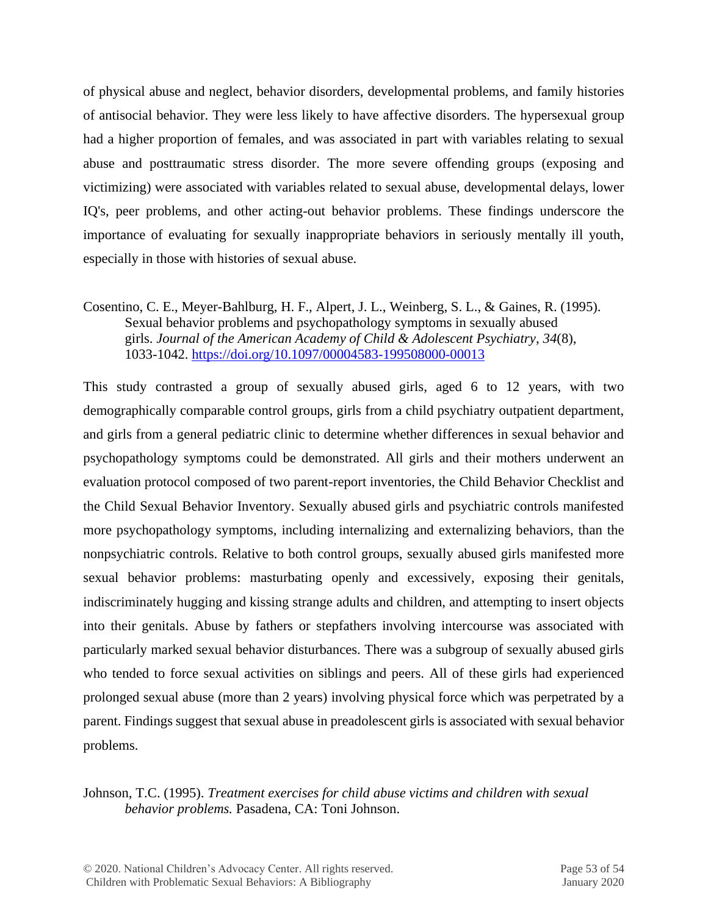of physical abuse and neglect, behavior disorders, developmental problems, and family histories of antisocial behavior. They were less likely to have affective disorders. The hypersexual group had a higher proportion of females, and was associated in part with variables relating to sexual abuse and posttraumatic stress disorder. The more severe offending groups (exposing and victimizing) were associated with variables related to sexual abuse, developmental delays, lower IQ's, peer problems, and other acting-out behavior problems. These findings underscore the importance of evaluating for sexually inappropriate behaviors in seriously mentally ill youth, especially in those with histories of sexual abuse.

Cosentino, C. E., Meyer-Bahlburg, H. F., Alpert, J. L., Weinberg, S. L., & Gaines, R. (1995). Sexual behavior problems and psychopathology symptoms in sexually abused girls. *Journal of the American Academy of Child & Adolescent Psychiatry*, *34*(8), 1033-1042. https://doi.org/10.1097/00004583-199508000-00013

This study contrasted a group of sexually abused girls, aged 6 to 12 years, with two demographically comparable control groups, girls from a child psychiatry outpatient department, and girls from a general pediatric clinic to determine whether differences in sexual behavior and psychopathology symptoms could be demonstrated. All girls and their mothers underwent an evaluation protocol composed of two parent-report inventories, the Child Behavior Checklist and the Child Sexual Behavior Inventory. Sexually abused girls and psychiatric controls manifested more psychopathology symptoms, including internalizing and externalizing behaviors, than the nonpsychiatric controls. Relative to both control groups, sexually abused girls manifested more sexual behavior problems: masturbating openly and excessively, exposing their genitals, indiscriminately hugging and kissing strange adults and children, and attempting to insert objects into their genitals. Abuse by fathers or stepfathers involving intercourse was associated with particularly marked sexual behavior disturbances. There was a subgroup of sexually abused girls who tended to force sexual activities on siblings and peers. All of these girls had experienced prolonged sexual abuse (more than 2 years) involving physical force which was perpetrated by a parent. Findings suggest that sexual abuse in preadolescent girls is associated with sexual behavior problems.

Johnson, T.C. (1995). *Treatment exercises for child abuse victims and children with sexual behavior problems.* Pasadena, CA: Toni Johnson.